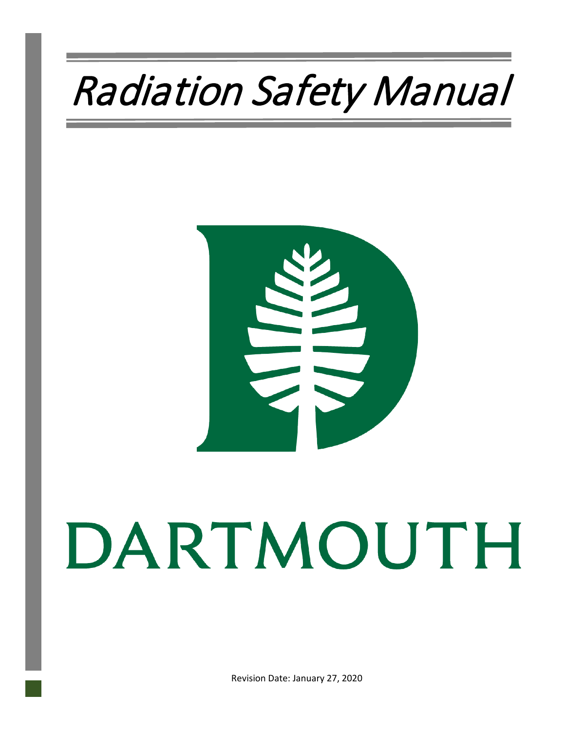# Radiation Safety Manual

DARTMOUTH

Revision Date: January 27, 2020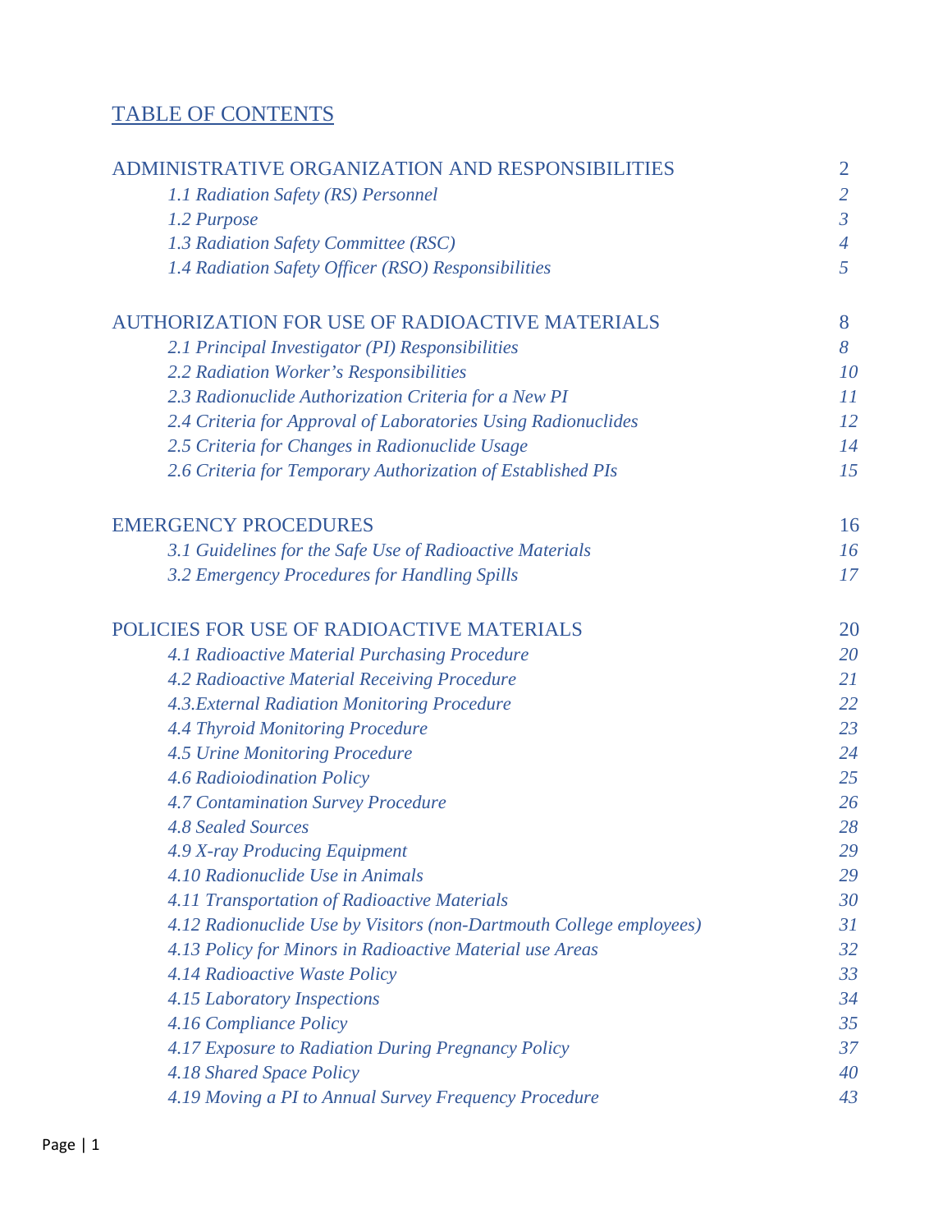# TABLE OF CONTENTS

| | |
|---|---|
| ADMINISTRATIVE ORGANIZATION AND RESPONSIBILITIES | 2 |
| *1.1 Radiation Safety (RS) Personnel* | *2* |
| *1.2 Purpose* | *3* |
| *1.3 Radiation Safety Committee (RSC)* | *4* |
| *1.4 Radiation Safety Officer (RSO) Responsibilities* | *5* |
| AUTHORIZATION FOR USE OF RADIOACTIVE MATERIALS | 8 |
| *2.1 Principal Investigator (PI) Responsibilities* | *8* |
| *2.2 Radiation Worker's Responsibilities* | *10* |
| *2.3 Radionuclide Authorization Criteria for a New PI* | *11* |
| *2.4 Criteria for Approval of Laboratories Using Radionuclides* | *12* |
| *2.5 Criteria for Changes in Radionuclide Usage* | *14* |
| *2.6 Criteria for Temporary Authorization of Established PIs* | *15* |
| EMERGENCY PROCEDURES | 16 |
| *3.1 Guidelines for the Safe Use of Radioactive Materials* | *16* |
| *3.2 Emergency Procedures for Handling Spills* | *17* |
| POLICIES FOR USE OF RADIOACTIVE MATERIALS | 20 |
| *4.1 Radioactive Material Purchasing Procedure* | *20* |
| *4.2 Radioactive Material Receiving Procedure* | *21* |
| *4.3.External Radiation Monitoring Procedure* | *22* |
| *4.4 Thyroid Monitoring Procedure* | *23* |
| *4.5 Urine Monitoring Procedure* | *24* |
| *4.6 Radioiodination Policy* | *25* |
| *4.7 Contamination Survey Procedure* | *26* |
| *4.8 Sealed Sources* | *28* |
| *4.9 X-ray Producing Equipment* | *29* |
| *4.10 Radionuclide Use in Animals* | *29* |
| *4.11 Transportation of Radioactive Materials* | *30* |
| *4.12 Radionuclide Use by Visitors (non-Dartmouth College employees)* | *31* |
| *4.13 Policy for Minors in Radioactive Material use Areas* | *32* |
| *4.14 Radioactive Waste Policy* | *33* |
| *4.15 Laboratory Inspections* | *34* |
| *4.16 Compliance Policy* | *35* |
| *4.17 Exposure to Radiation During Pregnancy Policy* | *37* |
| *4.18 Shared Space Policy* | *40* |
| *4.19 Moving a PI to Annual Survey Frequency Procedure* | *43* |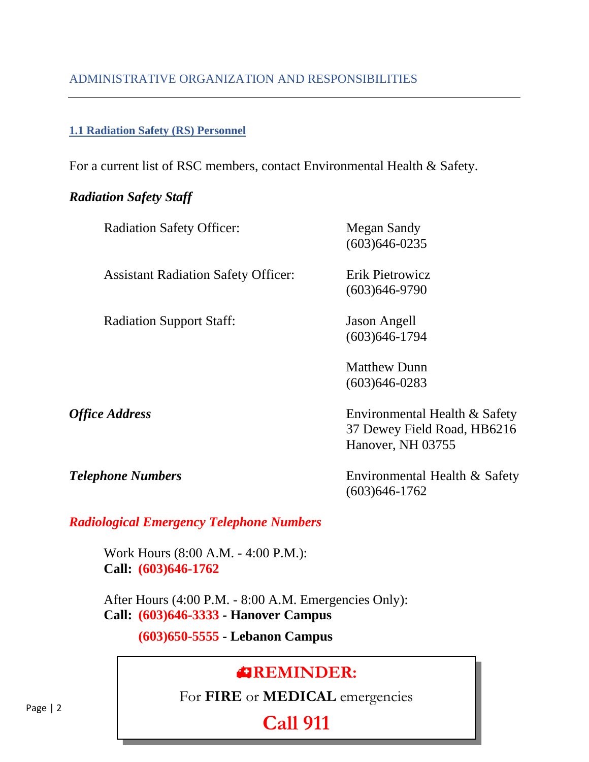# ADMINISTRATIVE ORGANIZATION AND RESPONSIBILITIES

## 1.1 Radiation Safety (RS) Personnel

For a current list of RSC members, contact Environmental Health & Safety.

***Radiation Safety Staff***

| | |
|---|---|
| Radiation Safety Officer: | Megan Sandy<br>(603)646-0235 |
| Assistant Radiation Safety Officer: | Erik Pietrowicz<br>(603)646-9790 |
| Radiation Support Staff: | Jason Angell<br>(603)646-1794 |
| | Matthew Dunn<br>(603)646-0283 |

***Office Address***

Environmental Health & Safety
37 Dewey Field Road, HB6216
Hanover, NH 03755

***Telephone Numbers***

Environmental Health & Safety
(603)646-1762

***Radiological Emergency Telephone Numbers***

Work Hours (8:00 A.M. - 4:00 P.M.):
**Call: (603)646-1762**

After Hours (4:00 P.M. - 8:00 A.M. Emergencies Only):
**Call: (603)646-3333 - Hanover Campus**

**(603)650-5555 - Lebanon Campus**

**REMINDER:**

For **FIRE** or **MEDICAL** emergencies

**Call 911**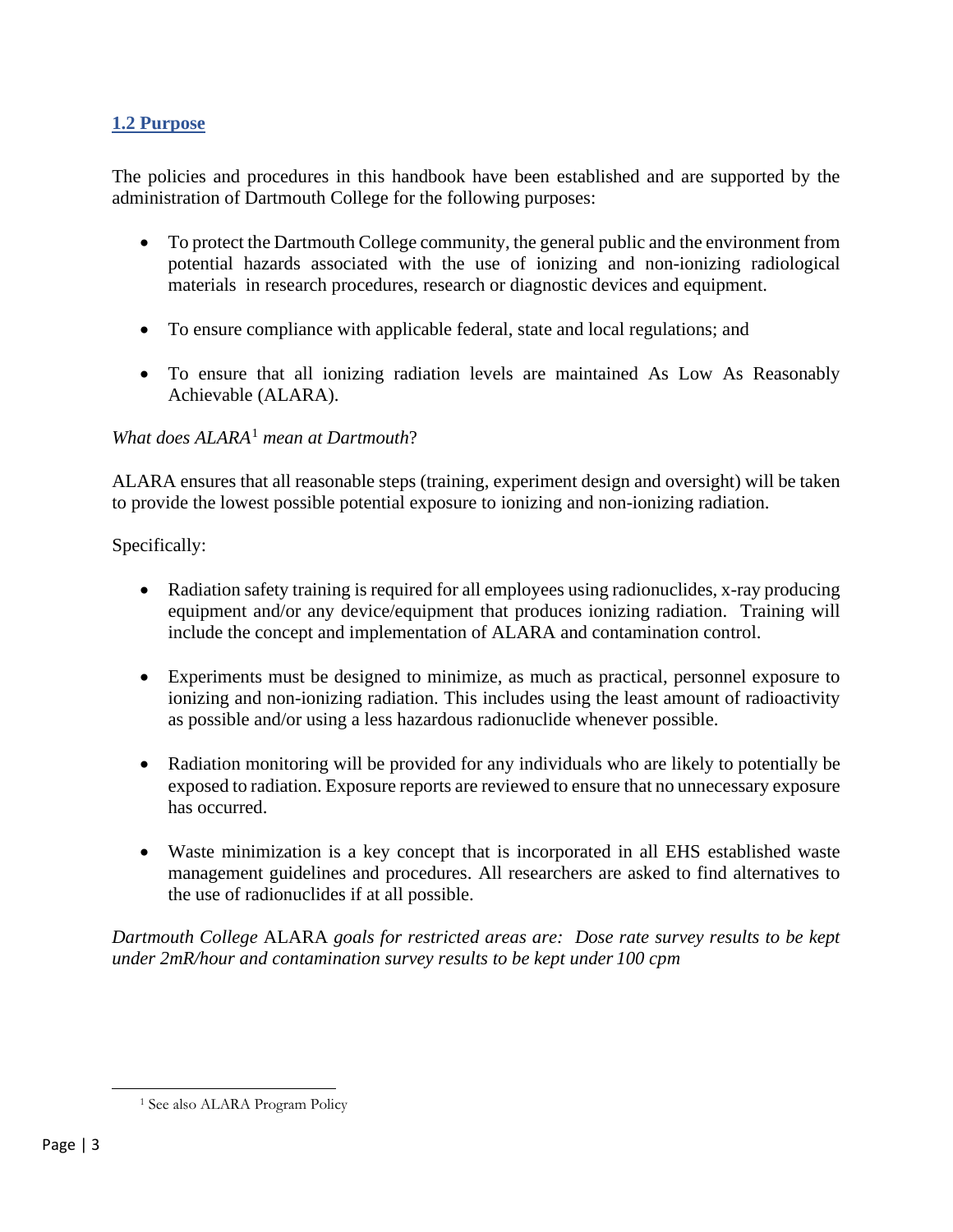## 1.2 Purpose

The policies and procedures in this handbook have been established and are supported by the administration of Dartmouth College for the following purposes:

- To protect the Dartmouth College community, the general public and the environment from potential hazards associated with the use of ionizing and non-ionizing radiological materials in research procedures, research or diagnostic devices and equipment.
- To ensure compliance with applicable federal, state and local regulations; and
- To ensure that all ionizing radiation levels are maintained As Low As Reasonably Achievable (ALARA).

*What does ALARA[1] mean at Dartmouth*?

ALARA ensures that all reasonable steps (training, experiment design and oversight) will be taken to provide the lowest possible potential exposure to ionizing and non-ionizing radiation.

Specifically:

- Radiation safety training is required for all employees using radionuclides, x-ray producing equipment and/or any device/equipment that produces ionizing radiation. Training will include the concept and implementation of ALARA and contamination control.
- Experiments must be designed to minimize, as much as practical, personnel exposure to ionizing and non-ionizing radiation. This includes using the least amount of radioactivity as possible and/or using a less hazardous radionuclide whenever possible.
- Radiation monitoring will be provided for any individuals who are likely to potentially be exposed to radiation. Exposure reports are reviewed to ensure that no unnecessary exposure has occurred.
- Waste minimization is a key concept that is incorporated in all EHS established waste management guidelines and procedures. All researchers are asked to find alternatives to the use of radionuclides if at all possible.

*Dartmouth College* ALARA *goals for restricted areas are: Dose rate survey results to be kept under 2mR/hour and contamination survey results to be kept under 100 cpm*

[1] See also ALARA Program Policy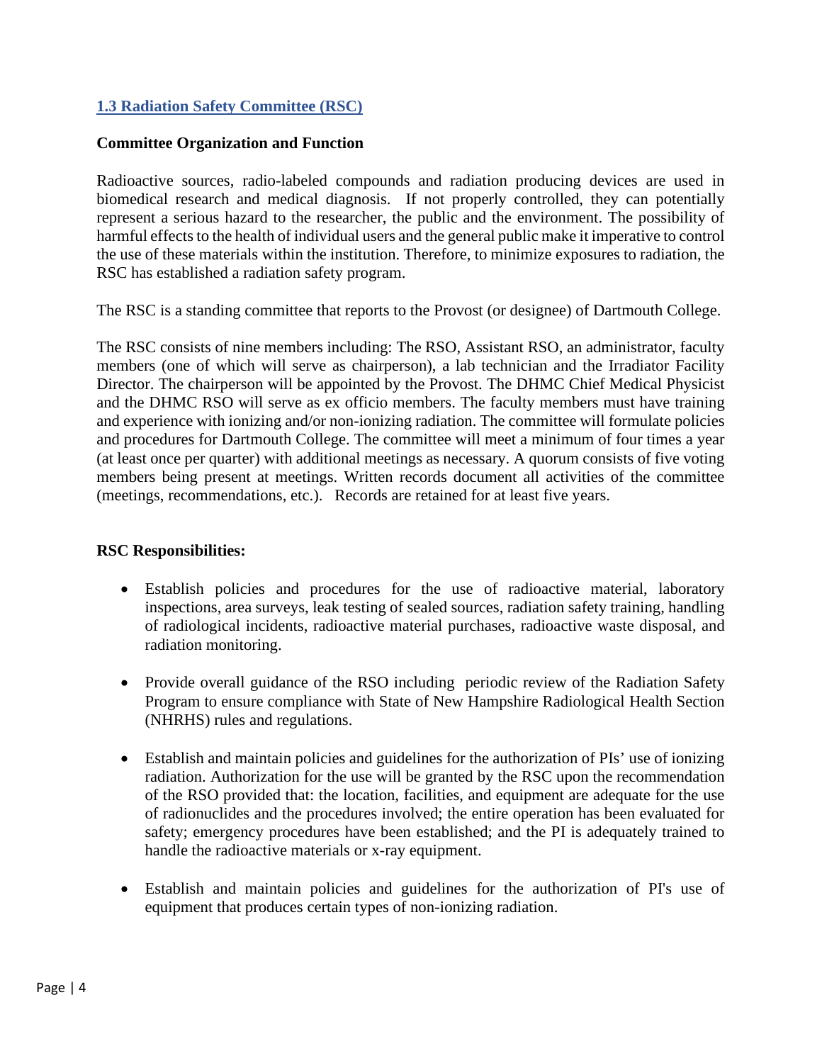## 1.3 Radiation Safety Committee (RSC)

### Committee Organization and Function

Radioactive sources, radio-labeled compounds and radiation producing devices are used in biomedical research and medical diagnosis. If not properly controlled, they can potentially represent a serious hazard to the researcher, the public and the environment. The possibility of harmful effects to the health of individual users and the general public make it imperative to control the use of these materials within the institution. Therefore, to minimize exposures to radiation, the RSC has established a radiation safety program.

The RSC is a standing committee that reports to the Provost (or designee) of Dartmouth College.

The RSC consists of nine members including: The RSO, Assistant RSO, an administrator, faculty members (one of which will serve as chairperson), a lab technician and the Irradiator Facility Director. The chairperson will be appointed by the Provost. The DHMC Chief Medical Physicist and the DHMC RSO will serve as ex officio members. The faculty members must have training and experience with ionizing and/or non-ionizing radiation. The committee will formulate policies and procedures for Dartmouth College. The committee will meet a minimum of four times a year (at least once per quarter) with additional meetings as necessary. A quorum consists of five voting members being present at meetings. Written records document all activities of the committee (meetings, recommendations, etc.). Records are retained for at least five years.

### RSC Responsibilities:

- Establish policies and procedures for the use of radioactive material, laboratory inspections, area surveys, leak testing of sealed sources, radiation safety training, handling of radiological incidents, radioactive material purchases, radioactive waste disposal, and radiation monitoring.

- Provide overall guidance of the RSO including periodic review of the Radiation Safety Program to ensure compliance with State of New Hampshire Radiological Health Section (NHRHS) rules and regulations.

- Establish and maintain policies and guidelines for the authorization of PIs' use of ionizing radiation. Authorization for the use will be granted by the RSC upon the recommendation of the RSO provided that: the location, facilities, and equipment are adequate for the use of radionuclides and the procedures involved; the entire operation has been evaluated for safety; emergency procedures have been established; and the PI is adequately trained to handle the radioactive materials or x-ray equipment.

- Establish and maintain policies and guidelines for the authorization of PI's use of equipment that produces certain types of non-ionizing radiation.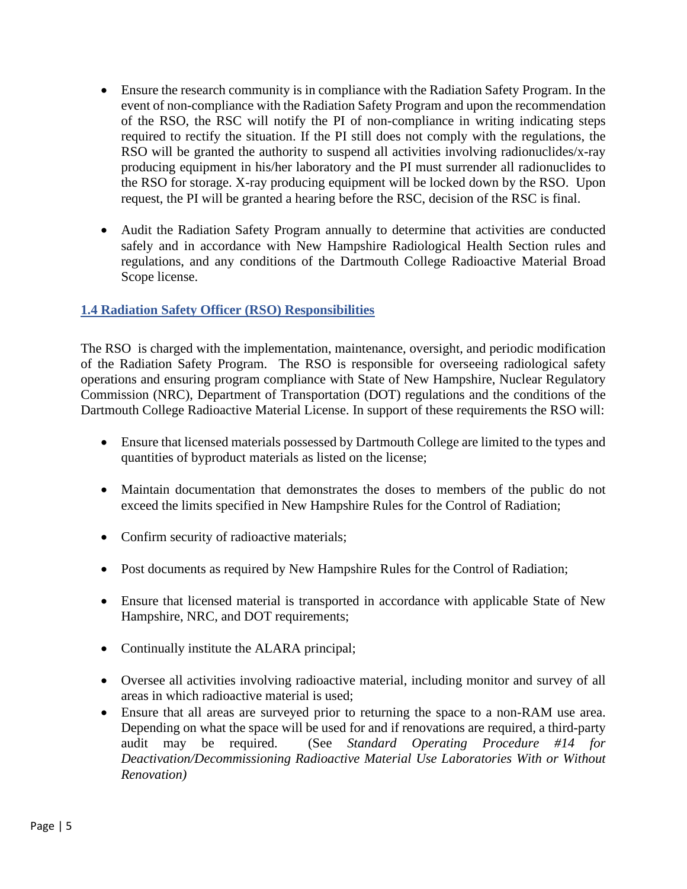- Ensure the research community is in compliance with the Radiation Safety Program. In the event of non-compliance with the Radiation Safety Program and upon the recommendation of the RSO, the RSC will notify the PI of non-compliance in writing indicating steps required to rectify the situation. If the PI still does not comply with the regulations, the RSO will be granted the authority to suspend all activities involving radionuclides/x-ray producing equipment in his/her laboratory and the PI must surrender all radionuclides to the RSO for storage. X-ray producing equipment will be locked down by the RSO. Upon request, the PI will be granted a hearing before the RSC, decision of the RSC is final.

- Audit the Radiation Safety Program annually to determine that activities are conducted safely and in accordance with New Hampshire Radiological Health Section rules and regulations, and any conditions of the Dartmouth College Radioactive Material Broad Scope license.

### 1.4 Radiation Safety Officer (RSO) Responsibilities

The RSO is charged with the implementation, maintenance, oversight, and periodic modification of the Radiation Safety Program. The RSO is responsible for overseeing radiological safety operations and ensuring program compliance with State of New Hampshire, Nuclear Regulatory Commission (NRC), Department of Transportation (DOT) regulations and the conditions of the Dartmouth College Radioactive Material License. In support of these requirements the RSO will:

- Ensure that licensed materials possessed by Dartmouth College are limited to the types and quantities of byproduct materials as listed on the license;

- Maintain documentation that demonstrates the doses to members of the public do not exceed the limits specified in New Hampshire Rules for the Control of Radiation;

- Confirm security of radioactive materials;

- Post documents as required by New Hampshire Rules for the Control of Radiation;

- Ensure that licensed material is transported in accordance with applicable State of New Hampshire, NRC, and DOT requirements;

- Continually institute the ALARA principal;

- Oversee all activities involving radioactive material, including monitor and survey of all areas in which radioactive material is used;
- Ensure that all areas are surveyed prior to returning the space to a non-RAM use area. Depending on what the space will be used for and if renovations are required, a third-party audit may be required. (See *Standard Operating Procedure #14 for Deactivation/Decommissioning Radioactive Material Use Laboratories With or Without Renovation)*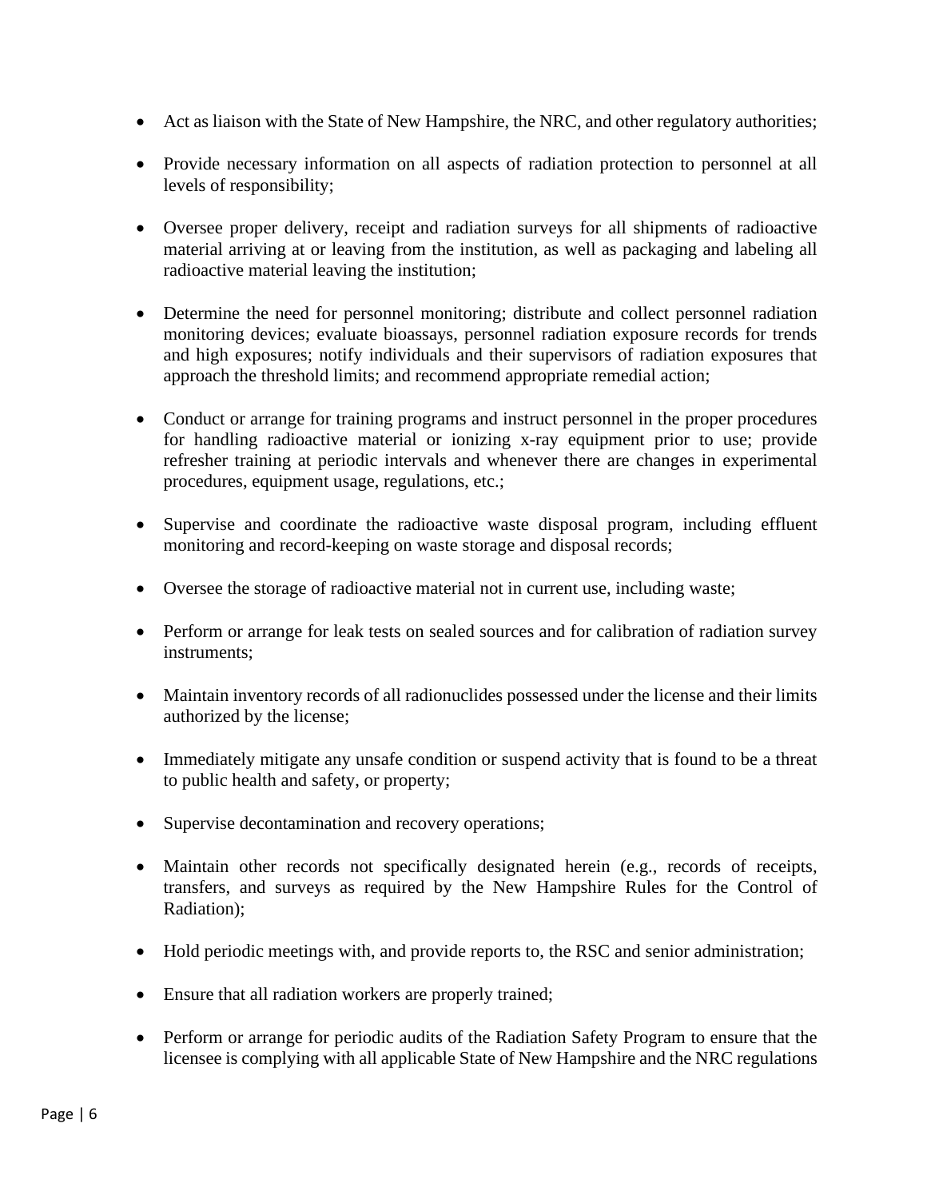- Act as liaison with the State of New Hampshire, the NRC, and other regulatory authorities;

- Provide necessary information on all aspects of radiation protection to personnel at all levels of responsibility;

- Oversee proper delivery, receipt and radiation surveys for all shipments of radioactive material arriving at or leaving from the institution, as well as packaging and labeling all radioactive material leaving the institution;

- Determine the need for personnel monitoring; distribute and collect personnel radiation monitoring devices; evaluate bioassays, personnel radiation exposure records for trends and high exposures; notify individuals and their supervisors of radiation exposures that approach the threshold limits; and recommend appropriate remedial action;

- Conduct or arrange for training programs and instruct personnel in the proper procedures for handling radioactive material or ionizing x-ray equipment prior to use; provide refresher training at periodic intervals and whenever there are changes in experimental procedures, equipment usage, regulations, etc.;

- Supervise and coordinate the radioactive waste disposal program, including effluent monitoring and record-keeping on waste storage and disposal records;

- Oversee the storage of radioactive material not in current use, including waste;

- Perform or arrange for leak tests on sealed sources and for calibration of radiation survey instruments;

- Maintain inventory records of all radionuclides possessed under the license and their limits authorized by the license;

- Immediately mitigate any unsafe condition or suspend activity that is found to be a threat to public health and safety, or property;

- Supervise decontamination and recovery operations;

- Maintain other records not specifically designated herein (e.g., records of receipts, transfers, and surveys as required by the New Hampshire Rules for the Control of Radiation);

- Hold periodic meetings with, and provide reports to, the RSC and senior administration;

- Ensure that all radiation workers are properly trained;

- Perform or arrange for periodic audits of the Radiation Safety Program to ensure that the licensee is complying with all applicable State of New Hampshire and the NRC regulations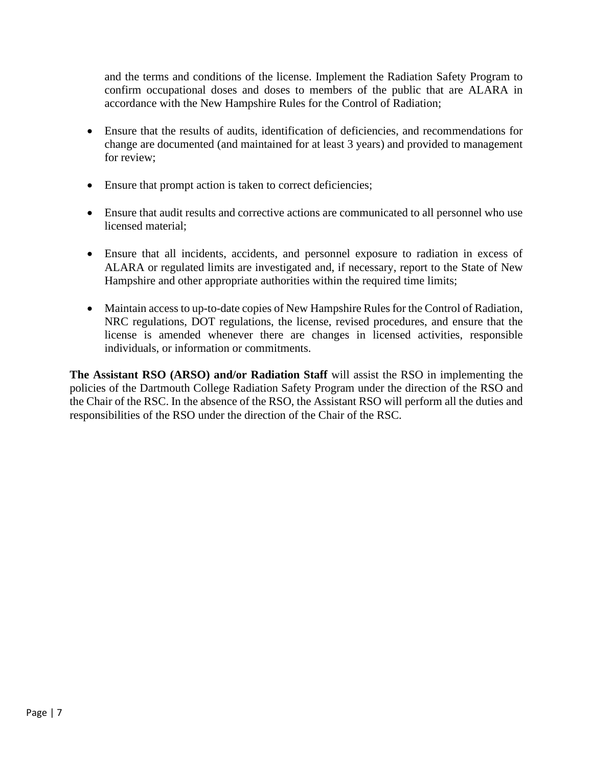and the terms and conditions of the license. Implement the Radiation Safety Program to confirm occupational doses and doses to members of the public that are ALARA in accordance with the New Hampshire Rules for the Control of Radiation;

- Ensure that the results of audits, identification of deficiencies, and recommendations for change are documented (and maintained for at least 3 years) and provided to management for review;
- Ensure that prompt action is taken to correct deficiencies;
- Ensure that audit results and corrective actions are communicated to all personnel who use licensed material;
- Ensure that all incidents, accidents, and personnel exposure to radiation in excess of ALARA or regulated limits are investigated and, if necessary, report to the State of New Hampshire and other appropriate authorities within the required time limits;
- Maintain access to up-to-date copies of New Hampshire Rules for the Control of Radiation, NRC regulations, DOT regulations, the license, revised procedures, and ensure that the license is amended whenever there are changes in licensed activities, responsible individuals, or information or commitments.

**The Assistant RSO (ARSO) and/or Radiation Staff** will assist the RSO in implementing the policies of the Dartmouth College Radiation Safety Program under the direction of the RSO and the Chair of the RSC. In the absence of the RSO, the Assistant RSO will perform all the duties and responsibilities of the RSO under the direction of the Chair of the RSC.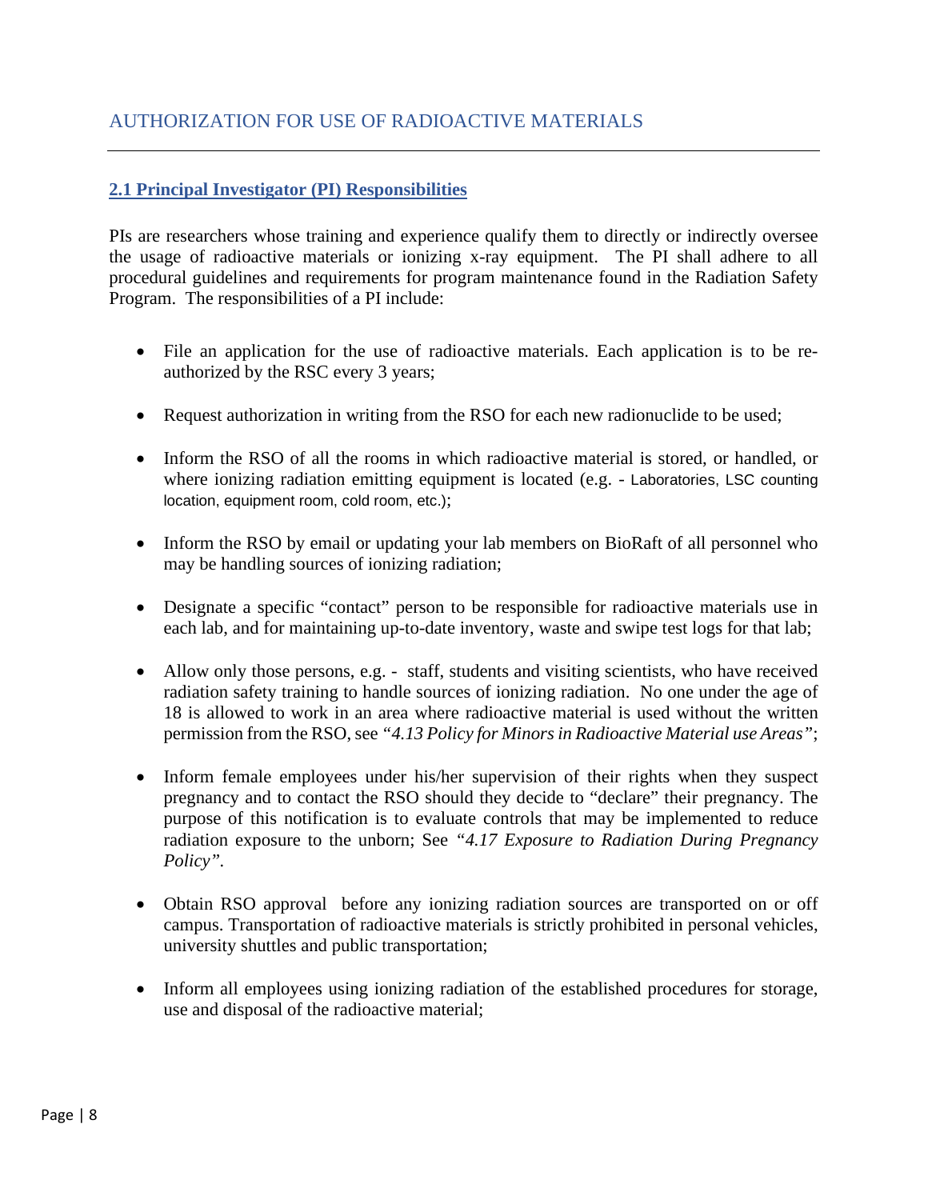# AUTHORIZATION FOR USE OF RADIOACTIVE MATERIALS

## 2.1 Principal Investigator (PI) Responsibilities

PIs are researchers whose training and experience qualify them to directly or indirectly oversee the usage of radioactive materials or ionizing x-ray equipment. The PI shall adhere to all procedural guidelines and requirements for program maintenance found in the Radiation Safety Program. The responsibilities of a PI include:

- File an application for the use of radioactive materials. Each application is to be re-authorized by the RSC every 3 years;
- Request authorization in writing from the RSO for each new radionuclide to be used;
- Inform the RSO of all the rooms in which radioactive material is stored, or handled, or where ionizing radiation emitting equipment is located (e.g. - Laboratories, LSC counting location, equipment room, cold room, etc.);
- Inform the RSO by email or updating your lab members on BioRaft of all personnel who may be handling sources of ionizing radiation;
- Designate a specific "contact" person to be responsible for radioactive materials use in each lab, and for maintaining up-to-date inventory, waste and swipe test logs for that lab;
- Allow only those persons, e.g. - staff, students and visiting scientists, who have received radiation safety training to handle sources of ionizing radiation. No one under the age of 18 is allowed to work in an area where radioactive material is used without the written permission from the RSO, see *"4.13 Policy for Minors in Radioactive Material use Areas"*;
- Inform female employees under his/her supervision of their rights when they suspect pregnancy and to contact the RSO should they decide to "declare" their pregnancy. The purpose of this notification is to evaluate controls that may be implemented to reduce radiation exposure to the unborn; See *"4.17 Exposure to Radiation During Pregnancy Policy"*.
- Obtain RSO approval before any ionizing radiation sources are transported on or off campus. Transportation of radioactive materials is strictly prohibited in personal vehicles, university shuttles and public transportation;
- Inform all employees using ionizing radiation of the established procedures for storage, use and disposal of the radioactive material;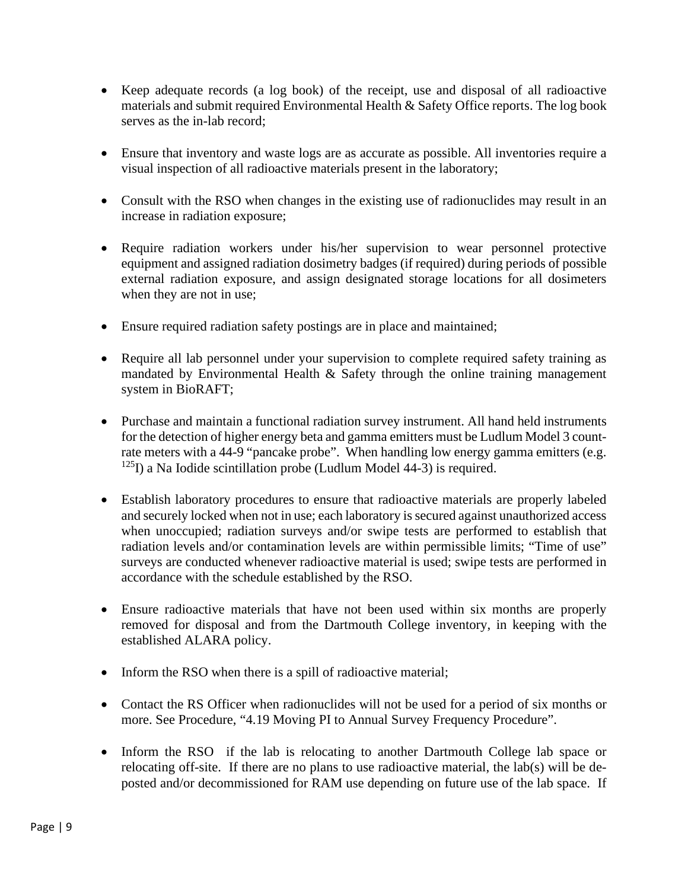- Keep adequate records (a log book) of the receipt, use and disposal of all radioactive materials and submit required Environmental Health & Safety Office reports. The log book serves as the in-lab record;

- Ensure that inventory and waste logs are as accurate as possible. All inventories require a visual inspection of all radioactive materials present in the laboratory;

- Consult with the RSO when changes in the existing use of radionuclides may result in an increase in radiation exposure;

- Require radiation workers under his/her supervision to wear personnel protective equipment and assigned radiation dosimetry badges (if required) during periods of possible external radiation exposure, and assign designated storage locations for all dosimeters when they are not in use;

- Ensure required radiation safety postings are in place and maintained;

- Require all lab personnel under your supervision to complete required safety training as mandated by Environmental Health & Safety through the online training management system in BioRAFT;

- Purchase and maintain a functional radiation survey instrument. All hand held instruments for the detection of higher energy beta and gamma emitters must be Ludlum Model 3 count-rate meters with a 44-9 "pancake probe". When handling low energy gamma emitters (e.g. $^{125}$I) a Na Iodide scintillation probe (Ludlum Model 44-3) is required.

- Establish laboratory procedures to ensure that radioactive materials are properly labeled and securely locked when not in use; each laboratory is secured against unauthorized access when unoccupied; radiation surveys and/or swipe tests are performed to establish that radiation levels and/or contamination levels are within permissible limits; "Time of use" surveys are conducted whenever radioactive material is used; swipe tests are performed in accordance with the schedule established by the RSO.

- Ensure radioactive materials that have not been used within six months are properly removed for disposal and from the Dartmouth College inventory, in keeping with the established ALARA policy.

- Inform the RSO when there is a spill of radioactive material;

- Contact the RS Officer when radionuclides will not be used for a period of six months or more. See Procedure, "4.19 Moving PI to Annual Survey Frequency Procedure".

- Inform the RSO if the lab is relocating to another Dartmouth College lab space or relocating off-site. If there are no plans to use radioactive material, the lab(s) will be de-posted and/or decommissioned for RAM use depending on future use of the lab space. If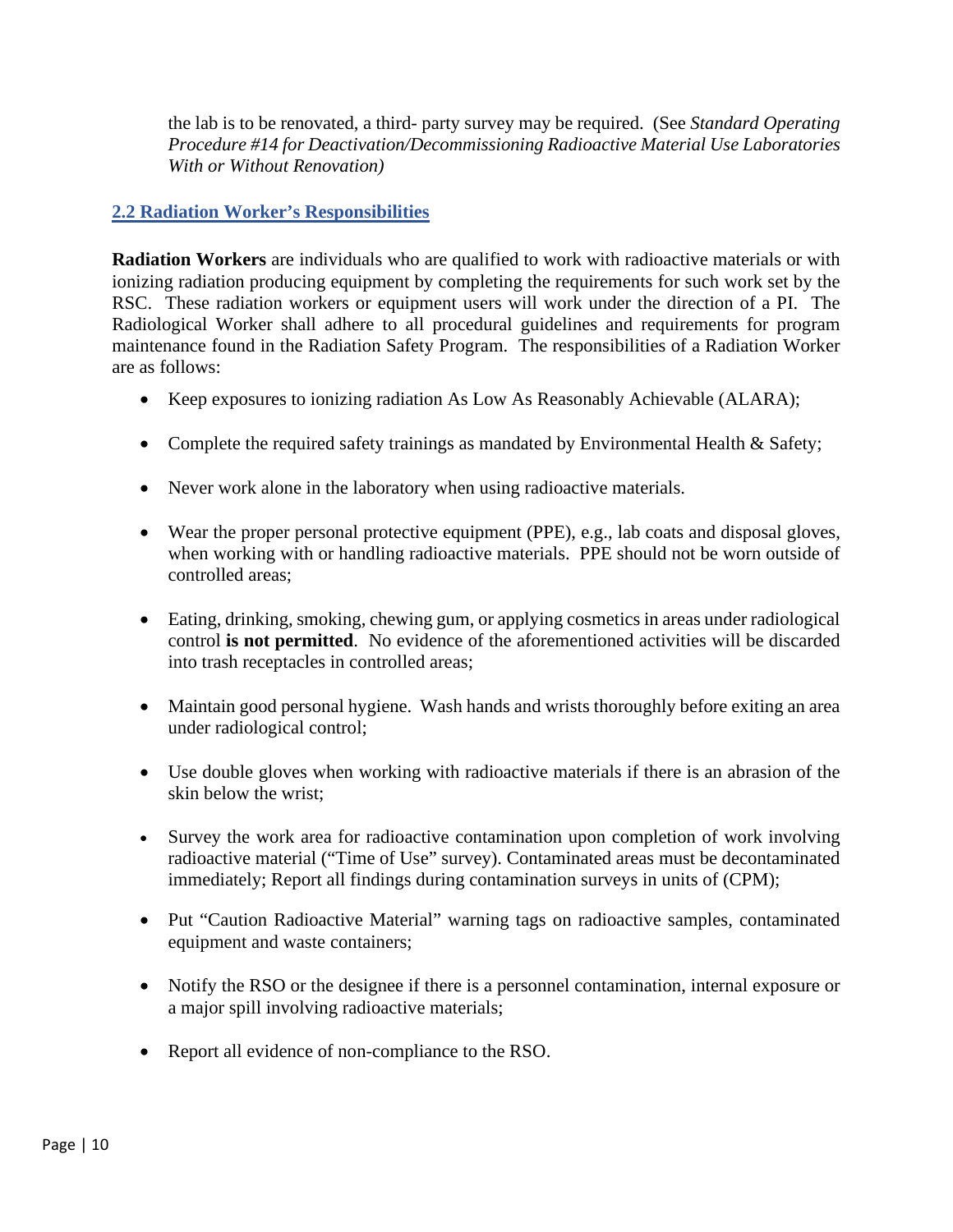the lab is to be renovated, a third- party survey may be required. (See *Standard Operating Procedure #14 for Deactivation/Decommissioning Radioactive Material Use Laboratories With or Without Renovation)*

## 2.2 Radiation Worker's Responsibilities

**Radiation Workers** are individuals who are qualified to work with radioactive materials or with ionizing radiation producing equipment by completing the requirements for such work set by the RSC. These radiation workers or equipment users will work under the direction of a PI. The Radiological Worker shall adhere to all procedural guidelines and requirements for program maintenance found in the Radiation Safety Program. The responsibilities of a Radiation Worker are as follows:

- Keep exposures to ionizing radiation As Low As Reasonably Achievable (ALARA);
- Complete the required safety trainings as mandated by Environmental Health & Safety;
- Never work alone in the laboratory when using radioactive materials.
- Wear the proper personal protective equipment (PPE), e.g., lab coats and disposal gloves, when working with or handling radioactive materials. PPE should not be worn outside of controlled areas;
- Eating, drinking, smoking, chewing gum, or applying cosmetics in areas under radiological control **is not permitted**. No evidence of the aforementioned activities will be discarded into trash receptacles in controlled areas;
- Maintain good personal hygiene. Wash hands and wrists thoroughly before exiting an area under radiological control;
- Use double gloves when working with radioactive materials if there is an abrasion of the skin below the wrist;
- Survey the work area for radioactive contamination upon completion of work involving radioactive material ("Time of Use" survey). Contaminated areas must be decontaminated immediately; Report all findings during contamination surveys in units of (CPM);
- Put "Caution Radioactive Material" warning tags on radioactive samples, contaminated equipment and waste containers;
- Notify the RSO or the designee if there is a personnel contamination, internal exposure or a major spill involving radioactive materials;
- Report all evidence of non-compliance to the RSO.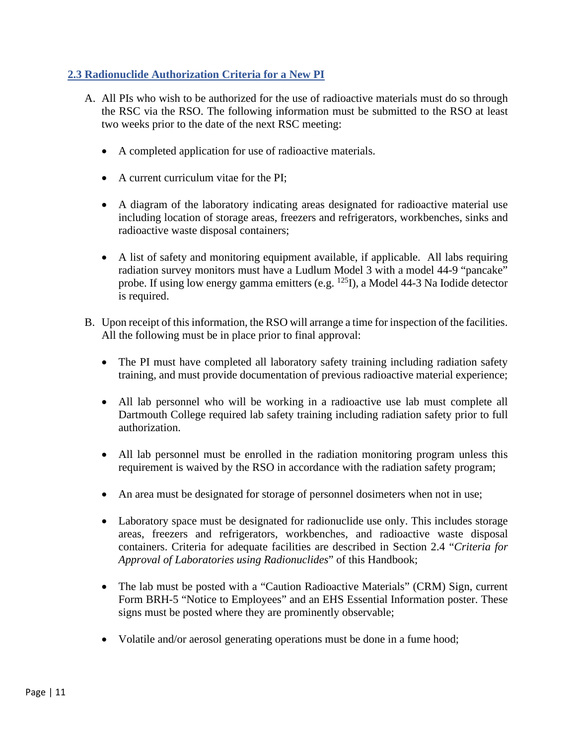## 2.3 Radionuclide Authorization Criteria for a New PI

A. All PIs who wish to be authorized for the use of radioactive materials must do so through the RSC via the RSO. The following information must be submitted to the RSO at least two weeks prior to the date of the next RSC meeting:

   - A completed application for use of radioactive materials.
   - A current curriculum vitae for the PI;
   - A diagram of the laboratory indicating areas designated for radioactive material use including location of storage areas, freezers and refrigerators, workbenches, sinks and radioactive waste disposal containers;
   - A list of safety and monitoring equipment available, if applicable. All labs requiring radiation survey monitors must have a Ludlum Model 3 with a model 44-9 "pancake" probe. If using low energy gamma emitters (e.g. $^{125}$I), a Model 44-3 Na Iodide detector is required.

B. Upon receipt of this information, the RSO will arrange a time for inspection of the facilities. All the following must be in place prior to final approval:

   - The PI must have completed all laboratory safety training including radiation safety training, and must provide documentation of previous radioactive material experience;
   - All lab personnel who will be working in a radioactive use lab must complete all Dartmouth College required lab safety training including radiation safety prior to full authorization.
   - All lab personnel must be enrolled in the radiation monitoring program unless this requirement is waived by the RSO in accordance with the radiation safety program;
   - An area must be designated for storage of personnel dosimeters when not in use;
   - Laboratory space must be designated for radionuclide use only. This includes storage areas, freezers and refrigerators, workbenches, and radioactive waste disposal containers. Criteria for adequate facilities are described in Section 2.4 "*Criteria for Approval of Laboratories using Radionuclides*" of this Handbook;
   - The lab must be posted with a "Caution Radioactive Materials" (CRM) Sign, current Form BRH-5 "Notice to Employees" and an EHS Essential Information poster. These signs must be posted where they are prominently observable;
   - Volatile and/or aerosol generating operations must be done in a fume hood;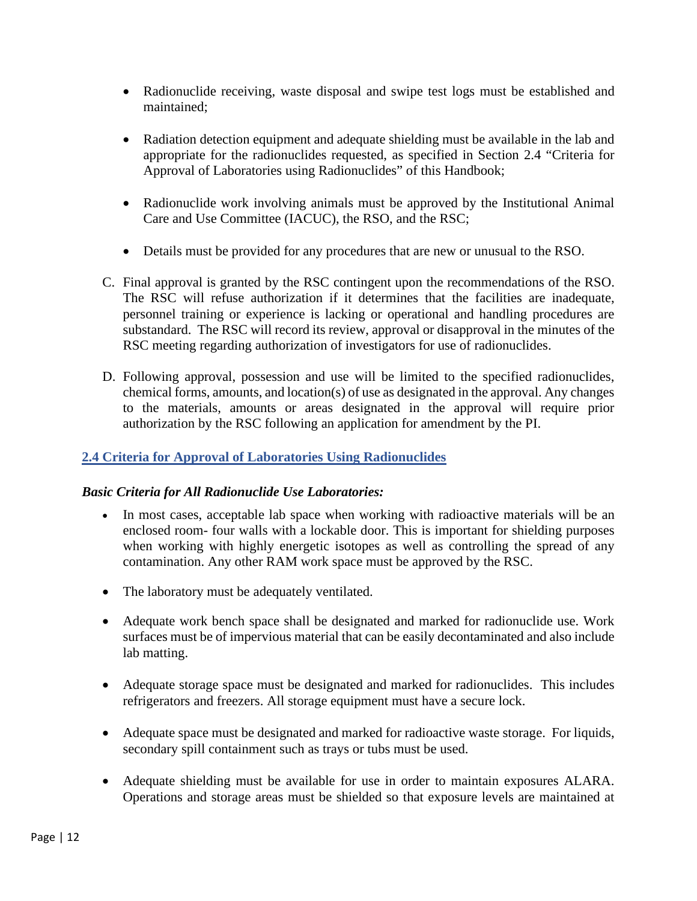- Radionuclide receiving, waste disposal and swipe test logs must be established and maintained;

- Radiation detection equipment and adequate shielding must be available in the lab and appropriate for the radionuclides requested, as specified in Section 2.4 "Criteria for Approval of Laboratories using Radionuclides" of this Handbook;

- Radionuclide work involving animals must be approved by the Institutional Animal Care and Use Committee (IACUC), the RSO, and the RSC;

- Details must be provided for any procedures that are new or unusual to the RSO.

C. Final approval is granted by the RSC contingent upon the recommendations of the RSO. The RSC will refuse authorization if it determines that the facilities are inadequate, personnel training or experience is lacking or operational and handling procedures are substandard. The RSC will record its review, approval or disapproval in the minutes of the RSC meeting regarding authorization of investigators for use of radionuclides.

D. Following approval, possession and use will be limited to the specified radionuclides, chemical forms, amounts, and location(s) of use as designated in the approval. Any changes to the materials, amounts or areas designated in the approval will require prior authorization by the RSC following an application for amendment by the PI.

## 2.4 Criteria for Approval of Laboratories Using Radionuclides

***Basic Criteria for All Radionuclide Use Laboratories:***

- In most cases, acceptable lab space when working with radioactive materials will be an enclosed room- four walls with a lockable door. This is important for shielding purposes when working with highly energetic isotopes as well as controlling the spread of any contamination. Any other RAM work space must be approved by the RSC.

- The laboratory must be adequately ventilated.

- Adequate work bench space shall be designated and marked for radionuclide use. Work surfaces must be of impervious material that can be easily decontaminated and also include lab matting.

- Adequate storage space must be designated and marked for radionuclides. This includes refrigerators and freezers. All storage equipment must have a secure lock.

- Adequate space must be designated and marked for radioactive waste storage. For liquids, secondary spill containment such as trays or tubs must be used.

- Adequate shielding must be available for use in order to maintain exposures ALARA. Operations and storage areas must be shielded so that exposure levels are maintained at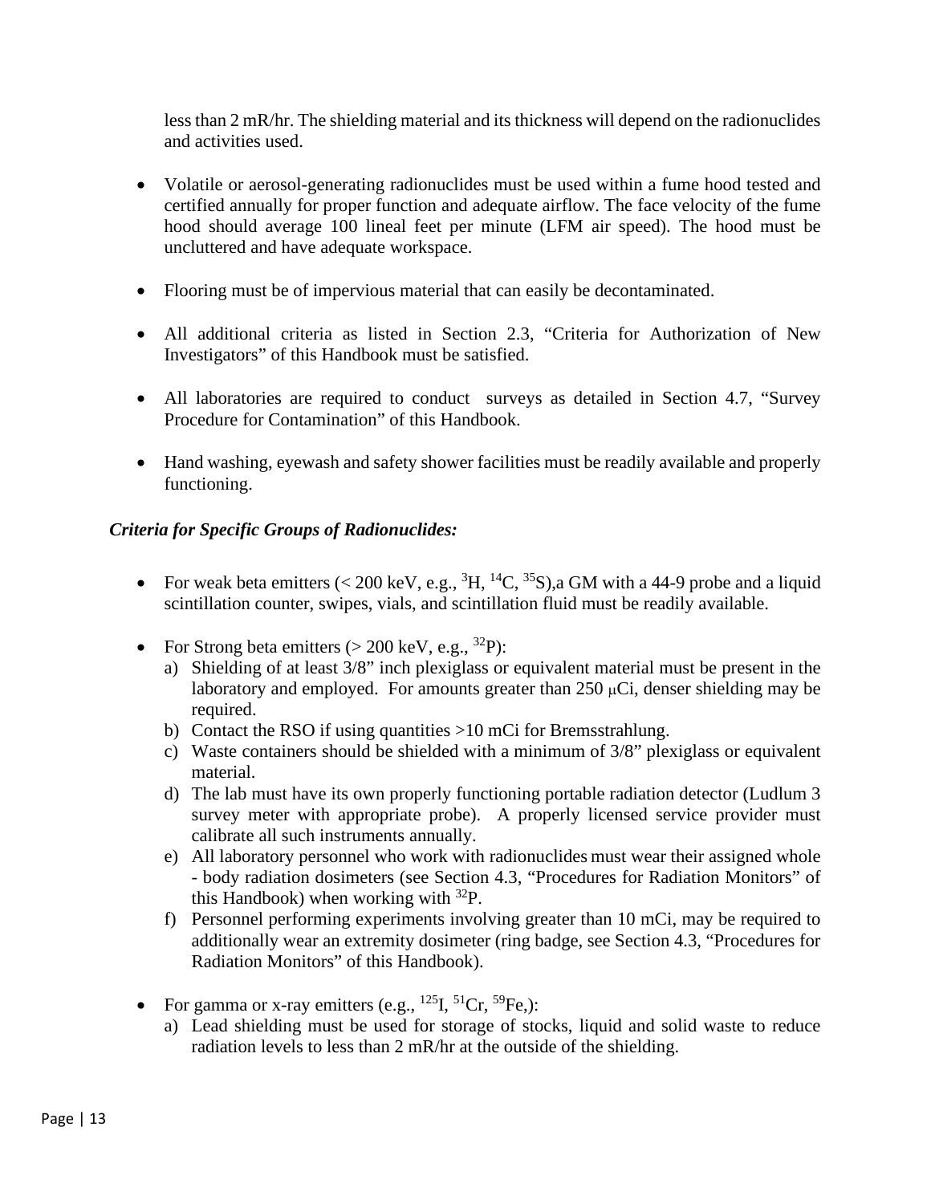less than 2 mR/hr. The shielding material and its thickness will depend on the radionuclides and activities used.

- Volatile or aerosol-generating radionuclides must be used within a fume hood tested and certified annually for proper function and adequate airflow. The face velocity of the fume hood should average 100 lineal feet per minute (LFM air speed). The hood must be uncluttered and have adequate workspace.

- Flooring must be of impervious material that can easily be decontaminated.

- All additional criteria as listed in Section 2.3, "Criteria for Authorization of New Investigators" of this Handbook must be satisfied.

- All laboratories are required to conduct surveys as detailed in Section 4.7, "Survey Procedure for Contamination" of this Handbook.

- Hand washing, eyewash and safety shower facilities must be readily available and properly functioning.

***Criteria for Specific Groups of Radionuclides:***

- For weak beta emitters (< 200 keV, e.g., $^{3}H$, $^{14}C$, $^{35}S$),a GM with a 44-9 probe and a liquid scintillation counter, swipes, vials, and scintillation fluid must be readily available.

- For Strong beta emitters (> 200 keV, e.g., $^{32}P$):
  a) Shielding of at least 3/8" inch plexiglass or equivalent material must be present in the laboratory and employed. For amounts greater than 250 μCi, denser shielding may be required.
  b) Contact the RSO if using quantities >10 mCi for Bremsstrahlung.
  c) Waste containers should be shielded with a minimum of 3/8" plexiglass or equivalent material.
  d) The lab must have its own properly functioning portable radiation detector (Ludlum 3 survey meter with appropriate probe). A properly licensed service provider must calibrate all such instruments annually.
  e) All laboratory personnel who work with radionuclides must wear their assigned whole - body radiation dosimeters (see Section 4.3, "Procedures for Radiation Monitors" of this Handbook) when working with $^{32}P$.
  f) Personnel performing experiments involving greater than 10 mCi, may be required to additionally wear an extremity dosimeter (ring badge, see Section 4.3, "Procedures for Radiation Monitors" of this Handbook).

- For gamma or x-ray emitters (e.g., $^{125}I$, $^{51}Cr$, $^{59}Fe$,):
  a) Lead shielding must be used for storage of stocks, liquid and solid waste to reduce radiation levels to less than 2 mR/hr at the outside of the shielding.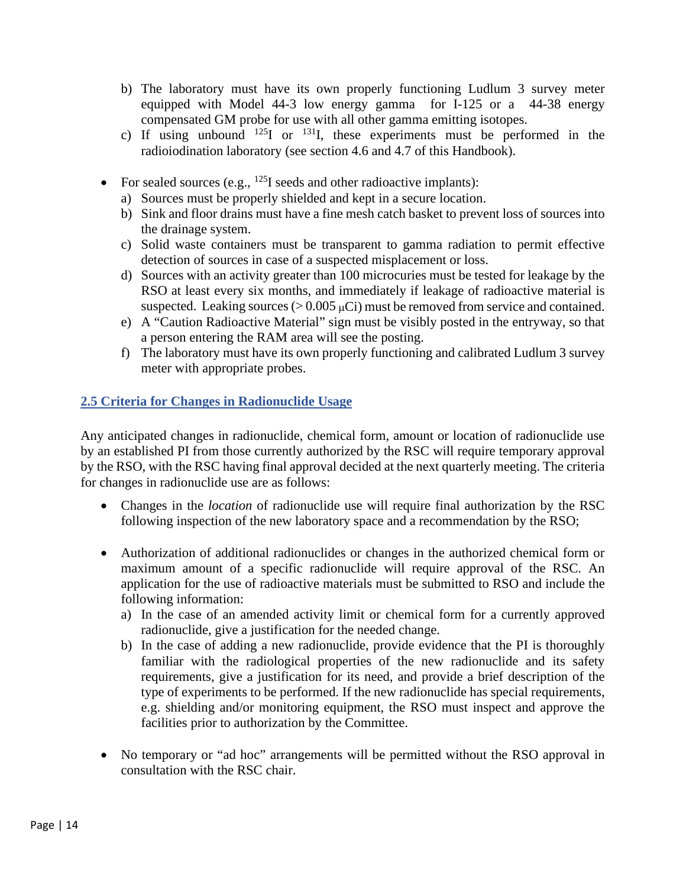b) The laboratory must have its own properly functioning Ludlum 3 survey meter equipped with Model 44-3 low energy gamma for I-125 or a 44-38 energy compensated GM probe for use with all other gamma emitting isotopes.
c) If using unbound $^{125}I$ or $^{131}I$, these experiments must be performed in the radioiodination laboratory (see section 4.6 and 4.7 of this Handbook).

- For sealed sources (e.g., $^{125}I$ seeds and other radioactive implants):
  a) Sources must be properly shielded and kept in a secure location.
  b) Sink and floor drains must have a fine mesh catch basket to prevent loss of sources into the drainage system.
  c) Solid waste containers must be transparent to gamma radiation to permit effective detection of sources in case of a suspected misplacement or loss.
  d) Sources with an activity greater than 100 microcuries must be tested for leakage by the RSO at least every six months, and immediately if leakage of radioactive material is suspected. Leaking sources ($> 0.005\ \mu Ci$) must be removed from service and contained.
  e) A "Caution Radioactive Material" sign must be visibly posted in the entryway, so that a person entering the RAM area will see the posting.
  f) The laboratory must have its own properly functioning and calibrated Ludlum 3 survey meter with appropriate probes.

## 2.5 Criteria for Changes in Radionuclide Usage

Any anticipated changes in radionuclide, chemical form, amount or location of radionuclide use by an established PI from those currently authorized by the RSC will require temporary approval by the RSO, with the RSC having final approval decided at the next quarterly meeting. The criteria for changes in radionuclide use are as follows:

- Changes in the *location* of radionuclide use will require final authorization by the RSC following inspection of the new laboratory space and a recommendation by the RSO;

- Authorization of additional radionuclides or changes in the authorized chemical form or maximum amount of a specific radionuclide will require approval of the RSC. An application for the use of radioactive materials must be submitted to RSO and include the following information:
  a) In the case of an amended activity limit or chemical form for a currently approved radionuclide, give a justification for the needed change.
  b) In the case of adding a new radionuclide, provide evidence that the PI is thoroughly familiar with the radiological properties of the new radionuclide and its safety requirements, give a justification for its need, and provide a brief description of the type of experiments to be performed. If the new radionuclide has special requirements, e.g. shielding and/or monitoring equipment, the RSO must inspect and approve the facilities prior to authorization by the Committee.

- No temporary or "ad hoc" arrangements will be permitted without the RSO approval in consultation with the RSC chair.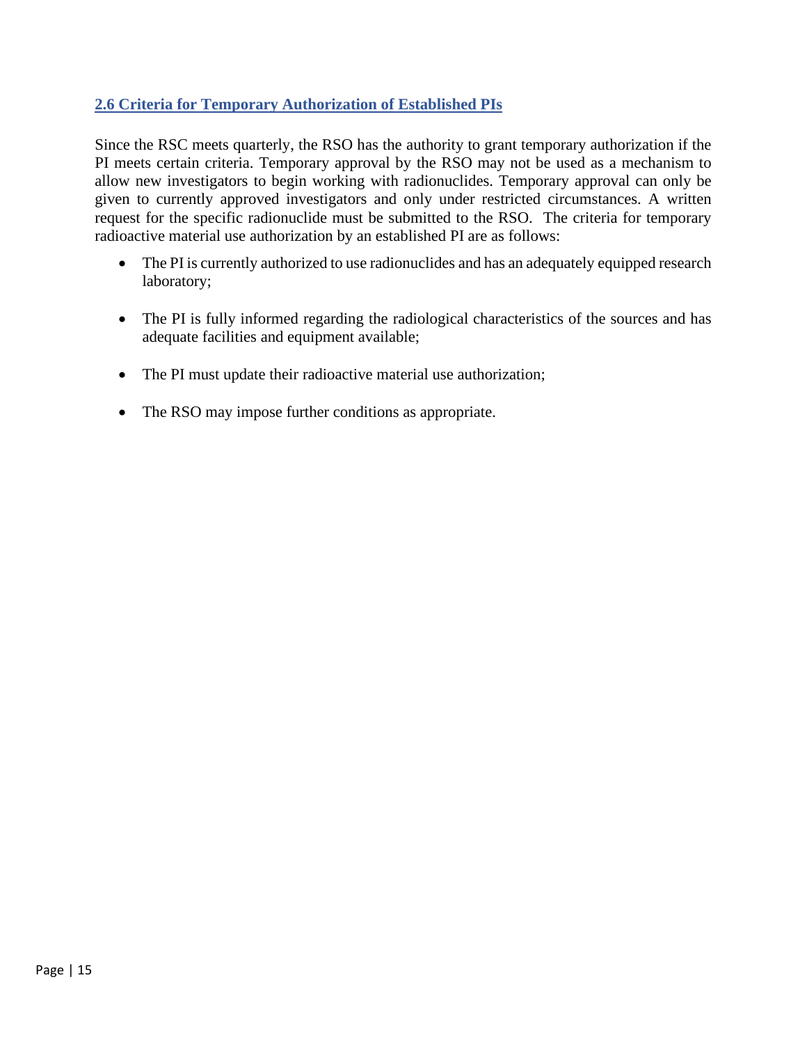## 2.6 Criteria for Temporary Authorization of Established PIs

Since the RSC meets quarterly, the RSO has the authority to grant temporary authorization if the PI meets certain criteria. Temporary approval by the RSO may not be used as a mechanism to allow new investigators to begin working with radionuclides. Temporary approval can only be given to currently approved investigators and only under restricted circumstances. A written request for the specific radionuclide must be submitted to the RSO. The criteria for temporary radioactive material use authorization by an established PI are as follows:

- The PI is currently authorized to use radionuclides and has an adequately equipped research laboratory;

- The PI is fully informed regarding the radiological characteristics of the sources and has adequate facilities and equipment available;

- The PI must update their radioactive material use authorization;

- The RSO may impose further conditions as appropriate.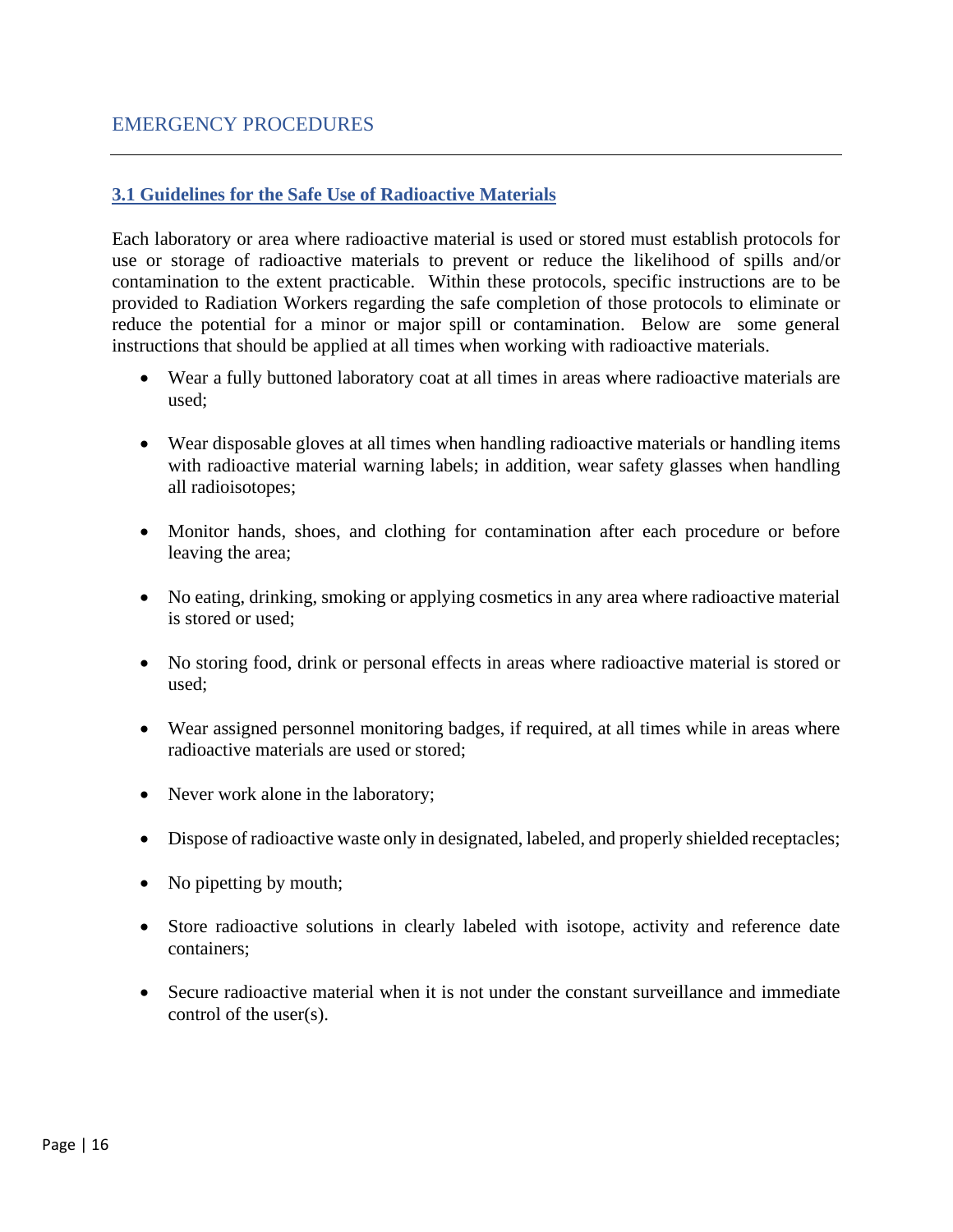# EMERGENCY PROCEDURES

## 3.1 Guidelines for the Safe Use of Radioactive Materials

Each laboratory or area where radioactive material is used or stored must establish protocols for use or storage of radioactive materials to prevent or reduce the likelihood of spills and/or contamination to the extent practicable. Within these protocols, specific instructions are to be provided to Radiation Workers regarding the safe completion of those protocols to eliminate or reduce the potential for a minor or major spill or contamination. Below are some general instructions that should be applied at all times when working with radioactive materials.

- Wear a fully buttoned laboratory coat at all times in areas where radioactive materials are used;
- Wear disposable gloves at all times when handling radioactive materials or handling items with radioactive material warning labels; in addition, wear safety glasses when handling all radioisotopes;
- Monitor hands, shoes, and clothing for contamination after each procedure or before leaving the area;
- No eating, drinking, smoking or applying cosmetics in any area where radioactive material is stored or used;
- No storing food, drink or personal effects in areas where radioactive material is stored or used;
- Wear assigned personnel monitoring badges, if required, at all times while in areas where radioactive materials are used or stored;
- Never work alone in the laboratory;
- Dispose of radioactive waste only in designated, labeled, and properly shielded receptacles;
- No pipetting by mouth;
- Store radioactive solutions in clearly labeled with isotope, activity and reference date containers;
- Secure radioactive material when it is not under the constant surveillance and immediate control of the user(s).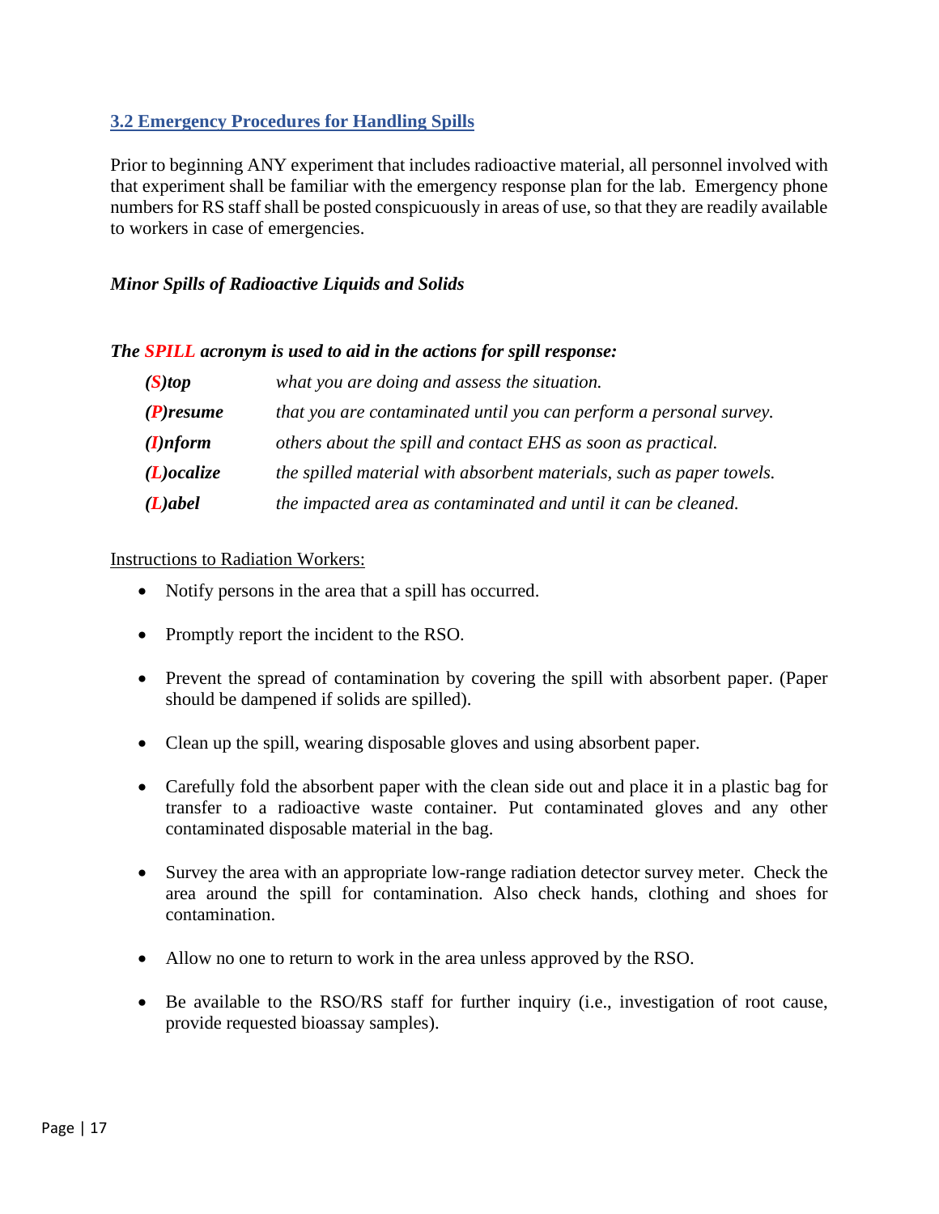### 3.2 Emergency Procedures for Handling Spills

Prior to beginning ANY experiment that includes radioactive material, all personnel involved with that experiment shall be familiar with the emergency response plan for the lab. Emergency phone numbers for RS staff shall be posted conspicuously in areas of use, so that they are readily available to workers in case of emergencies.

***Minor Spills of Radioactive Liquids and Solids***

***The SPILL acronym is used to aid in the actions for spill response:***

| | |
|---|---|
| ***(S)top*** | *what you are doing and assess the situation.* |
| ***(P)resume*** | *that you are contaminated until you can perform a personal survey.* |
| ***(I)nform*** | *others about the spill and contact EHS as soon as practical.* |
| ***(L)ocalize*** | *the spilled material with absorbent materials, such as paper towels.* |
| ***(L)abel*** | *the impacted area as contaminated and until it can be cleaned.* |

Instructions to Radiation Workers:

- Notify persons in the area that a spill has occurred.
- Promptly report the incident to the RSO.
- Prevent the spread of contamination by covering the spill with absorbent paper. (Paper should be dampened if solids are spilled).
- Clean up the spill, wearing disposable gloves and using absorbent paper.
- Carefully fold the absorbent paper with the clean side out and place it in a plastic bag for transfer to a radioactive waste container. Put contaminated gloves and any other contaminated disposable material in the bag.
- Survey the area with an appropriate low-range radiation detector survey meter. Check the area around the spill for contamination. Also check hands, clothing and shoes for contamination.
- Allow no one to return to work in the area unless approved by the RSO.
- Be available to the RSO/RS staff for further inquiry (i.e., investigation of root cause, provide requested bioassay samples).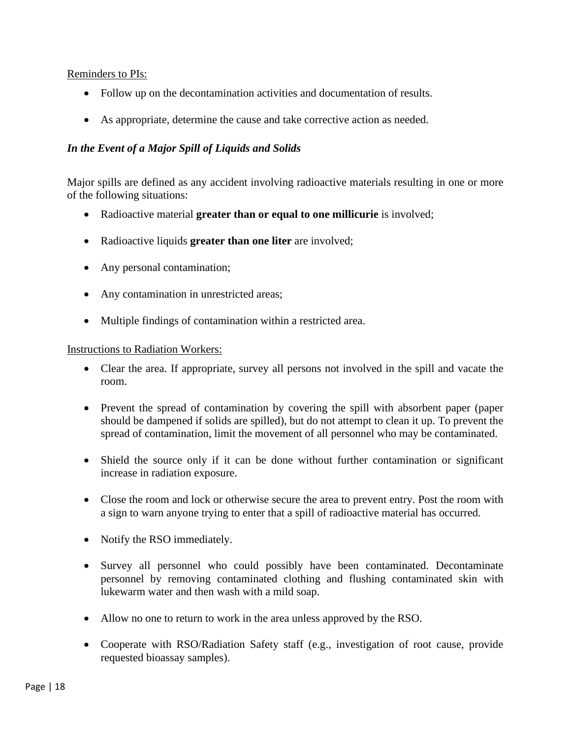Reminders to PIs:

- Follow up on the decontamination activities and documentation of results.
- As appropriate, determine the cause and take corrective action as needed.

***In the Event of a Major Spill of Liquids and Solids***

Major spills are defined as any accident involving radioactive materials resulting in one or more of the following situations:

- Radioactive material **greater than or equal to one millicurie** is involved;
- Radioactive liquids **greater than one liter** are involved;
- Any personal contamination;
- Any contamination in unrestricted areas;
- Multiple findings of contamination within a restricted area.

Instructions to Radiation Workers:

- Clear the area. If appropriate, survey all persons not involved in the spill and vacate the room.
- Prevent the spread of contamination by covering the spill with absorbent paper (paper should be dampened if solids are spilled), but do not attempt to clean it up. To prevent the spread of contamination, limit the movement of all personnel who may be contaminated.
- Shield the source only if it can be done without further contamination or significant increase in radiation exposure.
- Close the room and lock or otherwise secure the area to prevent entry. Post the room with a sign to warn anyone trying to enter that a spill of radioactive material has occurred.
- Notify the RSO immediately.
- Survey all personnel who could possibly have been contaminated. Decontaminate personnel by removing contaminated clothing and flushing contaminated skin with lukewarm water and then wash with a mild soap.
- Allow no one to return to work in the area unless approved by the RSO.
- Cooperate with RSO/Radiation Safety staff (e.g., investigation of root cause, provide requested bioassay samples).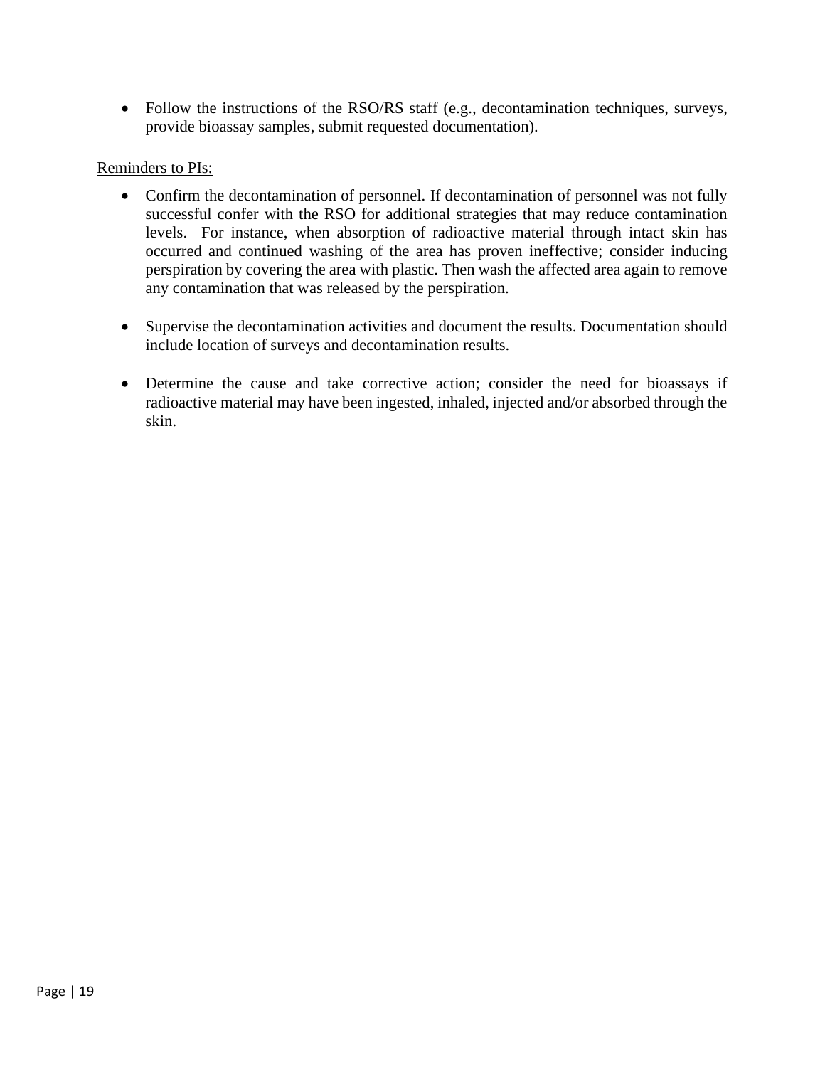- Follow the instructions of the RSO/RS staff (e.g., decontamination techniques, surveys, provide bioassay samples, submit requested documentation).

Reminders to PIs:

- Confirm the decontamination of personnel. If decontamination of personnel was not fully successful confer with the RSO for additional strategies that may reduce contamination levels. For instance, when absorption of radioactive material through intact skin has occurred and continued washing of the area has proven ineffective; consider inducing perspiration by covering the area with plastic. Then wash the affected area again to remove any contamination that was released by the perspiration.

- Supervise the decontamination activities and document the results. Documentation should include location of surveys and decontamination results.

- Determine the cause and take corrective action; consider the need for bioassays if radioactive material may have been ingested, inhaled, injected and/or absorbed through the skin.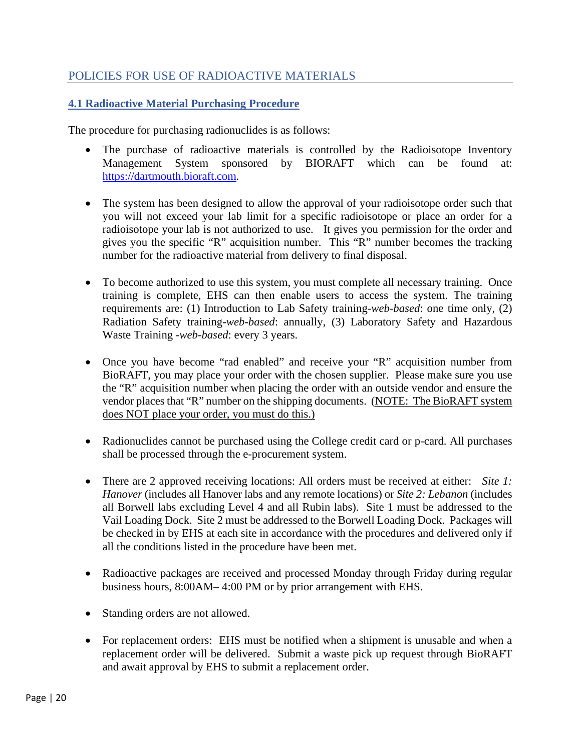# POLICIES FOR USE OF RADIOACTIVE MATERIALS

## 4.1 Radioactive Material Purchasing Procedure

The procedure for purchasing radionuclides is as follows:

- The purchase of radioactive materials is controlled by the Radioisotope Inventory Management System sponsored by BIORAFT which can be found at: https://dartmouth.bioraft.com.

- The system has been designed to allow the approval of your radioisotope order such that you will not exceed your lab limit for a specific radioisotope or place an order for a radioisotope your lab is not authorized to use. It gives you permission for the order and gives you the specific "R" acquisition number. This "R" number becomes the tracking number for the radioactive material from delivery to final disposal.

- To become authorized to use this system, you must complete all necessary training. Once training is complete, EHS can then enable users to access the system. The training requirements are: (1) Introduction to Lab Safety training-*web-based*: one time only, (2) Radiation Safety training-*web-based*: annually, (3) Laboratory Safety and Hazardous Waste Training -*web-based*: every 3 years.

- Once you have become "rad enabled" and receive your "R" acquisition number from BioRAFT, you may place your order with the chosen supplier. Please make sure you use the "R" acquisition number when placing the order with an outside vendor and ensure the vendor places that "R" number on the shipping documents. (<u>NOTE: The BioRAFT system does NOT place your order, you must do this.)</u>

- Radionuclides cannot be purchased using the College credit card or p-card. All purchases shall be processed through the e-procurement system.

- There are 2 approved receiving locations: All orders must be received at either: *Site 1: Hanover* (includes all Hanover labs and any remote locations) or *Site 2: Lebanon* (includes all Borwell labs excluding Level 4 and all Rubin labs). Site 1 must be addressed to the Vail Loading Dock. Site 2 must be addressed to the Borwell Loading Dock. Packages will be checked in by EHS at each site in accordance with the procedures and delivered only if all the conditions listed in the procedure have been met.

- Radioactive packages are received and processed Monday through Friday during regular business hours, 8:00AM– 4:00 PM or by prior arrangement with EHS.

- Standing orders are not allowed.

- For replacement orders: EHS must be notified when a shipment is unusable and when a replacement order will be delivered. Submit a waste pick up request through BioRAFT and await approval by EHS to submit a replacement order.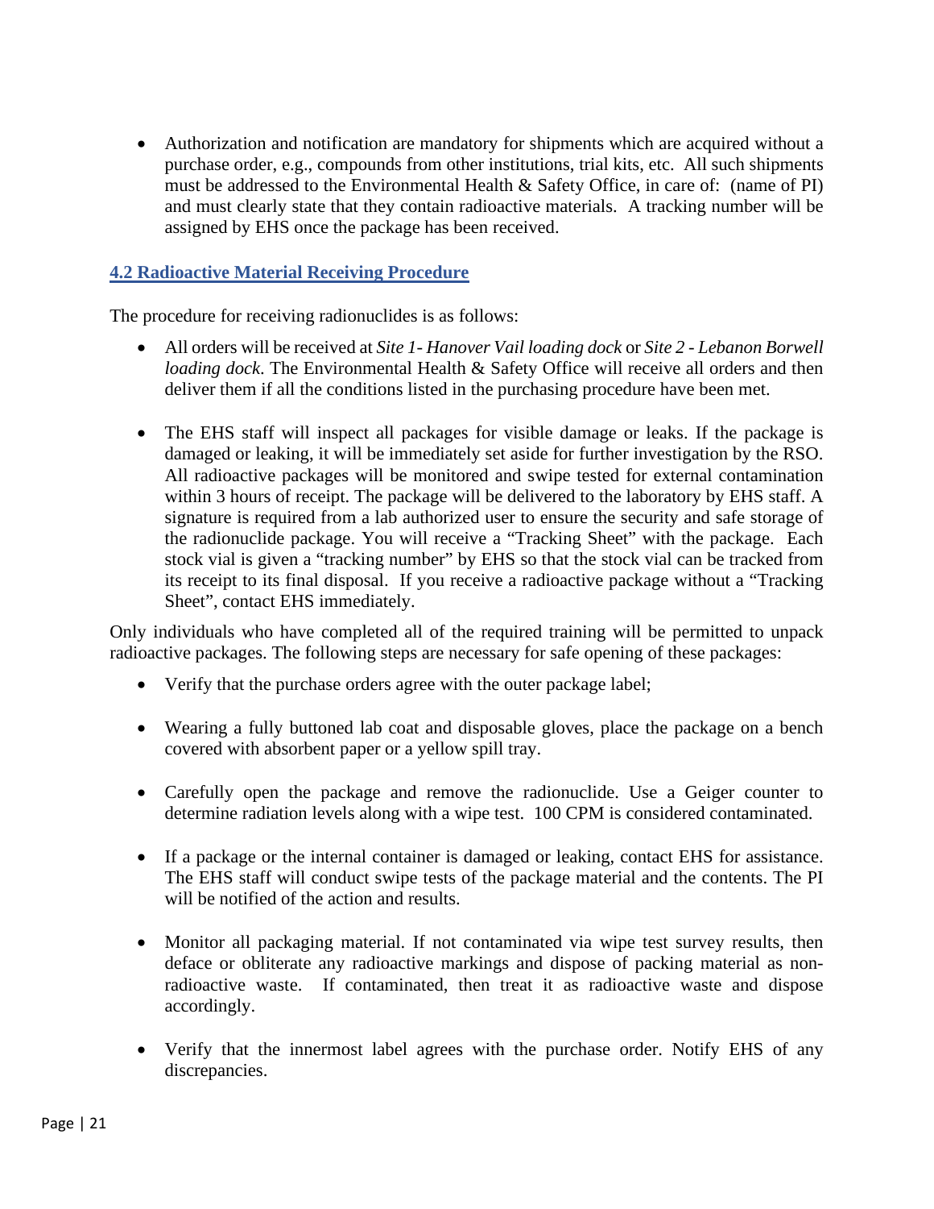- Authorization and notification are mandatory for shipments which are acquired without a purchase order, e.g., compounds from other institutions, trial kits, etc. All such shipments must be addressed to the Environmental Health & Safety Office, in care of: (name of PI) and must clearly state that they contain radioactive materials. A tracking number will be assigned by EHS once the package has been received.

## 4.2 Radioactive Material Receiving Procedure

The procedure for receiving radionuclides is as follows:

- All orders will be received at *Site 1- Hanover Vail loading dock* or *Site 2 - Lebanon Borwell loading dock*. The Environmental Health & Safety Office will receive all orders and then deliver them if all the conditions listed in the purchasing procedure have been met.

- The EHS staff will inspect all packages for visible damage or leaks. If the package is damaged or leaking, it will be immediately set aside for further investigation by the RSO. All radioactive packages will be monitored and swipe tested for external contamination within 3 hours of receipt. The package will be delivered to the laboratory by EHS staff. A signature is required from a lab authorized user to ensure the security and safe storage of the radionuclide package. You will receive a "Tracking Sheet" with the package. Each stock vial is given a "tracking number" by EHS so that the stock vial can be tracked from its receipt to its final disposal. If you receive a radioactive package without a "Tracking Sheet", contact EHS immediately.

Only individuals who have completed all of the required training will be permitted to unpack radioactive packages. The following steps are necessary for safe opening of these packages:

- Verify that the purchase orders agree with the outer package label;

- Wearing a fully buttoned lab coat and disposable gloves, place the package on a bench covered with absorbent paper or a yellow spill tray.

- Carefully open the package and remove the radionuclide. Use a Geiger counter to determine radiation levels along with a wipe test. 100 CPM is considered contaminated.

- If a package or the internal container is damaged or leaking, contact EHS for assistance. The EHS staff will conduct swipe tests of the package material and the contents. The PI will be notified of the action and results.

- Monitor all packaging material. If not contaminated via wipe test survey results, then deface or obliterate any radioactive markings and dispose of packing material as non-radioactive waste. If contaminated, then treat it as radioactive waste and dispose accordingly.

- Verify that the innermost label agrees with the purchase order. Notify EHS of any discrepancies.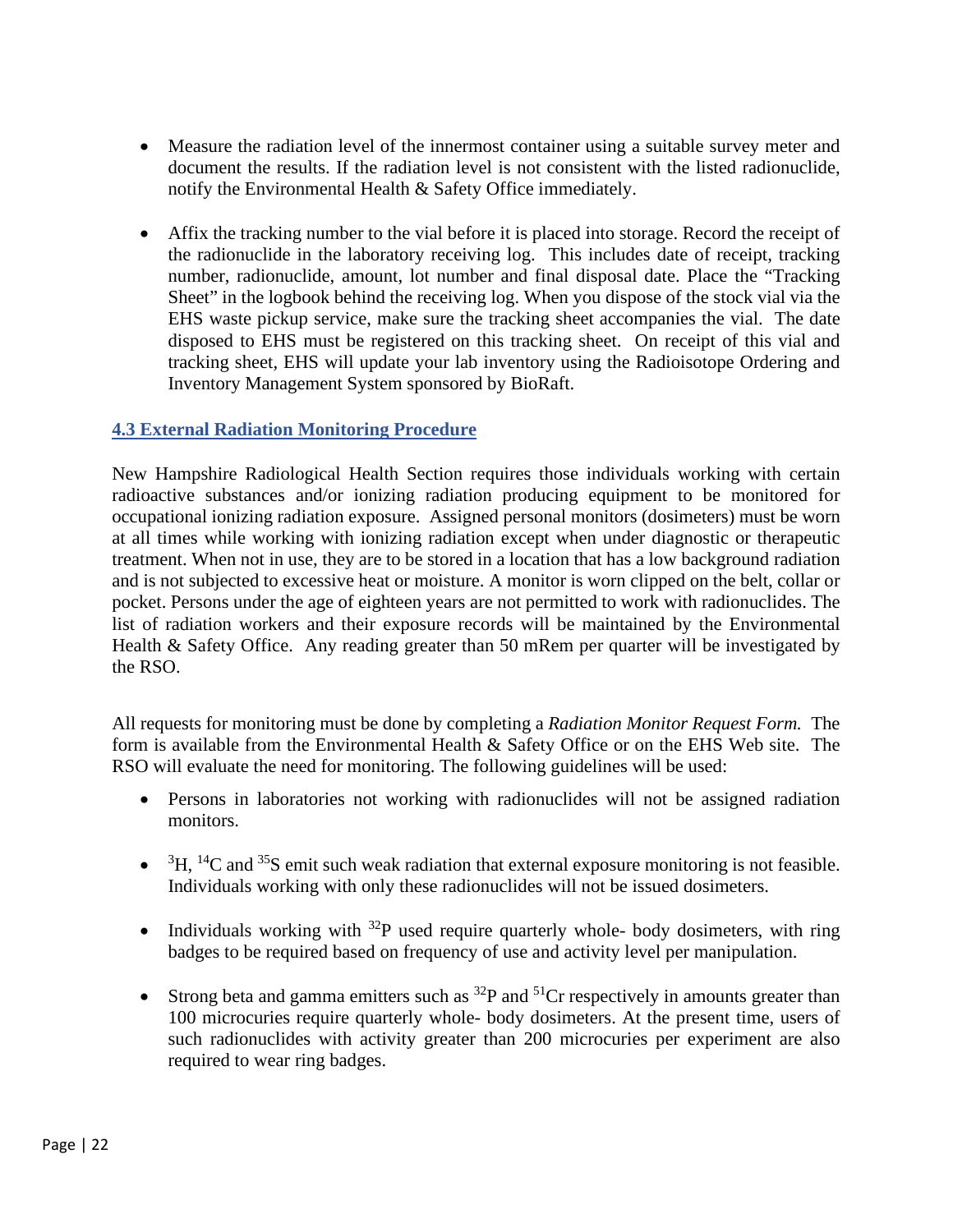- Measure the radiation level of the innermost container using a suitable survey meter and document the results. If the radiation level is not consistent with the listed radionuclide, notify the Environmental Health & Safety Office immediately.

- Affix the tracking number to the vial before it is placed into storage. Record the receipt of the radionuclide in the laboratory receiving log. This includes date of receipt, tracking number, radionuclide, amount, lot number and final disposal date. Place the "Tracking Sheet" in the logbook behind the receiving log. When you dispose of the stock vial via the EHS waste pickup service, make sure the tracking sheet accompanies the vial. The date disposed to EHS must be registered on this tracking sheet. On receipt of this vial and tracking sheet, EHS will update your lab inventory using the Radioisotope Ordering and Inventory Management System sponsored by BioRaft.

### 4.3 External Radiation Monitoring Procedure

New Hampshire Radiological Health Section requires those individuals working with certain radioactive substances and/or ionizing radiation producing equipment to be monitored for occupational ionizing radiation exposure. Assigned personal monitors (dosimeters) must be worn at all times while working with ionizing radiation except when under diagnostic or therapeutic treatment. When not in use, they are to be stored in a location that has a low background radiation and is not subjected to excessive heat or moisture. A monitor is worn clipped on the belt, collar or pocket. Persons under the age of eighteen years are not permitted to work with radionuclides. The list of radiation workers and their exposure records will be maintained by the Environmental Health & Safety Office. Any reading greater than 50 mRem per quarter will be investigated by the RSO.

All requests for monitoring must be done by completing a *Radiation Monitor Request Form.* The form is available from the Environmental Health & Safety Office or on the EHS Web site. The RSO will evaluate the need for monitoring. The following guidelines will be used:

- Persons in laboratories not working with radionuclides will not be assigned radiation monitors.

- $^{3}H$, $^{14}C$ and $^{35}S$ emit such weak radiation that external exposure monitoring is not feasible. Individuals working with only these radionuclides will not be issued dosimeters.

- Individuals working with $^{32}P$ used require quarterly whole- body dosimeters, with ring badges to be required based on frequency of use and activity level per manipulation.

- Strong beta and gamma emitters such as $^{32}P$ and $^{51}Cr$ respectively in amounts greater than 100 microcuries require quarterly whole- body dosimeters. At the present time, users of such radionuclides with activity greater than 200 microcuries per experiment are also required to wear ring badges.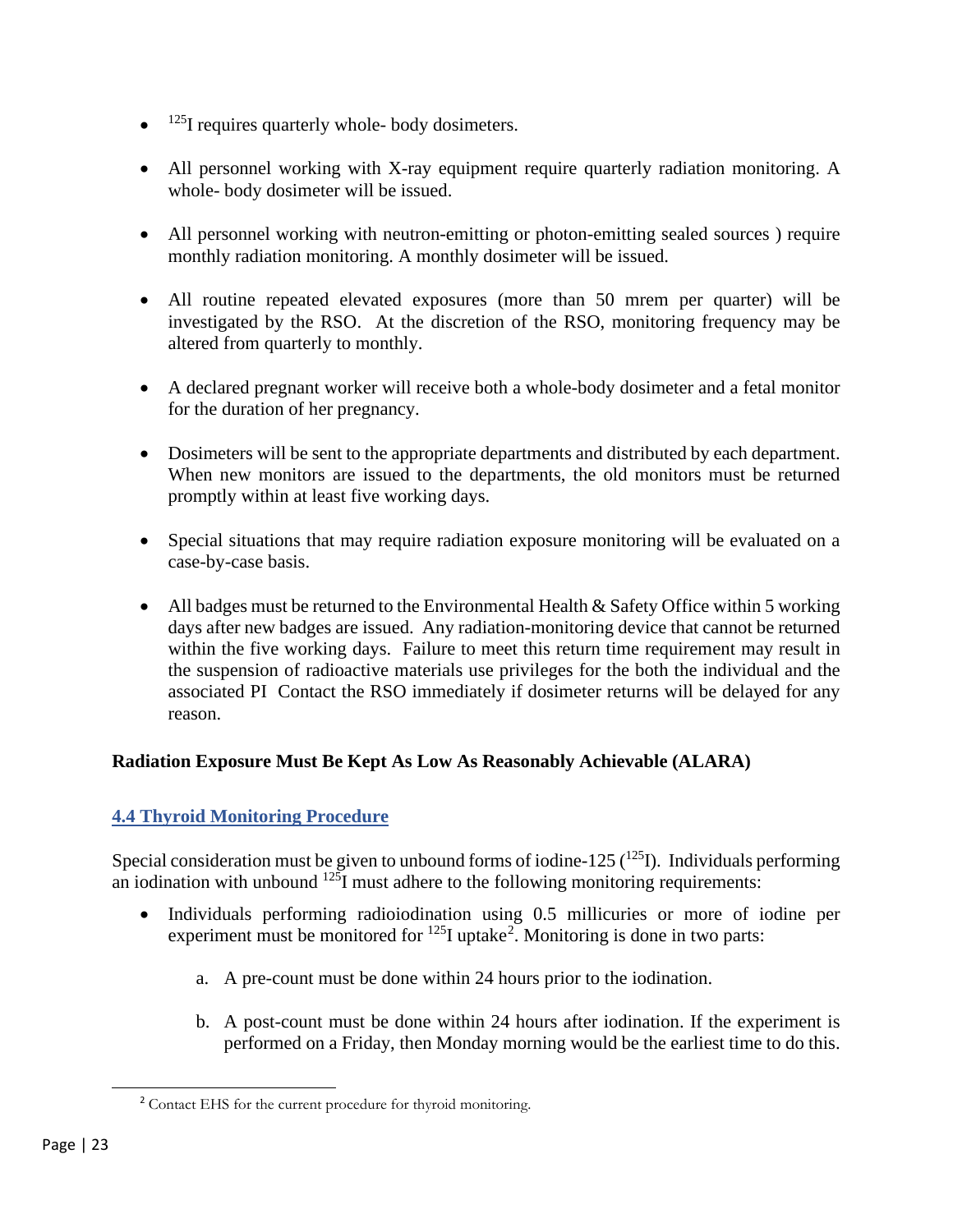- $^{125}$I requires quarterly whole- body dosimeters.
- All personnel working with X-ray equipment require quarterly radiation monitoring. A whole- body dosimeter will be issued.
- All personnel working with neutron-emitting or photon-emitting sealed sources ) require monthly radiation monitoring. A monthly dosimeter will be issued.
- All routine repeated elevated exposures (more than 50 mrem per quarter) will be investigated by the RSO. At the discretion of the RSO, monitoring frequency may be altered from quarterly to monthly.
- A declared pregnant worker will receive both a whole-body dosimeter and a fetal monitor for the duration of her pregnancy.
- Dosimeters will be sent to the appropriate departments and distributed by each department. When new monitors are issued to the departments, the old monitors must be returned promptly within at least five working days.
- Special situations that may require radiation exposure monitoring will be evaluated on a case-by-case basis.
- All badges must be returned to the Environmental Health & Safety Office within 5 working days after new badges are issued. Any radiation-monitoring device that cannot be returned within the five working days. Failure to meet this return time requirement may result in the suspension of radioactive materials use privileges for the both the individual and the associated PI Contact the RSO immediately if dosimeter returns will be delayed for any reason.

**Radiation Exposure Must Be Kept As Low As Reasonably Achievable (ALARA)**

### 4.4 Thyroid Monitoring Procedure

Special consideration must be given to unbound forms of iodine-125 ($^{125}$I). Individuals performing an iodination with unbound $^{125}$I must adhere to the following monitoring requirements:

- Individuals performing radioiodination using 0.5 millicuries or more of iodine per experiment must be monitored for $^{125}$I uptake[2]. Monitoring is done in two parts:
    a. A pre-count must be done within 24 hours prior to the iodination.
    b. A post-count must be done within 24 hours after iodination. If the experiment is performed on a Friday, then Monday morning would be the earliest time to do this.

[2] Contact EHS for the current procedure for thyroid monitoring.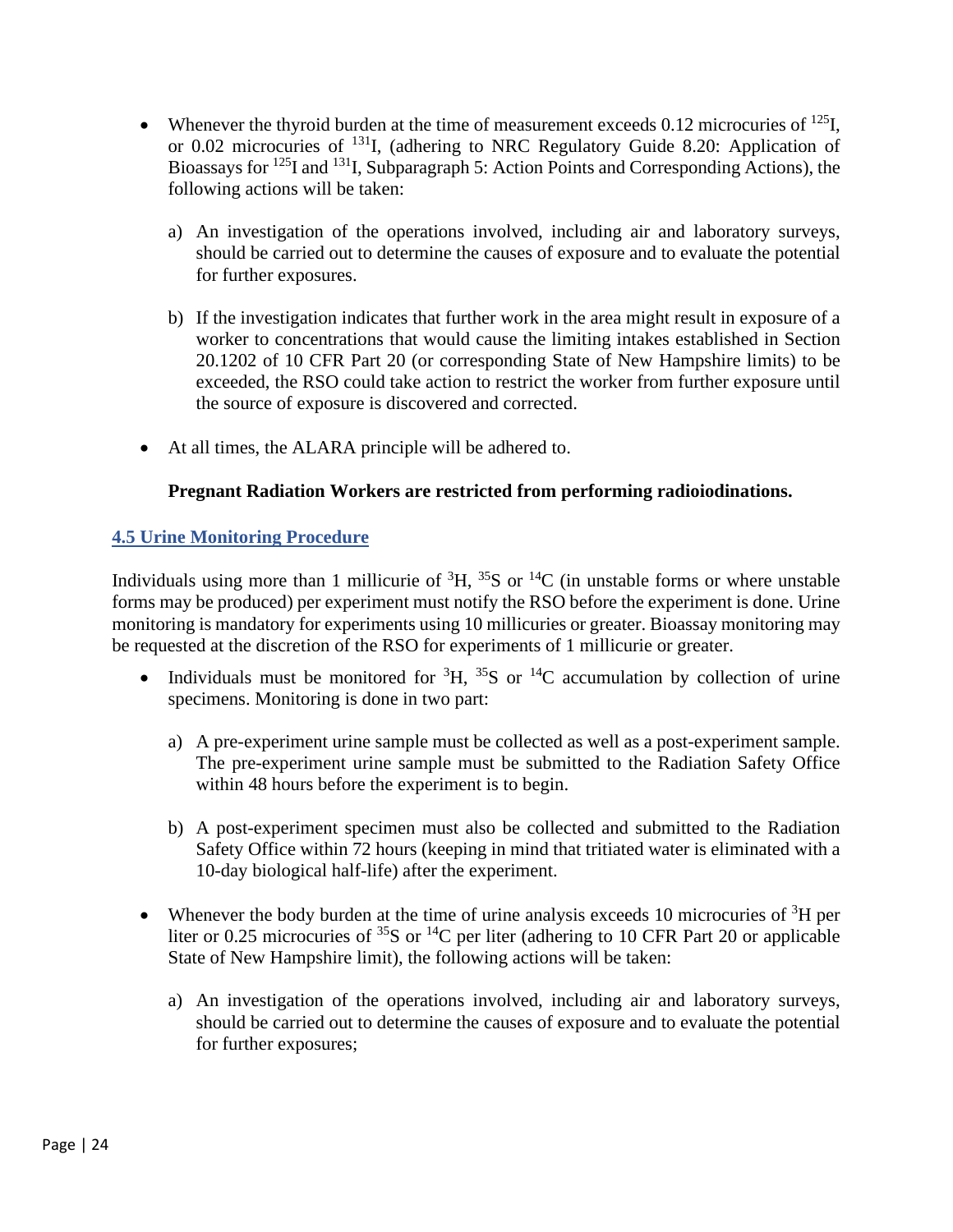- Whenever the thyroid burden at the time of measurement exceeds 0.12 microcuries of $^{125}I$, or 0.02 microcuries of $^{131}I$, (adhering to NRC Regulatory Guide 8.20: Application of Bioassays for $^{125}I$ and $^{131}I$, Subparagraph 5: Action Points and Corresponding Actions), the following actions will be taken:

  a) An investigation of the operations involved, including air and laboratory surveys, should be carried out to determine the causes of exposure and to evaluate the potential for further exposures.

  b) If the investigation indicates that further work in the area might result in exposure of a worker to concentrations that would cause the limiting intakes established in Section 20.1202 of 10 CFR Part 20 (or corresponding State of New Hampshire limits) to be exceeded, the RSO could take action to restrict the worker from further exposure until the source of exposure is discovered and corrected.

- At all times, the ALARA principle will be adhered to.

**Pregnant Radiation Workers are restricted from performing radioiodinations.**

### 4.5 Urine Monitoring Procedure

Individuals using more than 1 millicurie of $^{3}H$, $^{35}S$ or $^{14}C$ (in unstable forms or where unstable forms may be produced) per experiment must notify the RSO before the experiment is done. Urine monitoring is mandatory for experiments using 10 millicuries or greater. Bioassay monitoring may be requested at the discretion of the RSO for experiments of 1 millicurie or greater.

- Individuals must be monitored for $^{3}H$, $^{35}S$ or $^{14}C$ accumulation by collection of urine specimens. Monitoring is done in two part:

  a) A pre-experiment urine sample must be collected as well as a post-experiment sample. The pre-experiment urine sample must be submitted to the Radiation Safety Office within 48 hours before the experiment is to begin.

  b) A post-experiment specimen must also be collected and submitted to the Radiation Safety Office within 72 hours (keeping in mind that tritiated water is eliminated with a 10-day biological half-life) after the experiment.

- Whenever the body burden at the time of urine analysis exceeds 10 microcuries of $^{3}H$ per liter or 0.25 microcuries of $^{35}S$ or $^{14}C$ per liter (adhering to 10 CFR Part 20 or applicable State of New Hampshire limit), the following actions will be taken:

  a) An investigation of the operations involved, including air and laboratory surveys, should be carried out to determine the causes of exposure and to evaluate the potential for further exposures;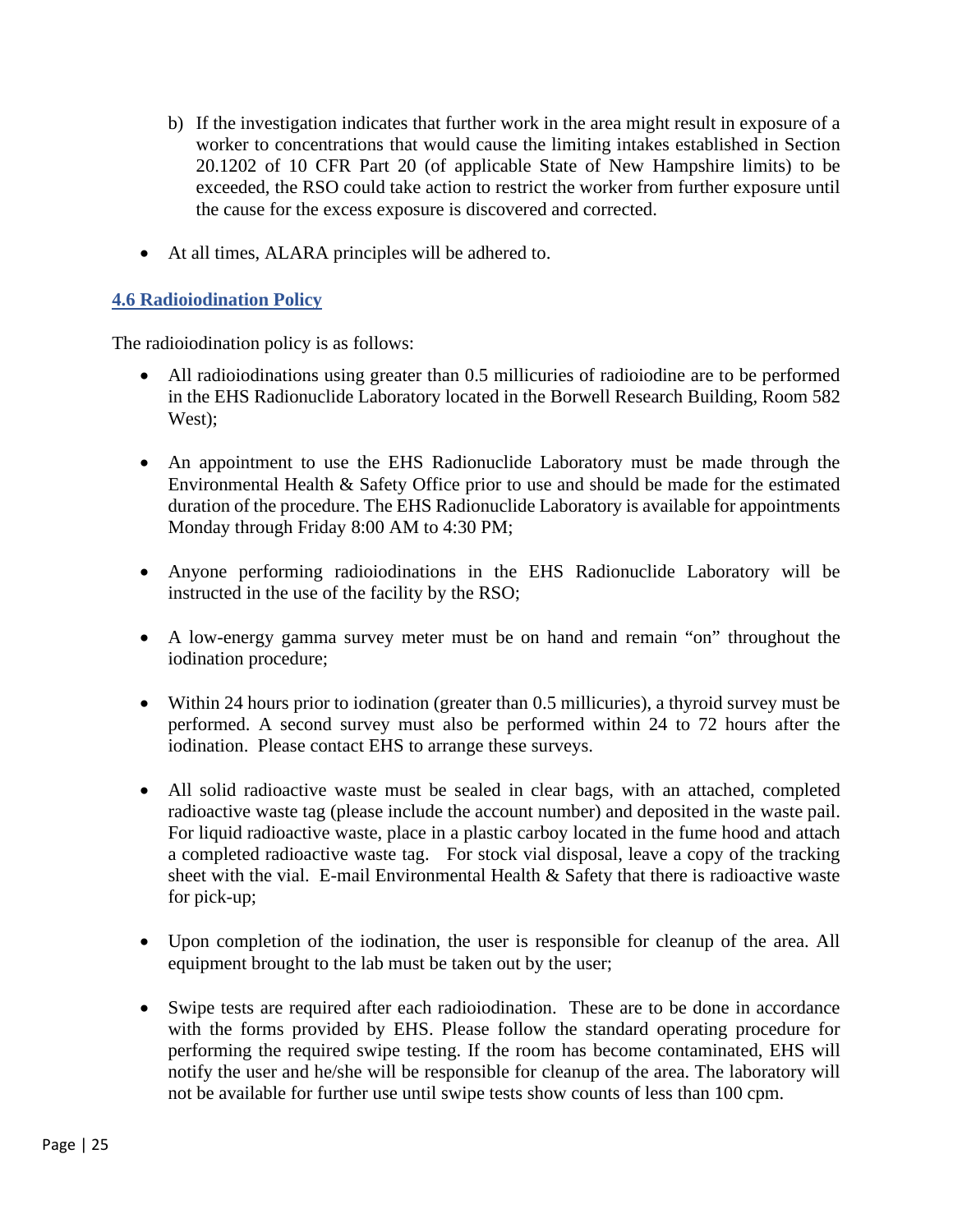b) If the investigation indicates that further work in the area might result in exposure of a worker to concentrations that would cause the limiting intakes established in Section 20.1202 of 10 CFR Part 20 (of applicable State of New Hampshire limits) to be exceeded, the RSO could take action to restrict the worker from further exposure until the cause for the excess exposure is discovered and corrected.

- At all times, ALARA principles will be adhered to.

## 4.6 Radioiodination Policy

The radioiodination policy is as follows:

- All radioiodinations using greater than 0.5 millicuries of radioiodine are to be performed in the EHS Radionuclide Laboratory located in the Borwell Research Building, Room 582 West);

- An appointment to use the EHS Radionuclide Laboratory must be made through the Environmental Health & Safety Office prior to use and should be made for the estimated duration of the procedure. The EHS Radionuclide Laboratory is available for appointments Monday through Friday 8:00 AM to 4:30 PM;

- Anyone performing radioiodinations in the EHS Radionuclide Laboratory will be instructed in the use of the facility by the RSO;

- A low-energy gamma survey meter must be on hand and remain "on" throughout the iodination procedure;

- Within 24 hours prior to iodination (greater than 0.5 millicuries), a thyroid survey must be performed. A second survey must also be performed within 24 to 72 hours after the iodination. Please contact EHS to arrange these surveys.

- All solid radioactive waste must be sealed in clear bags, with an attached, completed radioactive waste tag (please include the account number) and deposited in the waste pail. For liquid radioactive waste, place in a plastic carboy located in the fume hood and attach a completed radioactive waste tag. For stock vial disposal, leave a copy of the tracking sheet with the vial. E-mail Environmental Health & Safety that there is radioactive waste for pick-up;

- Upon completion of the iodination, the user is responsible for cleanup of the area. All equipment brought to the lab must be taken out by the user;

- Swipe tests are required after each radioiodination. These are to be done in accordance with the forms provided by EHS. Please follow the standard operating procedure for performing the required swipe testing. If the room has become contaminated, EHS will notify the user and he/she will be responsible for cleanup of the area. The laboratory will not be available for further use until swipe tests show counts of less than 100 cpm.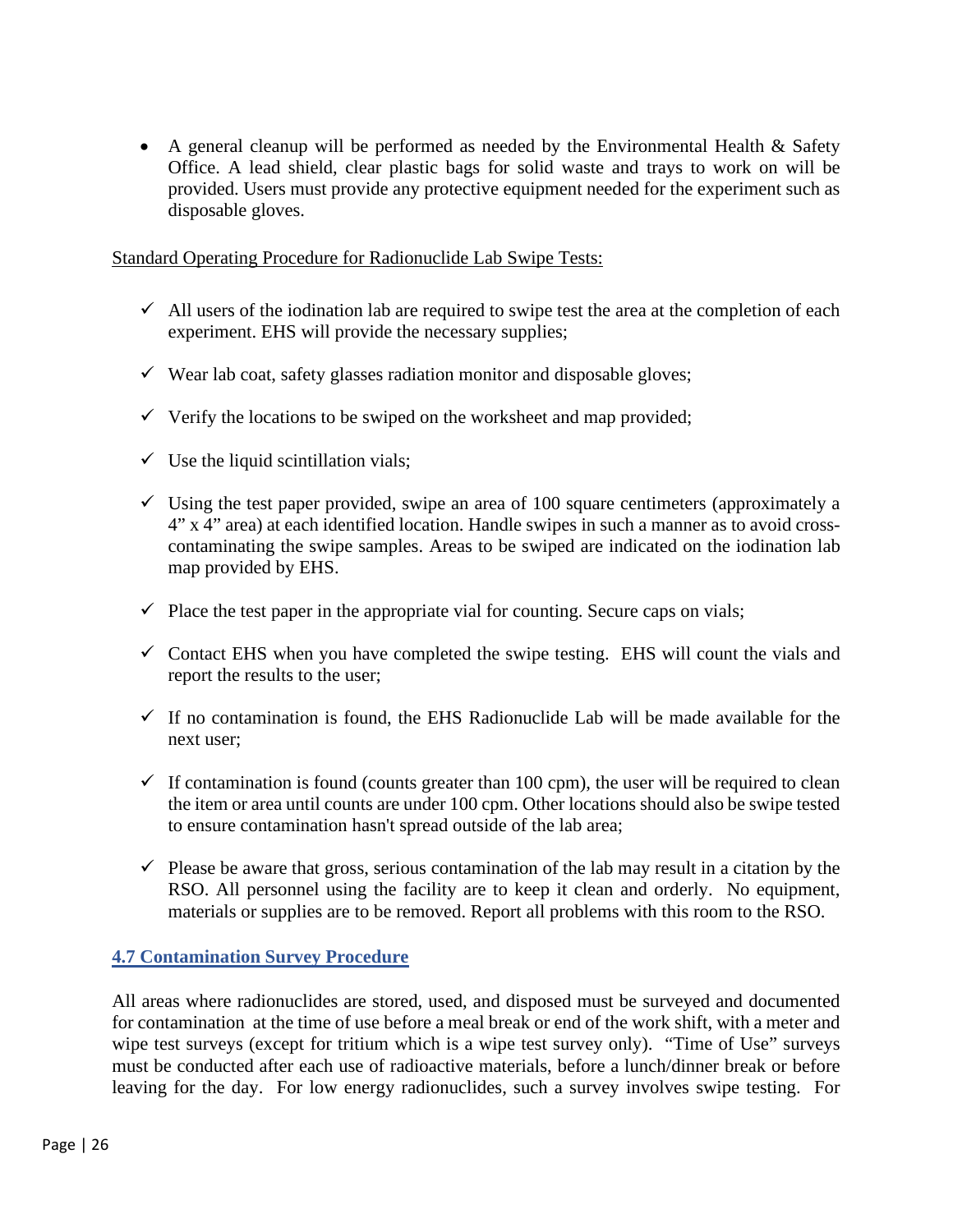- A general cleanup will be performed as needed by the Environmental Health & Safety Office. A lead shield, clear plastic bags for solid waste and trays to work on will be provided. Users must provide any protective equipment needed for the experiment such as disposable gloves.

<u>Standard Operating Procedure for Radionuclide Lab Swipe Tests:</u>

- ✓ All users of the iodination lab are required to swipe test the area at the completion of each experiment. EHS will provide the necessary supplies;
- ✓ Wear lab coat, safety glasses radiation monitor and disposable gloves;
- ✓ Verify the locations to be swiped on the worksheet and map provided;
- ✓ Use the liquid scintillation vials;
- ✓ Using the test paper provided, swipe an area of 100 square centimeters (approximately a 4" x 4" area) at each identified location. Handle swipes in such a manner as to avoid cross-contaminating the swipe samples. Areas to be swiped are indicated on the iodination lab map provided by EHS.
- ✓ Place the test paper in the appropriate vial for counting. Secure caps on vials;
- ✓ Contact EHS when you have completed the swipe testing. EHS will count the vials and report the results to the user;
- ✓ If no contamination is found, the EHS Radionuclide Lab will be made available for the next user;
- ✓ If contamination is found (counts greater than 100 cpm), the user will be required to clean the item or area until counts are under 100 cpm. Other locations should also be swipe tested to ensure contamination hasn't spread outside of the lab area;
- ✓ Please be aware that gross, serious contamination of the lab may result in a citation by the RSO. All personnel using the facility are to keep it clean and orderly. No equipment, materials or supplies are to be removed. Report all problems with this room to the RSO.

## 4.7 Contamination Survey Procedure

All areas where radionuclides are stored, used, and disposed must be surveyed and documented for contamination at the time of use before a meal break or end of the work shift, with a meter and wipe test surveys (except for tritium which is a wipe test survey only). "Time of Use" surveys must be conducted after each use of radioactive materials, before a lunch/dinner break or before leaving for the day. For low energy radionuclides, such a survey involves swipe testing. For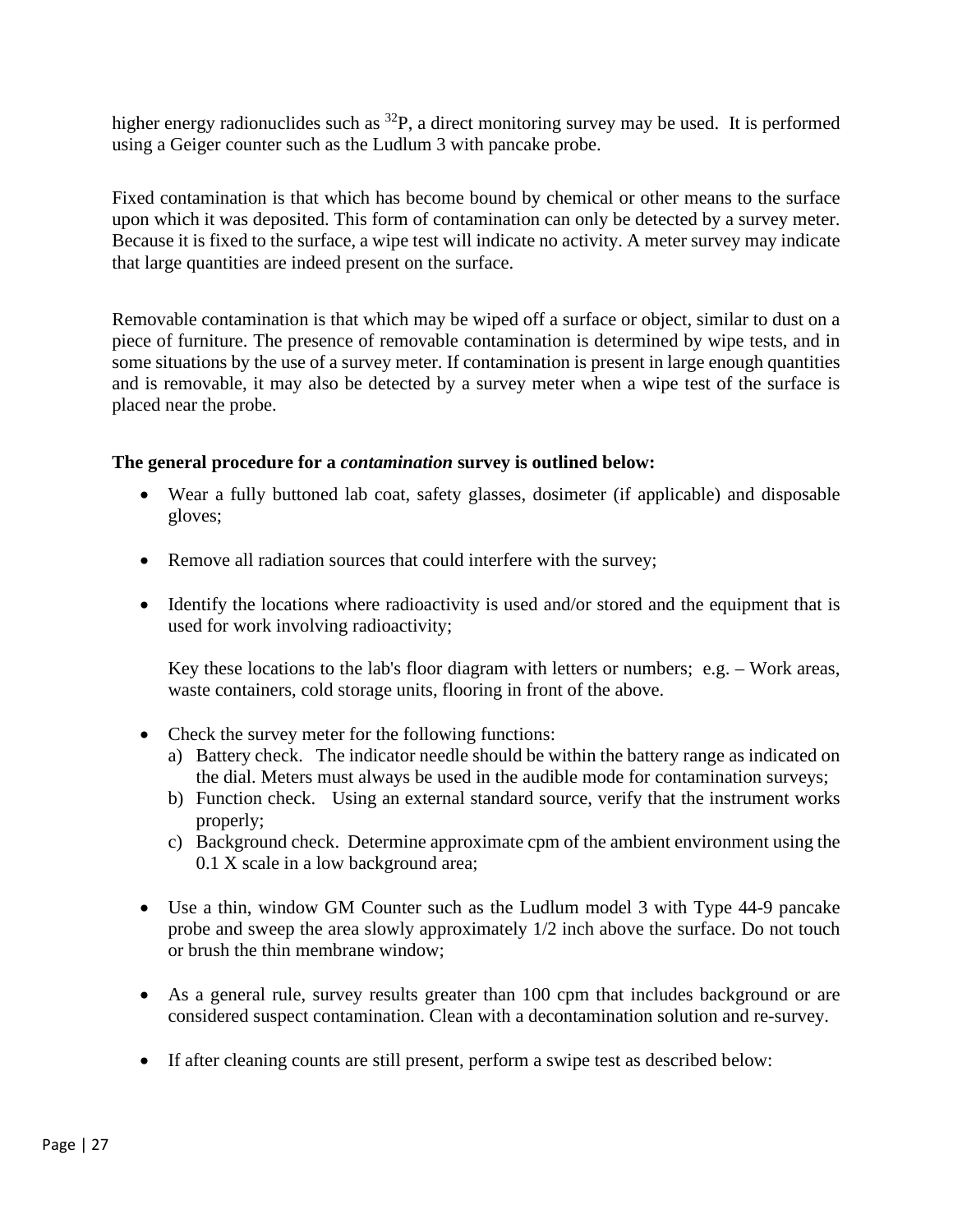higher energy radionuclides such as $^{32}P$, a direct monitoring survey may be used. It is performed using a Geiger counter such as the Ludlum 3 with pancake probe.

Fixed contamination is that which has become bound by chemical or other means to the surface upon which it was deposited. This form of contamination can only be detected by a survey meter. Because it is fixed to the surface, a wipe test will indicate no activity. A meter survey may indicate that large quantities are indeed present on the surface.

Removable contamination is that which may be wiped off a surface or object, similar to dust on a piece of furniture. The presence of removable contamination is determined by wipe tests, and in some situations by the use of a survey meter. If contamination is present in large enough quantities and is removable, it may also be detected by a survey meter when a wipe test of the surface is placed near the probe.

**The general procedure for a *contamination* survey is outlined below:**

- Wear a fully buttoned lab coat, safety glasses, dosimeter (if applicable) and disposable gloves;

- Remove all radiation sources that could interfere with the survey;

- Identify the locations where radioactivity is used and/or stored and the equipment that is used for work involving radioactivity;

  Key these locations to the lab's floor diagram with letters or numbers; e.g. – Work areas, waste containers, cold storage units, flooring in front of the above.

- Check the survey meter for the following functions:
  a) Battery check. The indicator needle should be within the battery range as indicated on the dial. Meters must always be used in the audible mode for contamination surveys;
  b) Function check. Using an external standard source, verify that the instrument works properly;
  c) Background check. Determine approximate cpm of the ambient environment using the 0.1 X scale in a low background area;

- Use a thin, window GM Counter such as the Ludlum model 3 with Type 44-9 pancake probe and sweep the area slowly approximately 1/2 inch above the surface. Do not touch or brush the thin membrane window;

- As a general rule, survey results greater than 100 cpm that includes background or are considered suspect contamination. Clean with a decontamination solution and re-survey.

- If after cleaning counts are still present, perform a swipe test as described below: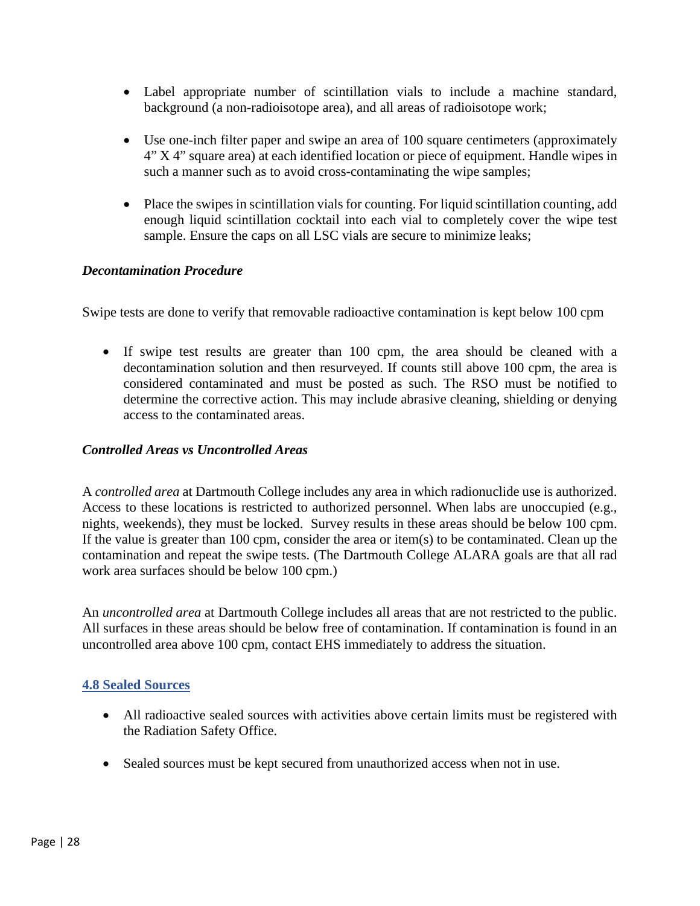- Label appropriate number of scintillation vials to include a machine standard, background (a non-radioisotope area), and all areas of radioisotope work;

- Use one-inch filter paper and swipe an area of 100 square centimeters (approximately 4” X 4” square area) at each identified location or piece of equipment. Handle wipes in such a manner such as to avoid cross-contaminating the wipe samples;

- Place the swipes in scintillation vials for counting. For liquid scintillation counting, add enough liquid scintillation cocktail into each vial to completely cover the wipe test sample. Ensure the caps on all LSC vials are secure to minimize leaks;

***Decontamination Procedure***

Swipe tests are done to verify that removable radioactive contamination is kept below 100 cpm

- If swipe test results are greater than 100 cpm, the area should be cleaned with a decontamination solution and then resurveyed. If counts still above 100 cpm, the area is considered contaminated and must be posted as such. The RSO must be notified to determine the corrective action. This may include abrasive cleaning, shielding or denying access to the contaminated areas.

***Controlled Areas vs Uncontrolled Areas***

A *controlled area* at Dartmouth College includes any area in which radionuclide use is authorized. Access to these locations is restricted to authorized personnel. When labs are unoccupied (e.g., nights, weekends), they must be locked. Survey results in these areas should be below 100 cpm. If the value is greater than 100 cpm, consider the area or item(s) to be contaminated. Clean up the contamination and repeat the swipe tests. (The Dartmouth College ALARA goals are that all rad work area surfaces should be below 100 cpm.)

An *uncontrolled area* at Dartmouth College includes all areas that are not restricted to the public. All surfaces in these areas should be below free of contamination. If contamination is found in an uncontrolled area above 100 cpm, contact EHS immediately to address the situation.

### 4.8 Sealed Sources

- All radioactive sealed sources with activities above certain limits must be registered with the Radiation Safety Office.

- Sealed sources must be kept secured from unauthorized access when not in use.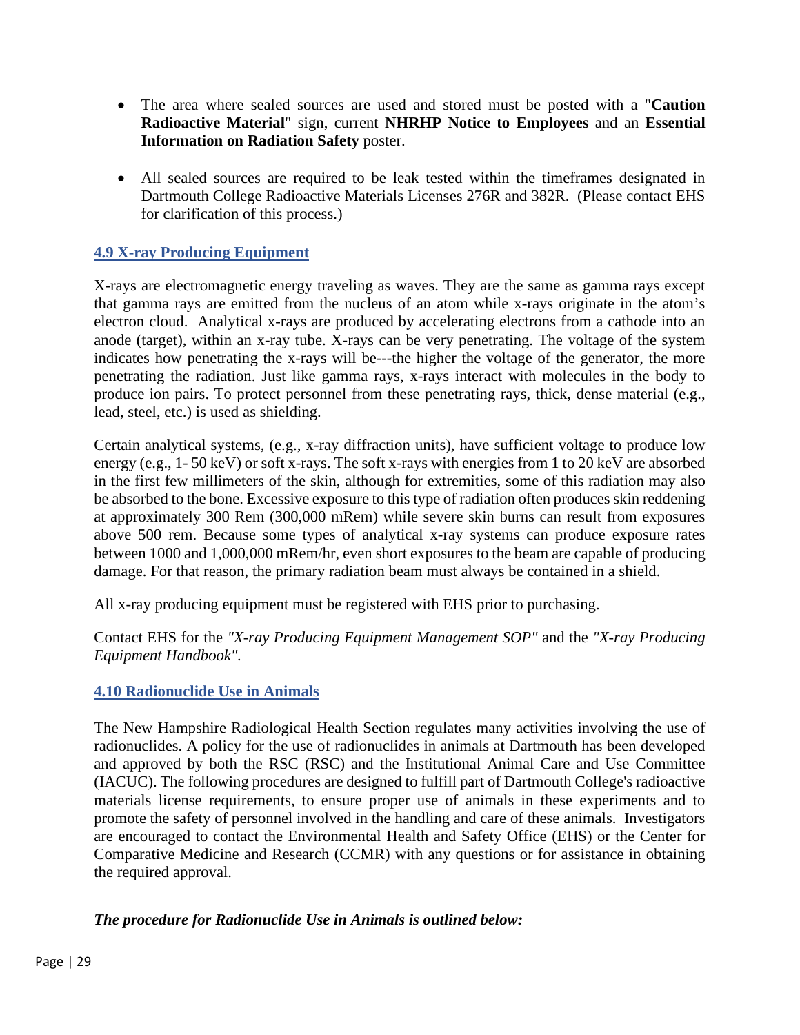- The area where sealed sources are used and stored must be posted with a "**Caution Radioactive Material**" sign, current **NHRHP Notice to Employees** and an **Essential Information on Radiation Safety** poster.

- All sealed sources are required to be leak tested within the timeframes designated in Dartmouth College Radioactive Materials Licenses 276R and 382R. (Please contact EHS for clarification of this process.)

## 4.9 X-ray Producing Equipment

X-rays are electromagnetic energy traveling as waves. They are the same as gamma rays except that gamma rays are emitted from the nucleus of an atom while x-rays originate in the atom's electron cloud. Analytical x-rays are produced by accelerating electrons from a cathode into an anode (target), within an x-ray tube. X-rays can be very penetrating. The voltage of the system indicates how penetrating the x-rays will be---the higher the voltage of the generator, the more penetrating the radiation. Just like gamma rays, x-rays interact with molecules in the body to produce ion pairs. To protect personnel from these penetrating rays, thick, dense material (e.g., lead, steel, etc.) is used as shielding.

Certain analytical systems, (e.g., x-ray diffraction units), have sufficient voltage to produce low energy (e.g., 1- 50 keV) or soft x-rays. The soft x-rays with energies from 1 to 20 keV are absorbed in the first few millimeters of the skin, although for extremities, some of this radiation may also be absorbed to the bone. Excessive exposure to this type of radiation often produces skin reddening at approximately 300 Rem (300,000 mRem) while severe skin burns can result from exposures above 500 rem. Because some types of analytical x-ray systems can produce exposure rates between 1000 and 1,000,000 mRem/hr, even short exposures to the beam are capable of producing damage. For that reason, the primary radiation beam must always be contained in a shield.

All x-ray producing equipment must be registered with EHS prior to purchasing.

Contact EHS for the *"X-ray Producing Equipment Management SOP"* and the *"X-ray Producing Equipment Handbook"*.

## 4.10 Radionuclide Use in Animals

The New Hampshire Radiological Health Section regulates many activities involving the use of radionuclides. A policy for the use of radionuclides in animals at Dartmouth has been developed and approved by both the RSC (RSC) and the Institutional Animal Care and Use Committee (IACUC). The following procedures are designed to fulfill part of Dartmouth College's radioactive materials license requirements, to ensure proper use of animals in these experiments and to promote the safety of personnel involved in the handling and care of these animals. Investigators are encouraged to contact the Environmental Health and Safety Office (EHS) or the Center for Comparative Medicine and Research (CCMR) with any questions or for assistance in obtaining the required approval.

***The procedure for Radionuclide Use in Animals is outlined below:***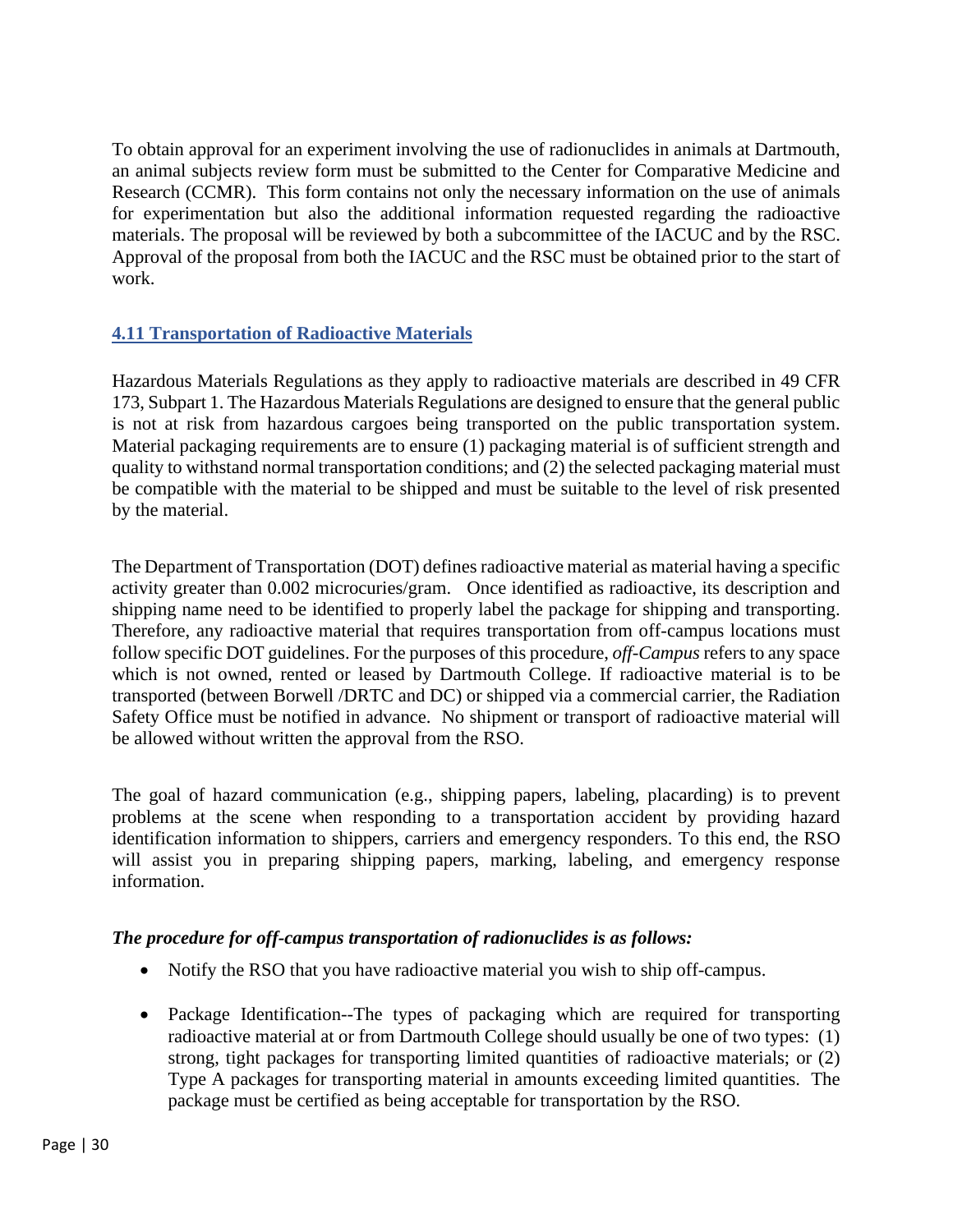To obtain approval for an experiment involving the use of radionuclides in animals at Dartmouth, an animal subjects review form must be submitted to the Center for Comparative Medicine and Research (CCMR). This form contains not only the necessary information on the use of animals for experimentation but also the additional information requested regarding the radioactive materials. The proposal will be reviewed by both a subcommittee of the IACUC and by the RSC. Approval of the proposal from both the IACUC and the RSC must be obtained prior to the start of work.

### 4.11 Transportation of Radioactive Materials

Hazardous Materials Regulations as they apply to radioactive materials are described in 49 CFR 173, Subpart 1. The Hazardous Materials Regulations are designed to ensure that the general public is not at risk from hazardous cargoes being transported on the public transportation system. Material packaging requirements are to ensure (1) packaging material is of sufficient strength and quality to withstand normal transportation conditions; and (2) the selected packaging material must be compatible with the material to be shipped and must be suitable to the level of risk presented by the material.

The Department of Transportation (DOT) defines radioactive material as material having a specific activity greater than 0.002 microcuries/gram. Once identified as radioactive, its description and shipping name need to be identified to properly label the package for shipping and transporting. Therefore, any radioactive material that requires transportation from off-campus locations must follow specific DOT guidelines. For the purposes of this procedure, *off-Campus* refers to any space which is not owned, rented or leased by Dartmouth College. If radioactive material is to be transported (between Borwell /DRTC and DC) or shipped via a commercial carrier, the Radiation Safety Office must be notified in advance. No shipment or transport of radioactive material will be allowed without written the approval from the RSO.

The goal of hazard communication (e.g., shipping papers, labeling, placarding) is to prevent problems at the scene when responding to a transportation accident by providing hazard identification information to shippers, carriers and emergency responders. To this end, the RSO will assist you in preparing shipping papers, marking, labeling, and emergency response information.

***The procedure for off-campus transportation of radionuclides is as follows:***

- Notify the RSO that you have radioactive material you wish to ship off-campus.
- Package Identification--The types of packaging which are required for transporting radioactive material at or from Dartmouth College should usually be one of two types: (1) strong, tight packages for transporting limited quantities of radioactive materials; or (2) Type A packages for transporting material in amounts exceeding limited quantities. The package must be certified as being acceptable for transportation by the RSO.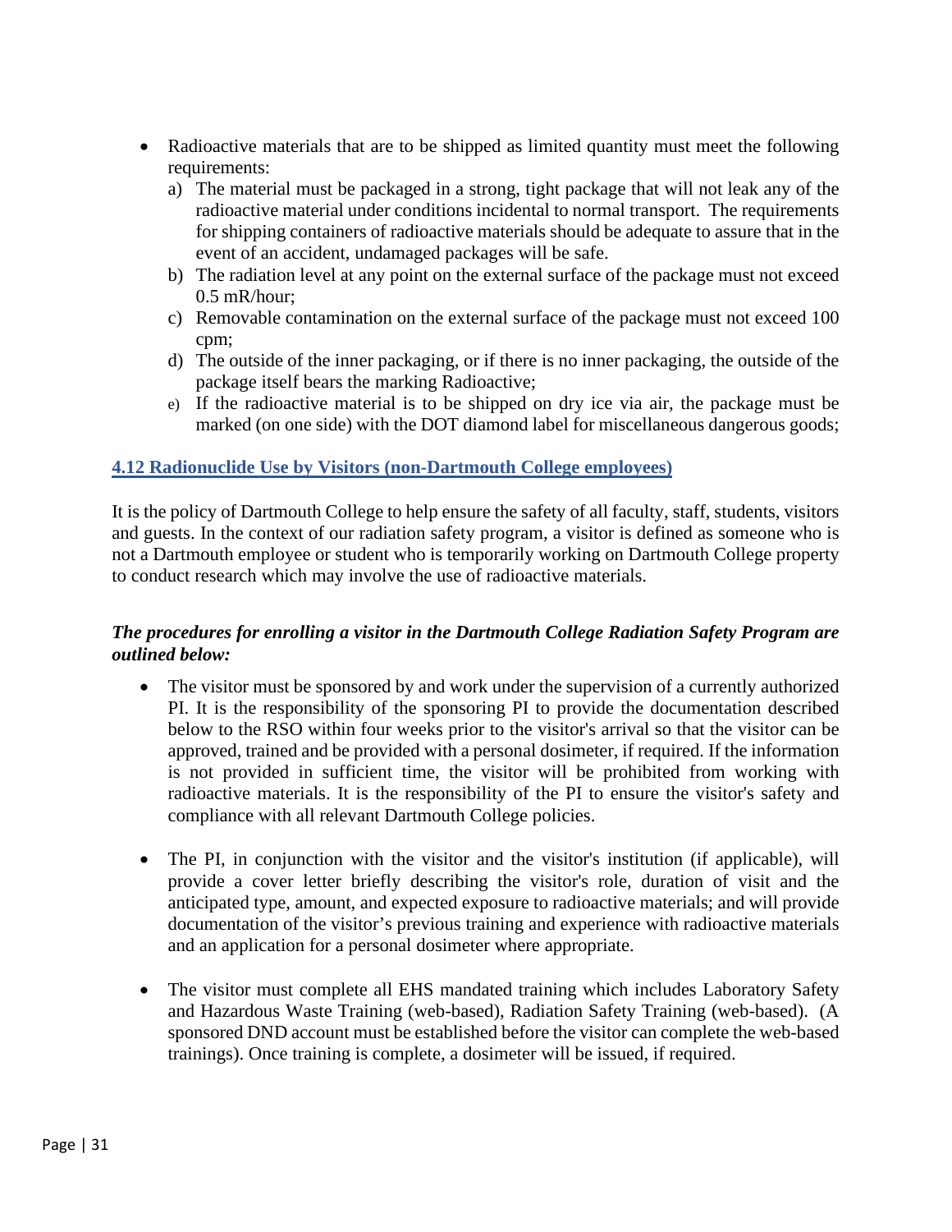- Radioactive materials that are to be shipped as limited quantity must meet the following requirements:
  a) The material must be packaged in a strong, tight package that will not leak any of the radioactive material under conditions incidental to normal transport. The requirements for shipping containers of radioactive materials should be adequate to assure that in the event of an accident, undamaged packages will be safe.
  b) The radiation level at any point on the external surface of the package must not exceed 0.5 mR/hour;
  c) Removable contamination on the external surface of the package must not exceed 100 cpm;
  d) The outside of the inner packaging, or if there is no inner packaging, the outside of the package itself bears the marking Radioactive;
  e) If the radioactive material is to be shipped on dry ice via air, the package must be marked (on one side) with the DOT diamond label for miscellaneous dangerous goods;

## 4.12 Radionuclide Use by Visitors (non-Dartmouth College employees)

It is the policy of Dartmouth College to help ensure the safety of all faculty, staff, students, visitors and guests. In the context of our radiation safety program, a visitor is defined as someone who is not a Dartmouth employee or student who is temporarily working on Dartmouth College property to conduct research which may involve the use of radioactive materials.

***The procedures for enrolling a visitor in the Dartmouth College Radiation Safety Program are outlined below:***

- The visitor must be sponsored by and work under the supervision of a currently authorized PI. It is the responsibility of the sponsoring PI to provide the documentation described below to the RSO within four weeks prior to the visitor's arrival so that the visitor can be approved, trained and be provided with a personal dosimeter, if required. If the information is not provided in sufficient time, the visitor will be prohibited from working with radioactive materials. It is the responsibility of the PI to ensure the visitor's safety and compliance with all relevant Dartmouth College policies.

- The PI, in conjunction with the visitor and the visitor's institution (if applicable), will provide a cover letter briefly describing the visitor's role, duration of visit and the anticipated type, amount, and expected exposure to radioactive materials; and will provide documentation of the visitor's previous training and experience with radioactive materials and an application for a personal dosimeter where appropriate.

- The visitor must complete all EHS mandated training which includes Laboratory Safety and Hazardous Waste Training (web-based), Radiation Safety Training (web-based). (A sponsored DND account must be established before the visitor can complete the web-based trainings). Once training is complete, a dosimeter will be issued, if required.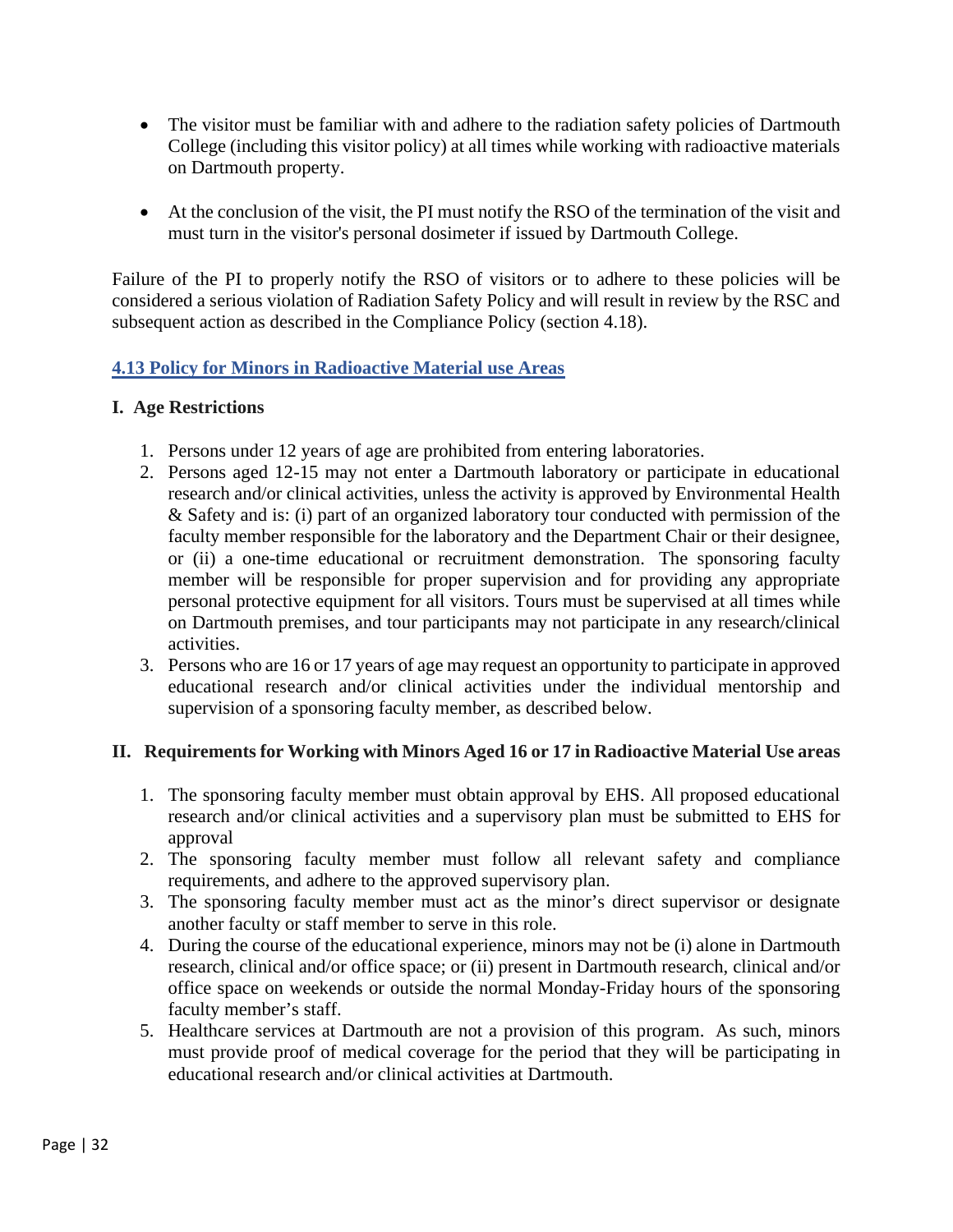- The visitor must be familiar with and adhere to the radiation safety policies of Dartmouth College (including this visitor policy) at all times while working with radioactive materials on Dartmouth property.

- At the conclusion of the visit, the PI must notify the RSO of the termination of the visit and must turn in the visitor's personal dosimeter if issued by Dartmouth College.

Failure of the PI to properly notify the RSO of visitors or to adhere to these policies will be considered a serious violation of Radiation Safety Policy and will result in review by the RSC and subsequent action as described in the Compliance Policy (section 4.18).

## 4.13 Policy for Minors in Radioactive Material use Areas

### I. Age Restrictions

1. Persons under 12 years of age are prohibited from entering laboratories.
2. Persons aged 12-15 may not enter a Dartmouth laboratory or participate in educational research and/or clinical activities, unless the activity is approved by Environmental Health & Safety and is: (i) part of an organized laboratory tour conducted with permission of the faculty member responsible for the laboratory and the Department Chair or their designee, or (ii) a one-time educational or recruitment demonstration. The sponsoring faculty member will be responsible for proper supervision and for providing any appropriate personal protective equipment for all visitors. Tours must be supervised at all times while on Dartmouth premises, and tour participants may not participate in any research/clinical activities.
3. Persons who are 16 or 17 years of age may request an opportunity to participate in approved educational research and/or clinical activities under the individual mentorship and supervision of a sponsoring faculty member, as described below.

### II. Requirements for Working with Minors Aged 16 or 17 in Radioactive Material Use areas

1. The sponsoring faculty member must obtain approval by EHS. All proposed educational research and/or clinical activities and a supervisory plan must be submitted to EHS for approval
2. The sponsoring faculty member must follow all relevant safety and compliance requirements, and adhere to the approved supervisory plan.
3. The sponsoring faculty member must act as the minor's direct supervisor or designate another faculty or staff member to serve in this role.
4. During the course of the educational experience, minors may not be (i) alone in Dartmouth research, clinical and/or office space; or (ii) present in Dartmouth research, clinical and/or office space on weekends or outside the normal Monday-Friday hours of the sponsoring faculty member's staff.
5. Healthcare services at Dartmouth are not a provision of this program. As such, minors must provide proof of medical coverage for the period that they will be participating in educational research and/or clinical activities at Dartmouth.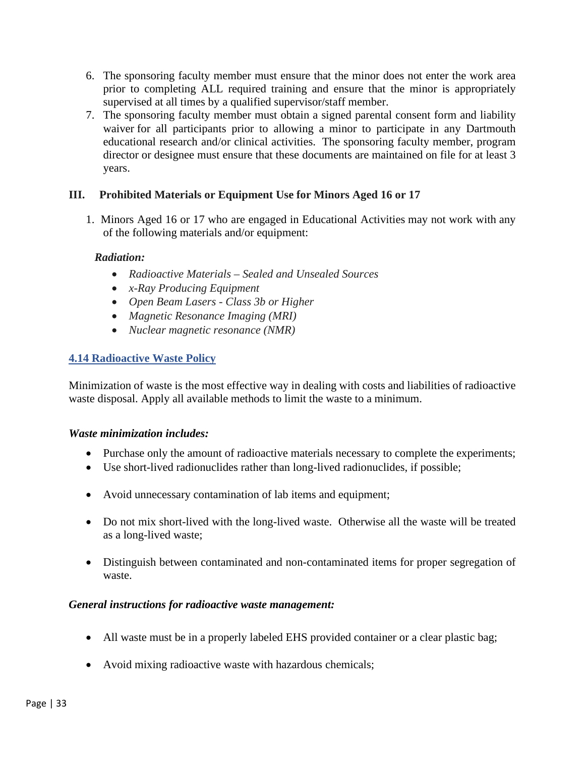6. The sponsoring faculty member must ensure that the minor does not enter the work area prior to completing ALL required training and ensure that the minor is appropriately supervised at all times by a qualified supervisor/staff member.
7. The sponsoring faculty member must obtain a signed parental consent form and liability waiver for all participants prior to allowing a minor to participate in any Dartmouth educational research and/or clinical activities. The sponsoring faculty member, program director or designee must ensure that these documents are maintained on file for at least 3 years.

### III. Prohibited Materials or Equipment Use for Minors Aged 16 or 17

1. Minors Aged 16 or 17 who are engaged in Educational Activities may not work with any of the following materials and/or equipment:

***Radiation:***

- *Radioactive Materials – Sealed and Unsealed Sources*
- *x-Ray Producing Equipment*
- *Open Beam Lasers - Class 3b or Higher*
- *Magnetic Resonance Imaging (MRI)*
- *Nuclear magnetic resonance (NMR)*

## 4.14 Radioactive Waste Policy

Minimization of waste is the most effective way in dealing with costs and liabilities of radioactive waste disposal. Apply all available methods to limit the waste to a minimum.

***Waste minimization includes:***

- Purchase only the amount of radioactive materials necessary to complete the experiments;
- Use short-lived radionuclides rather than long-lived radionuclides, if possible;
- Avoid unnecessary contamination of lab items and equipment;
- Do not mix short-lived with the long-lived waste. Otherwise all the waste will be treated as a long-lived waste;
- Distinguish between contaminated and non-contaminated items for proper segregation of waste.

***General instructions for radioactive waste management:***

- All waste must be in a properly labeled EHS provided container or a clear plastic bag;
- Avoid mixing radioactive waste with hazardous chemicals;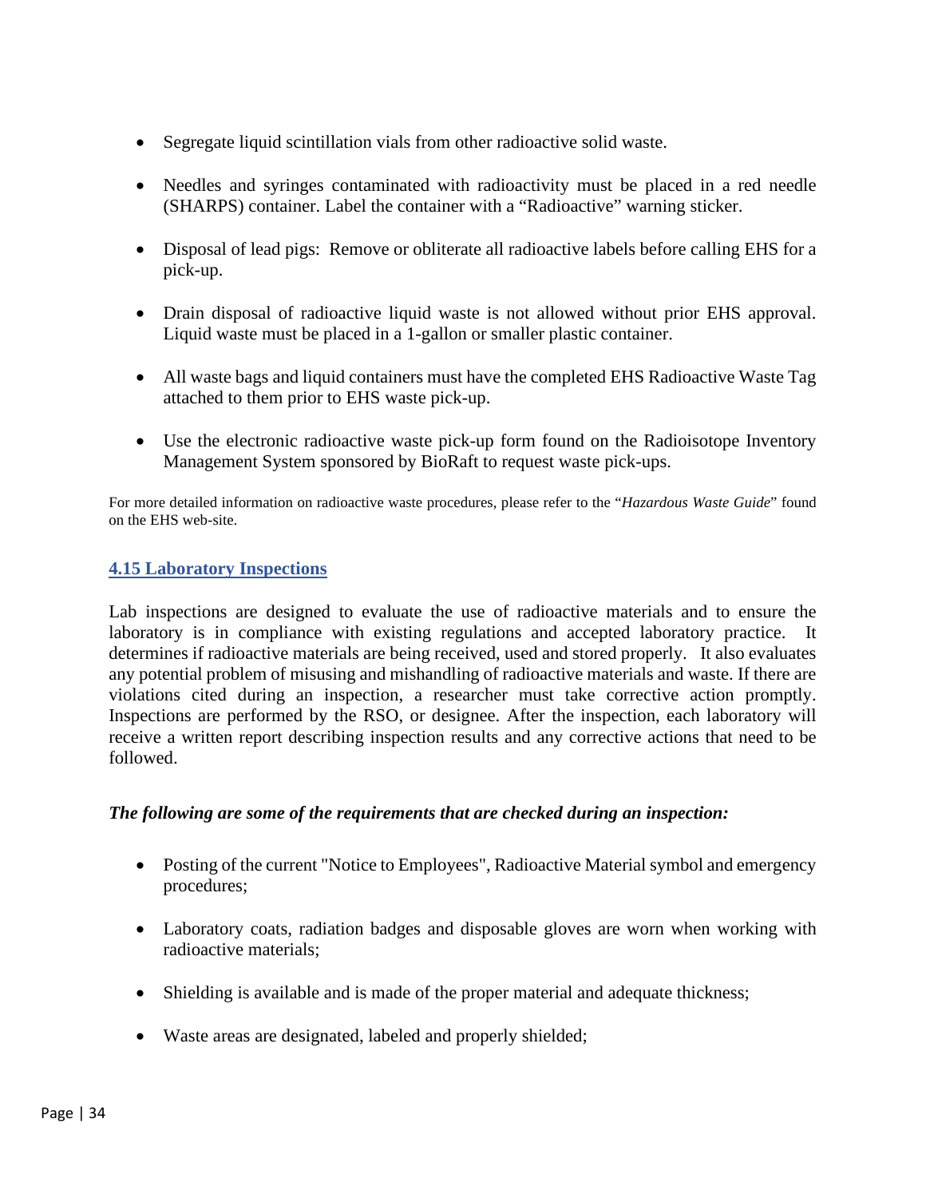- Segregate liquid scintillation vials from other radioactive solid waste.

- Needles and syringes contaminated with radioactivity must be placed in a red needle (SHARPS) container. Label the container with a "Radioactive" warning sticker.

- Disposal of lead pigs: Remove or obliterate all radioactive labels before calling EHS for a pick-up.

- Drain disposal of radioactive liquid waste is not allowed without prior EHS approval. Liquid waste must be placed in a 1-gallon or smaller plastic container.

- All waste bags and liquid containers must have the completed EHS Radioactive Waste Tag attached to them prior to EHS waste pick-up.

- Use the electronic radioactive waste pick-up form found on the Radioisotope Inventory Management System sponsored by BioRaft to request waste pick-ups.

For more detailed information on radioactive waste procedures, please refer to the "*Hazardous Waste Guide*" found on the EHS web-site.

## 4.15 Laboratory Inspections

Lab inspections are designed to evaluate the use of radioactive materials and to ensure the laboratory is in compliance with existing regulations and accepted laboratory practice. It determines if radioactive materials are being received, used and stored properly. It also evaluates any potential problem of misusing and mishandling of radioactive materials and waste. If there are violations cited during an inspection, a researcher must take corrective action promptly. Inspections are performed by the RSO, or designee. After the inspection, each laboratory will receive a written report describing inspection results and any corrective actions that need to be followed.

***The following are some of the requirements that are checked during an inspection:***

- Posting of the current "Notice to Employees", Radioactive Material symbol and emergency procedures;

- Laboratory coats, radiation badges and disposable gloves are worn when working with radioactive materials;

- Shielding is available and is made of the proper material and adequate thickness;

- Waste areas are designated, labeled and properly shielded;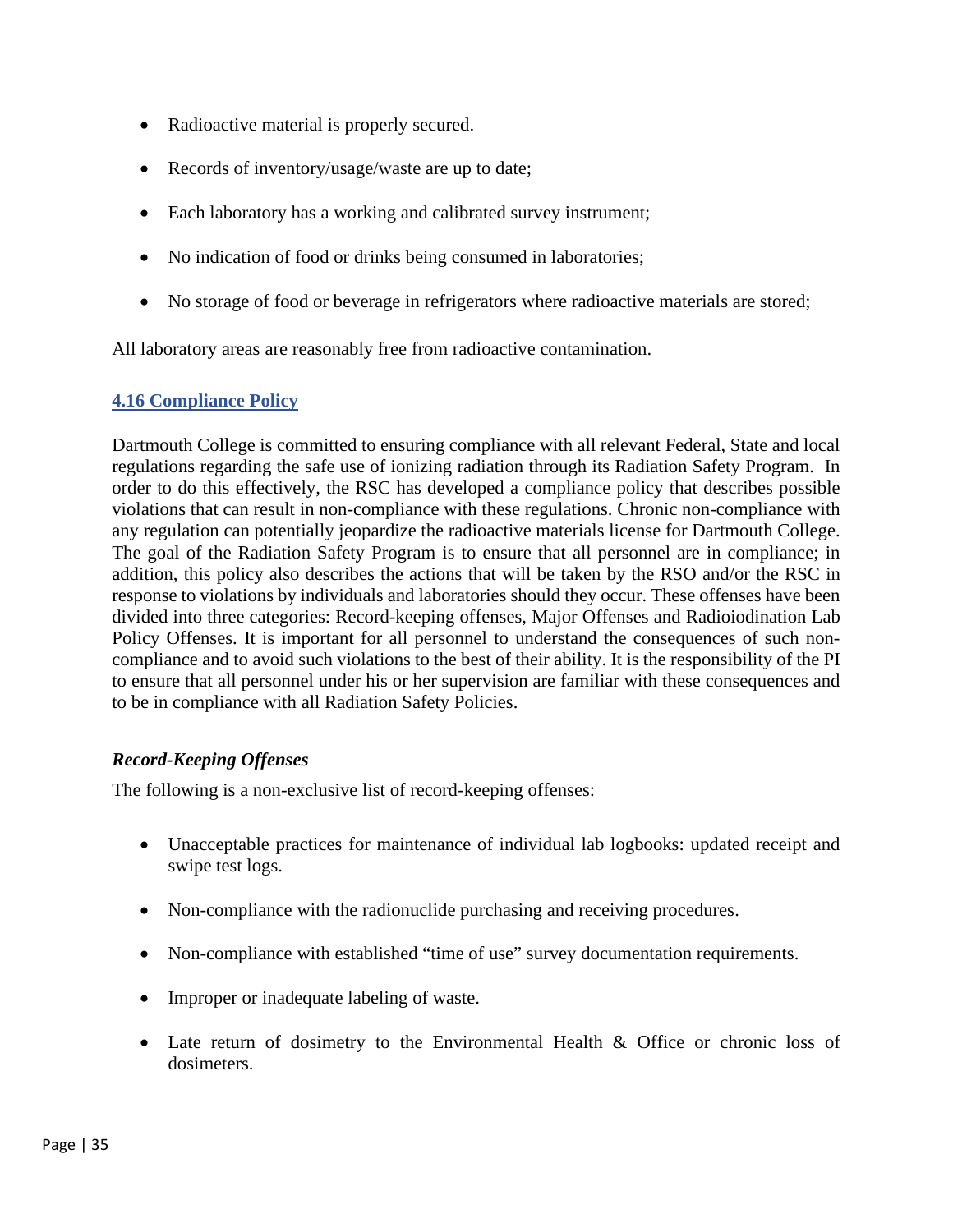- Radioactive material is properly secured.
- Records of inventory/usage/waste are up to date;
- Each laboratory has a working and calibrated survey instrument;
- No indication of food or drinks being consumed in laboratories;
- No storage of food or beverage in refrigerators where radioactive materials are stored;

All laboratory areas are reasonably free from radioactive contamination.

## 4.16 Compliance Policy

Dartmouth College is committed to ensuring compliance with all relevant Federal, State and local regulations regarding the safe use of ionizing radiation through its Radiation Safety Program. In order to do this effectively, the RSC has developed a compliance policy that describes possible violations that can result in non-compliance with these regulations. Chronic non-compliance with any regulation can potentially jeopardize the radioactive materials license for Dartmouth College. The goal of the Radiation Safety Program is to ensure that all personnel are in compliance; in addition, this policy also describes the actions that will be taken by the RSO and/or the RSC in response to violations by individuals and laboratories should they occur. These offenses have been divided into three categories: Record-keeping offenses, Major Offenses and Radioiodination Lab Policy Offenses. It is important for all personnel to understand the consequences of such non-compliance and to avoid such violations to the best of their ability. It is the responsibility of the PI to ensure that all personnel under his or her supervision are familiar with these consequences and to be in compliance with all Radiation Safety Policies.

### *Record-Keeping Offenses*

The following is a non-exclusive list of record-keeping offenses:

- Unacceptable practices for maintenance of individual lab logbooks: updated receipt and swipe test logs.
- Non-compliance with the radionuclide purchasing and receiving procedures.
- Non-compliance with established "time of use" survey documentation requirements.
- Improper or inadequate labeling of waste.
- Late return of dosimetry to the Environmental Health & Office or chronic loss of dosimeters.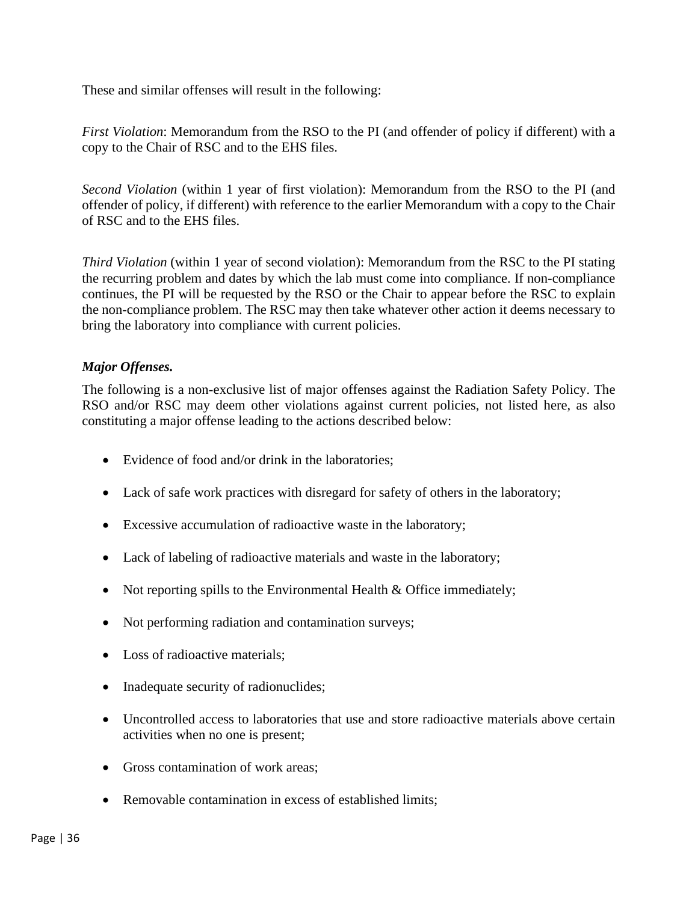These and similar offenses will result in the following:

*First Violation*: Memorandum from the RSO to the PI (and offender of policy if different) with a copy to the Chair of RSC and to the EHS files.

*Second Violation* (within 1 year of first violation): Memorandum from the RSO to the PI (and offender of policy, if different) with reference to the earlier Memorandum with a copy to the Chair of RSC and to the EHS files.

*Third Violation* (within 1 year of second violation): Memorandum from the RSC to the PI stating the recurring problem and dates by which the lab must come into compliance. If non-compliance continues, the PI will be requested by the RSO or the Chair to appear before the RSC to explain the non-compliance problem. The RSC may then take whatever other action it deems necessary to bring the laboratory into compliance with current policies.

***Major Offenses.***

The following is a non-exclusive list of major offenses against the Radiation Safety Policy. The RSO and/or RSC may deem other violations against current policies, not listed here, as also constituting a major offense leading to the actions described below:

- Evidence of food and/or drink in the laboratories;
- Lack of safe work practices with disregard for safety of others in the laboratory;
- Excessive accumulation of radioactive waste in the laboratory;
- Lack of labeling of radioactive materials and waste in the laboratory;
- Not reporting spills to the Environmental Health & Office immediately;
- Not performing radiation and contamination surveys;
- Loss of radioactive materials;
- Inadequate security of radionuclides;
- Uncontrolled access to laboratories that use and store radioactive materials above certain activities when no one is present;
- Gross contamination of work areas;
- Removable contamination in excess of established limits;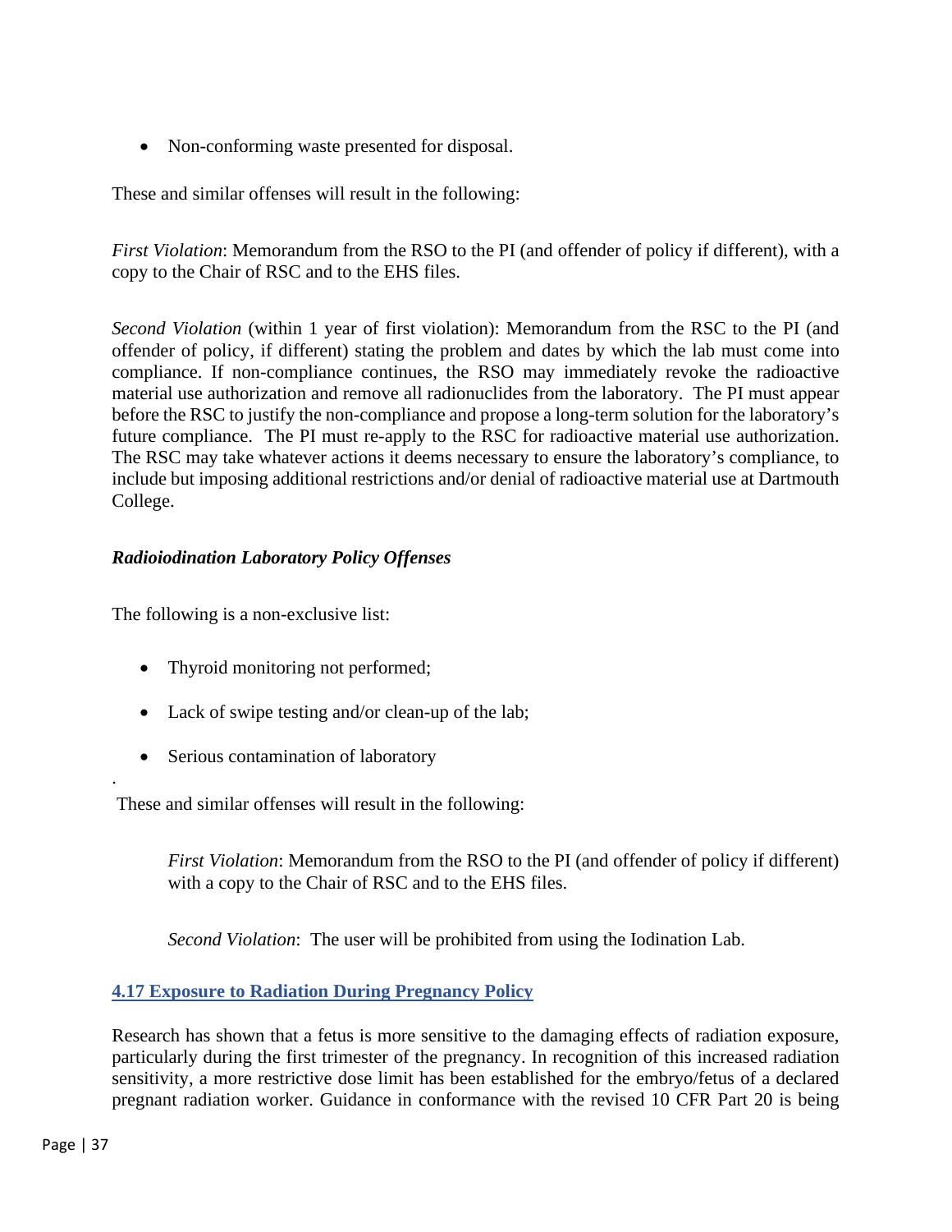- Non-conforming waste presented for disposal.

These and similar offenses will result in the following:

*First Violation*: Memorandum from the RSO to the PI (and offender of policy if different), with a copy to the Chair of RSC and to the EHS files.

*Second Violation* (within 1 year of first violation): Memorandum from the RSC to the PI (and offender of policy, if different) stating the problem and dates by which the lab must come into compliance. If non-compliance continues, the RSO may immediately revoke the radioactive material use authorization and remove all radionuclides from the laboratory. The PI must appear before the RSC to justify the non-compliance and propose a long-term solution for the laboratory's future compliance. The PI must re-apply to the RSC for radioactive material use authorization. The RSC may take whatever actions it deems necessary to ensure the laboratory's compliance, to include but imposing additional restrictions and/or denial of radioactive material use at Dartmouth College.

***Radioiodination Laboratory Policy Offenses***

The following is a non-exclusive list:

- Thyroid monitoring not performed;
- Lack of swipe testing and/or clean-up of the lab;
- Serious contamination of laboratory

.

These and similar offenses will result in the following:

> *First Violation*: Memorandum from the RSO to the PI (and offender of policy if different) with a copy to the Chair of RSC and to the EHS files.
>
> *Second Violation*: The user will be prohibited from using the Iodination Lab.

## 4.17 Exposure to Radiation During Pregnancy Policy

Research has shown that a fetus is more sensitive to the damaging effects of radiation exposure, particularly during the first trimester of the pregnancy. In recognition of this increased radiation sensitivity, a more restrictive dose limit has been established for the embryo/fetus of a declared pregnant radiation worker. Guidance in conformance with the revised 10 CFR Part 20 is being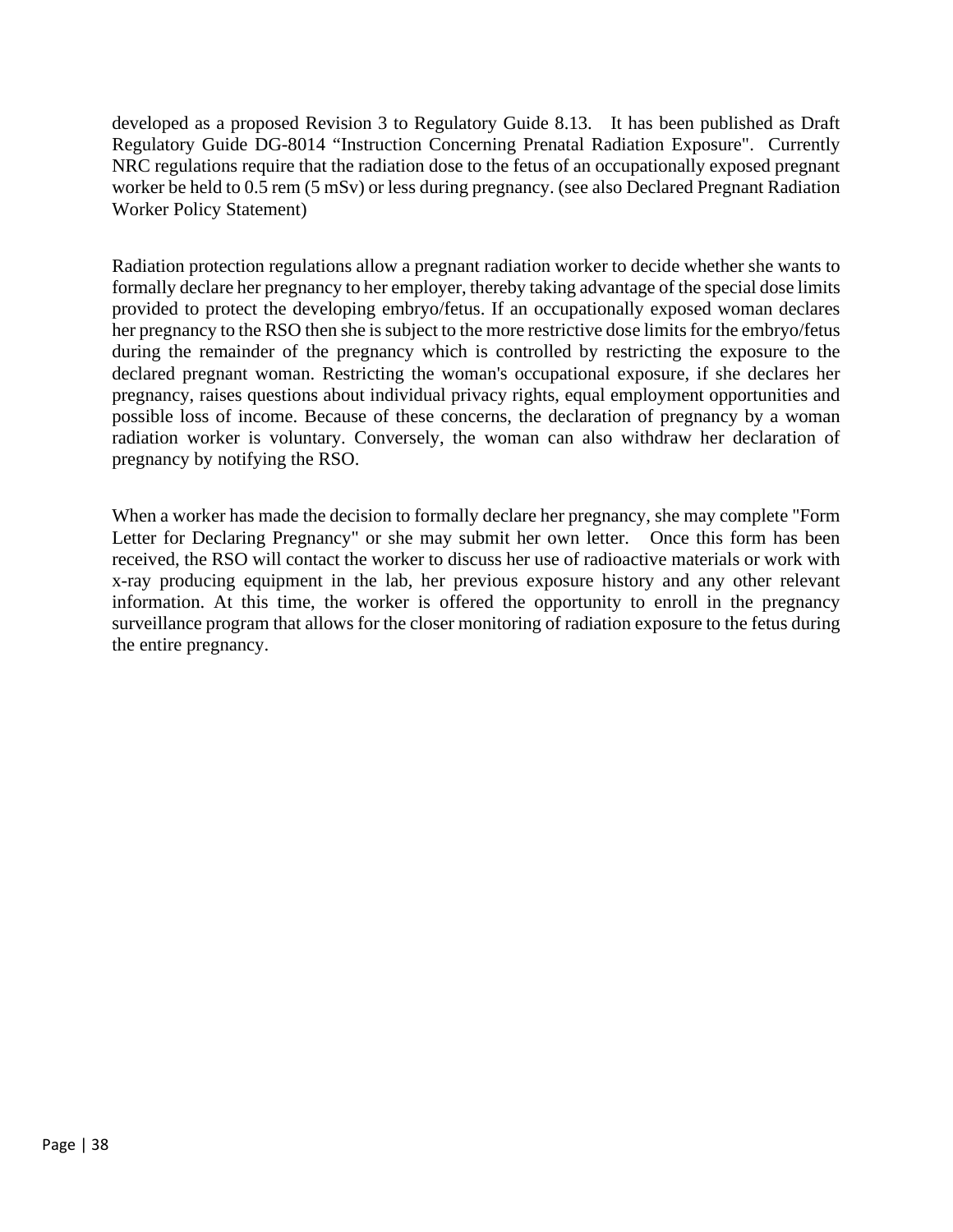developed as a proposed Revision 3 to Regulatory Guide 8.13. It has been published as Draft Regulatory Guide DG-8014 “Instruction Concerning Prenatal Radiation Exposure". Currently NRC regulations require that the radiation dose to the fetus of an occupationally exposed pregnant worker be held to 0.5 rem (5 mSv) or less during pregnancy. (see also Declared Pregnant Radiation Worker Policy Statement)

Radiation protection regulations allow a pregnant radiation worker to decide whether she wants to formally declare her pregnancy to her employer, thereby taking advantage of the special dose limits provided to protect the developing embryo/fetus. If an occupationally exposed woman declares her pregnancy to the RSO then she is subject to the more restrictive dose limits for the embryo/fetus during the remainder of the pregnancy which is controlled by restricting the exposure to the declared pregnant woman. Restricting the woman's occupational exposure, if she declares her pregnancy, raises questions about individual privacy rights, equal employment opportunities and possible loss of income. Because of these concerns, the declaration of pregnancy by a woman radiation worker is voluntary. Conversely, the woman can also withdraw her declaration of pregnancy by notifying the RSO.

When a worker has made the decision to formally declare her pregnancy, she may complete "Form Letter for Declaring Pregnancy" or she may submit her own letter. Once this form has been received, the RSO will contact the worker to discuss her use of radioactive materials or work with x-ray producing equipment in the lab, her previous exposure history and any other relevant information. At this time, the worker is offered the opportunity to enroll in the pregnancy surveillance program that allows for the closer monitoring of radiation exposure to the fetus during the entire pregnancy.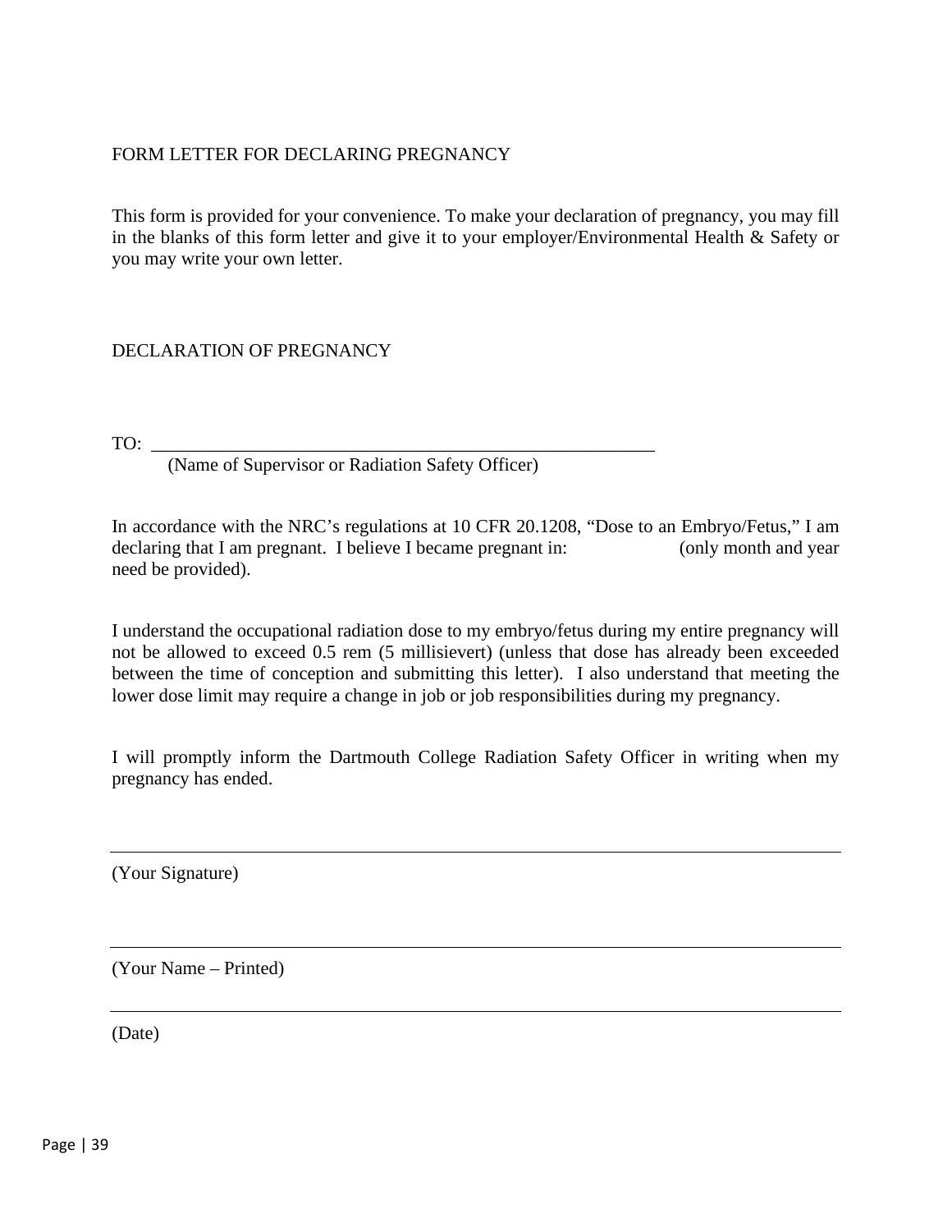FORM LETTER FOR DECLARING PREGNANCY

This form is provided for your convenience. To make your declaration of pregnancy, you may fill in the blanks of this form letter and give it to your employer/Environmental Health & Safety or you may write your own letter.

DECLARATION OF PREGNANCY

TO: ________________________________________________________

(Name of Supervisor or Radiation Safety Officer)

In accordance with the NRC's regulations at 10 CFR 20.1208, "Dose to an Embryo/Fetus," I am declaring that I am pregnant. I believe I became pregnant in: (only month and year need be provided).

I understand the occupational radiation dose to my embryo/fetus during my entire pregnancy will not be allowed to exceed 0.5 rem (5 millisievert) (unless that dose has already been exceeded between the time of conception and submitting this letter). I also understand that meeting the lower dose limit may require a change in job or job responsibilities during my pregnancy.

I will promptly inform the Dartmouth College Radiation Safety Officer in writing when my pregnancy has ended.

________________________________________________________

(Your Signature)

________________________________________________________

(Your Name – Printed)

________________________________________________________

(Date)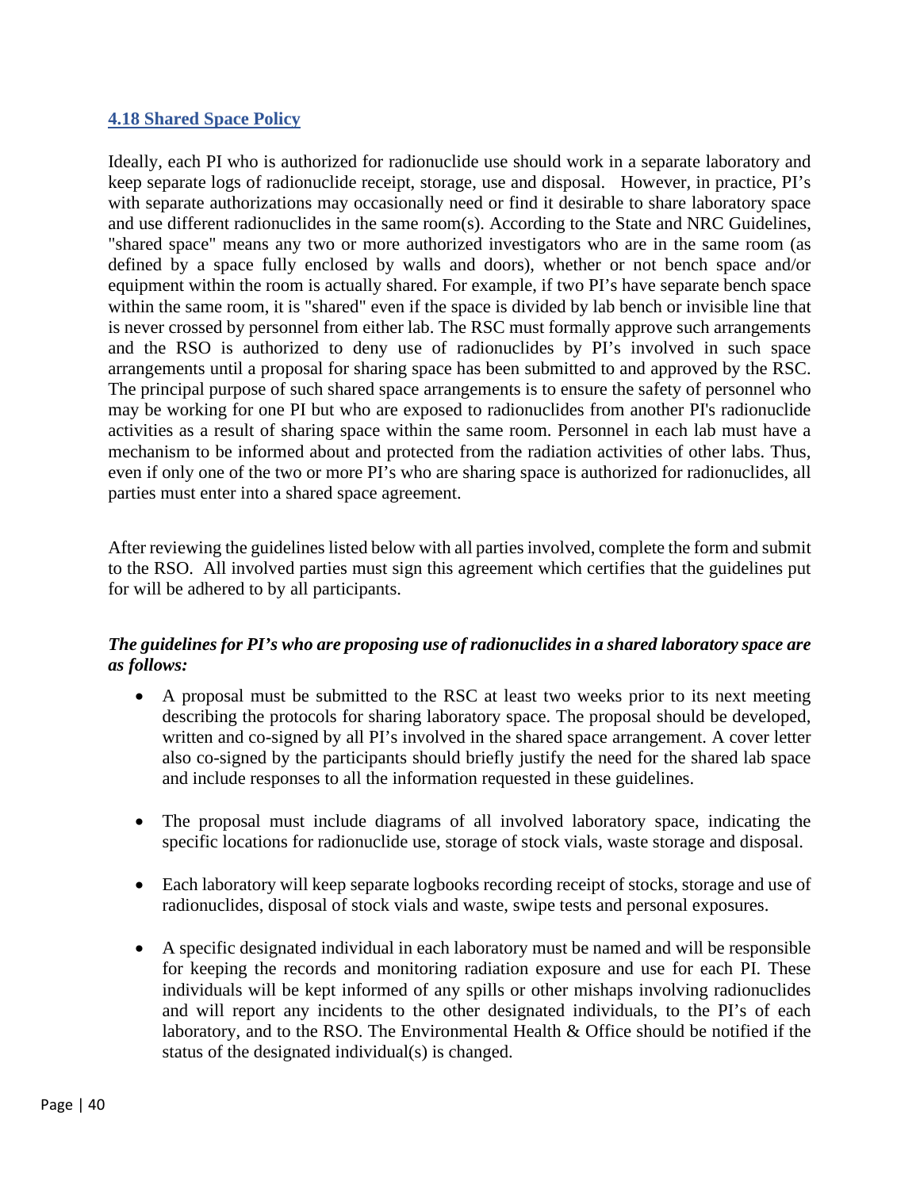### 4.18 Shared Space Policy

Ideally, each PI who is authorized for radionuclide use should work in a separate laboratory and keep separate logs of radionuclide receipt, storage, use and disposal. However, in practice, PI's with separate authorizations may occasionally need or find it desirable to share laboratory space and use different radionuclides in the same room(s). According to the State and NRC Guidelines, "shared space" means any two or more authorized investigators who are in the same room (as defined by a space fully enclosed by walls and doors), whether or not bench space and/or equipment within the room is actually shared. For example, if two PI's have separate bench space within the same room, it is "shared" even if the space is divided by lab bench or invisible line that is never crossed by personnel from either lab. The RSC must formally approve such arrangements and the RSO is authorized to deny use of radionuclides by PI's involved in such space arrangements until a proposal for sharing space has been submitted to and approved by the RSC. The principal purpose of such shared space arrangements is to ensure the safety of personnel who may be working for one PI but who are exposed to radionuclides from another PI's radionuclide activities as a result of sharing space within the same room. Personnel in each lab must have a mechanism to be informed about and protected from the radiation activities of other labs. Thus, even if only one of the two or more PI's who are sharing space is authorized for radionuclides, all parties must enter into a shared space agreement.

After reviewing the guidelines listed below with all parties involved, complete the form and submit to the RSO. All involved parties must sign this agreement which certifies that the guidelines put for will be adhered to by all participants.

***The guidelines for PI's who are proposing use of radionuclides in a shared laboratory space are as follows:***

- A proposal must be submitted to the RSC at least two weeks prior to its next meeting describing the protocols for sharing laboratory space. The proposal should be developed, written and co-signed by all PI's involved in the shared space arrangement. A cover letter also co-signed by the participants should briefly justify the need for the shared lab space and include responses to all the information requested in these guidelines.

- The proposal must include diagrams of all involved laboratory space, indicating the specific locations for radionuclide use, storage of stock vials, waste storage and disposal.

- Each laboratory will keep separate logbooks recording receipt of stocks, storage and use of radionuclides, disposal of stock vials and waste, swipe tests and personal exposures.

- A specific designated individual in each laboratory must be named and will be responsible for keeping the records and monitoring radiation exposure and use for each PI. These individuals will be kept informed of any spills or other mishaps involving radionuclides and will report any incidents to the other designated individuals, to the PI's of each laboratory, and to the RSO. The Environmental Health & Office should be notified if the status of the designated individual(s) is changed.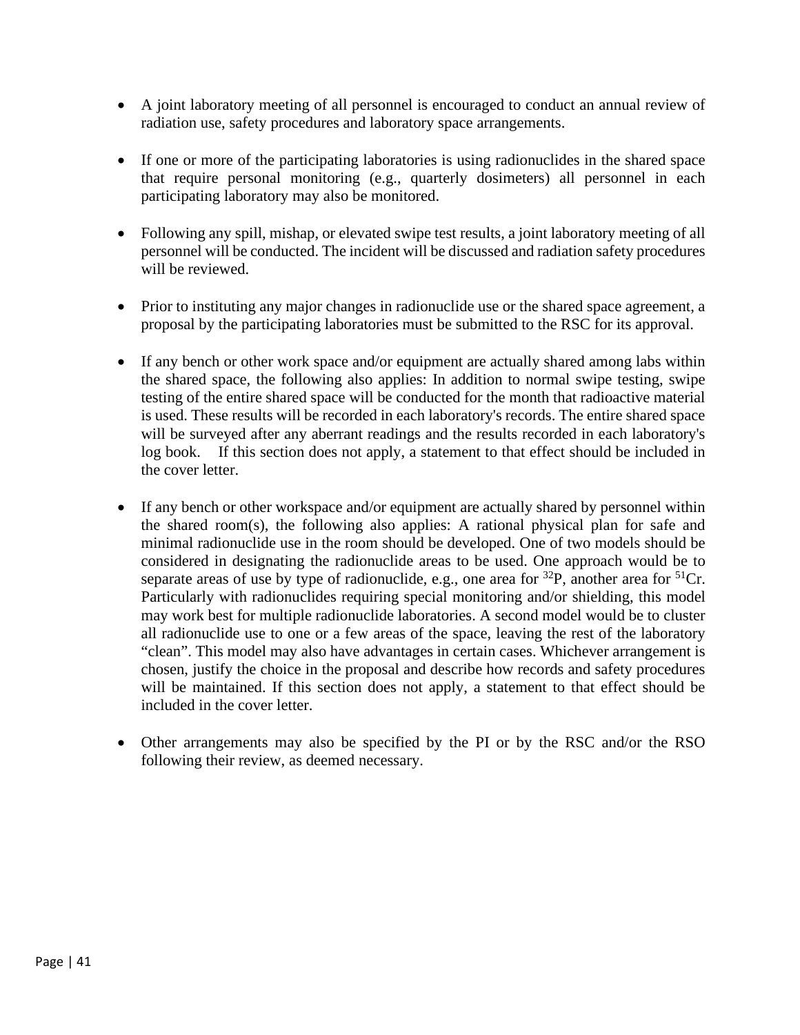- A joint laboratory meeting of all personnel is encouraged to conduct an annual review of radiation use, safety procedures and laboratory space arrangements.

- If one or more of the participating laboratories is using radionuclides in the shared space that require personal monitoring (e.g., quarterly dosimeters) all personnel in each participating laboratory may also be monitored.

- Following any spill, mishap, or elevated swipe test results, a joint laboratory meeting of all personnel will be conducted. The incident will be discussed and radiation safety procedures will be reviewed.

- Prior to instituting any major changes in radionuclide use or the shared space agreement, a proposal by the participating laboratories must be submitted to the RSC for its approval.

- If any bench or other work space and/or equipment are actually shared among labs within the shared space, the following also applies: In addition to normal swipe testing, swipe testing of the entire shared space will be conducted for the month that radioactive material is used. These results will be recorded in each laboratory's records. The entire shared space will be surveyed after any aberrant readings and the results recorded in each laboratory's log book. If this section does not apply, a statement to that effect should be included in the cover letter.

- If any bench or other workspace and/or equipment are actually shared by personnel within the shared room(s), the following also applies: A rational physical plan for safe and minimal radionuclide use in the room should be developed. One of two models should be considered in designating the radionuclide areas to be used. One approach would be to separate areas of use by type of radionuclide, e.g., one area for $^{32}$P, another area for $^{51}$Cr. Particularly with radionuclides requiring special monitoring and/or shielding, this model may work best for multiple radionuclide laboratories. A second model would be to cluster all radionuclide use to one or a few areas of the space, leaving the rest of the laboratory "clean". This model may also have advantages in certain cases. Whichever arrangement is chosen, justify the choice in the proposal and describe how records and safety procedures will be maintained. If this section does not apply, a statement to that effect should be included in the cover letter.

- Other arrangements may also be specified by the PI or by the RSC and/or the RSO following their review, as deemed necessary.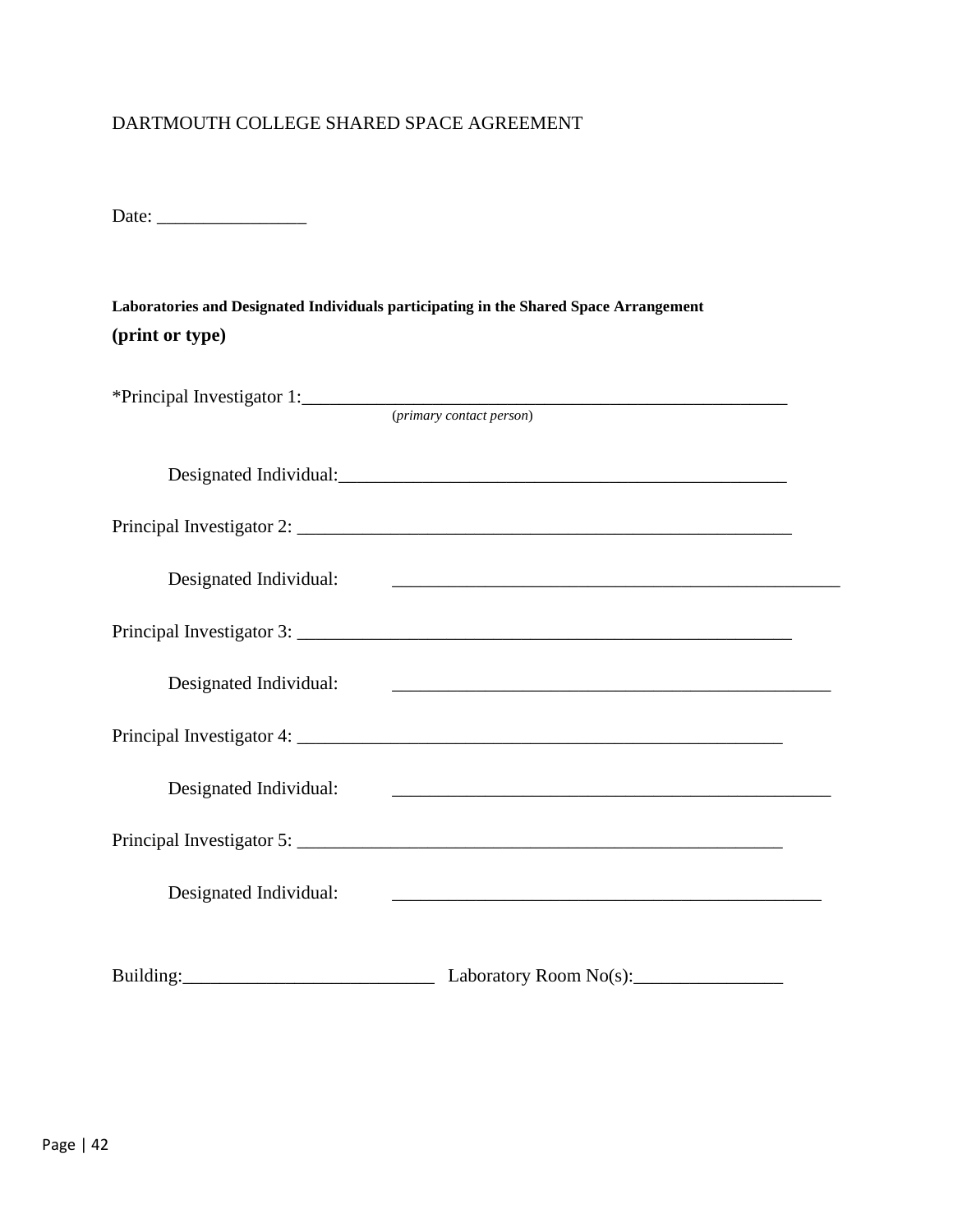DARTMOUTH COLLEGE SHARED SPACE AGREEMENT

Date: ________________

**Laboratories and Designated Individuals participating in the Shared Space Arrangement**
**(print or type)**

*Principal Investigator 1:_____________________________________________________
(*primary contact person*)

Designated Individual:__________________________________________________

Principal Investigator 2: _______________________________________________________

Designated Individual: __________________________________________________

Principal Investigator 3: _______________________________________________________

Designated Individual: __________________________________________________

Principal Investigator 4: ______________________________________________________

Designated Individual: __________________________________________________

Principal Investigator 5: ______________________________________________________

Designated Individual: ________________________________________________

Building:___________________________ Laboratory Room No(s):________________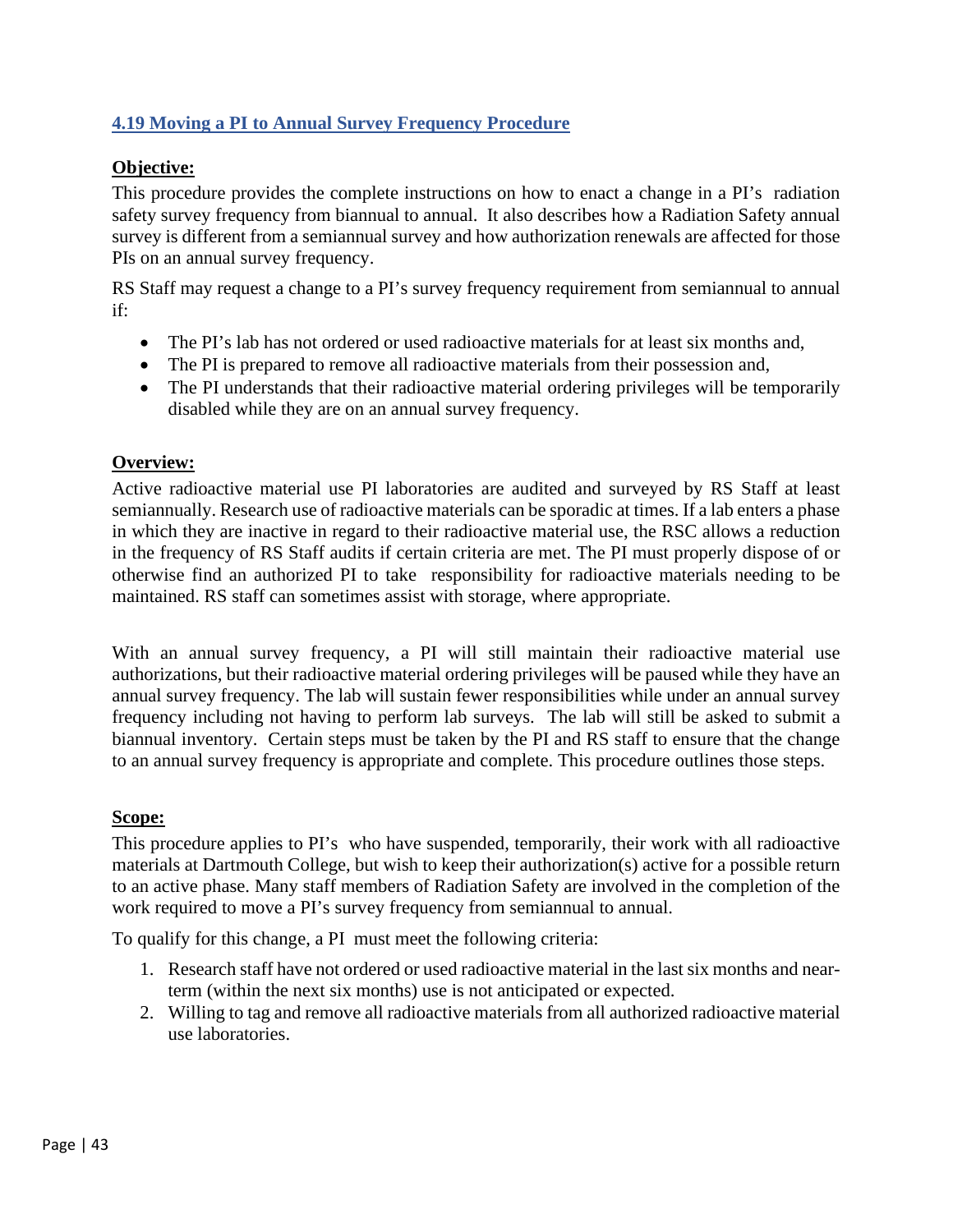## 4.19 Moving a PI to Annual Survey Frequency Procedure

**Objective:**

This procedure provides the complete instructions on how to enact a change in a PI's radiation safety survey frequency from biannual to annual. It also describes how a Radiation Safety annual survey is different from a semiannual survey and how authorization renewals are affected for those PIs on an annual survey frequency.

RS Staff may request a change to a PI's survey frequency requirement from semiannual to annual if:

- The PI's lab has not ordered or used radioactive materials for at least six months and,
- The PI is prepared to remove all radioactive materials from their possession and,
- The PI understands that their radioactive material ordering privileges will be temporarily disabled while they are on an annual survey frequency.

**Overview:**

Active radioactive material use PI laboratories are audited and surveyed by RS Staff at least semiannually. Research use of radioactive materials can be sporadic at times. If a lab enters a phase in which they are inactive in regard to their radioactive material use, the RSC allows a reduction in the frequency of RS Staff audits if certain criteria are met. The PI must properly dispose of or otherwise find an authorized PI to take responsibility for radioactive materials needing to be maintained. RS staff can sometimes assist with storage, where appropriate.

With an annual survey frequency, a PI will still maintain their radioactive material use authorizations, but their radioactive material ordering privileges will be paused while they have an annual survey frequency. The lab will sustain fewer responsibilities while under an annual survey frequency including not having to perform lab surveys. The lab will still be asked to submit a biannual inventory. Certain steps must be taken by the PI and RS staff to ensure that the change to an annual survey frequency is appropriate and complete. This procedure outlines those steps.

**Scope:**

This procedure applies to PI's who have suspended, temporarily, their work with all radioactive materials at Dartmouth College, but wish to keep their authorization(s) active for a possible return to an active phase. Many staff members of Radiation Safety are involved in the completion of the work required to move a PI's survey frequency from semiannual to annual.

To qualify for this change, a PI must meet the following criteria:

1. Research staff have not ordered or used radioactive material in the last six months and near-term (within the next six months) use is not anticipated or expected.
2. Willing to tag and remove all radioactive materials from all authorized radioactive material use laboratories.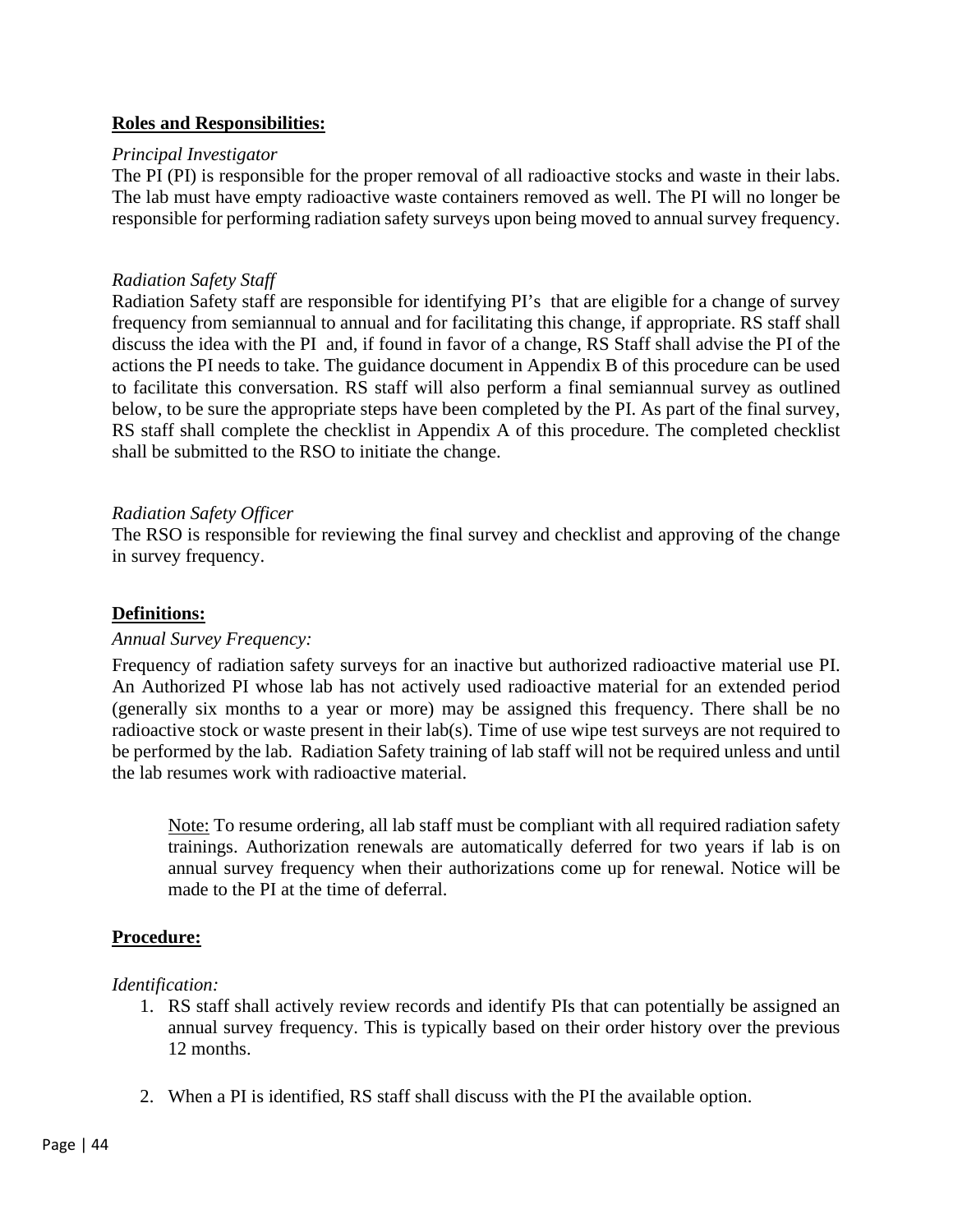**Roles and Responsibilities:**

*Principal Investigator*

The PI (PI) is responsible for the proper removal of all radioactive stocks and waste in their labs. The lab must have empty radioactive waste containers removed as well. The PI will no longer be responsible for performing radiation safety surveys upon being moved to annual survey frequency.

*Radiation Safety Staff*

Radiation Safety staff are responsible for identifying PI's that are eligible for a change of survey frequency from semiannual to annual and for facilitating this change, if appropriate. RS staff shall discuss the idea with the PI and, if found in favor of a change, RS Staff shall advise the PI of the actions the PI needs to take. The guidance document in Appendix B of this procedure can be used to facilitate this conversation. RS staff will also perform a final semiannual survey as outlined below, to be sure the appropriate steps have been completed by the PI. As part of the final survey, RS staff shall complete the checklist in Appendix A of this procedure. The completed checklist shall be submitted to the RSO to initiate the change.

*Radiation Safety Officer*

The RSO is responsible for reviewing the final survey and checklist and approving of the change in survey frequency.

**Definitions:**

*Annual Survey Frequency:*

Frequency of radiation safety surveys for an inactive but authorized radioactive material use PI. An Authorized PI whose lab has not actively used radioactive material for an extended period (generally six months to a year or more) may be assigned this frequency. There shall be no radioactive stock or waste present in their lab(s). Time of use wipe test surveys are not required to be performed by the lab. Radiation Safety training of lab staff will not be required unless and until the lab resumes work with radioactive material.

> Note: To resume ordering, all lab staff must be compliant with all required radiation safety trainings. Authorization renewals are automatically deferred for two years if lab is on annual survey frequency when their authorizations come up for renewal. Notice will be made to the PI at the time of deferral.

**Procedure:**

*Identification:*

1. RS staff shall actively review records and identify PIs that can potentially be assigned an annual survey frequency. This is typically based on their order history over the previous 12 months.

2. When a PI is identified, RS staff shall discuss with the PI the available option.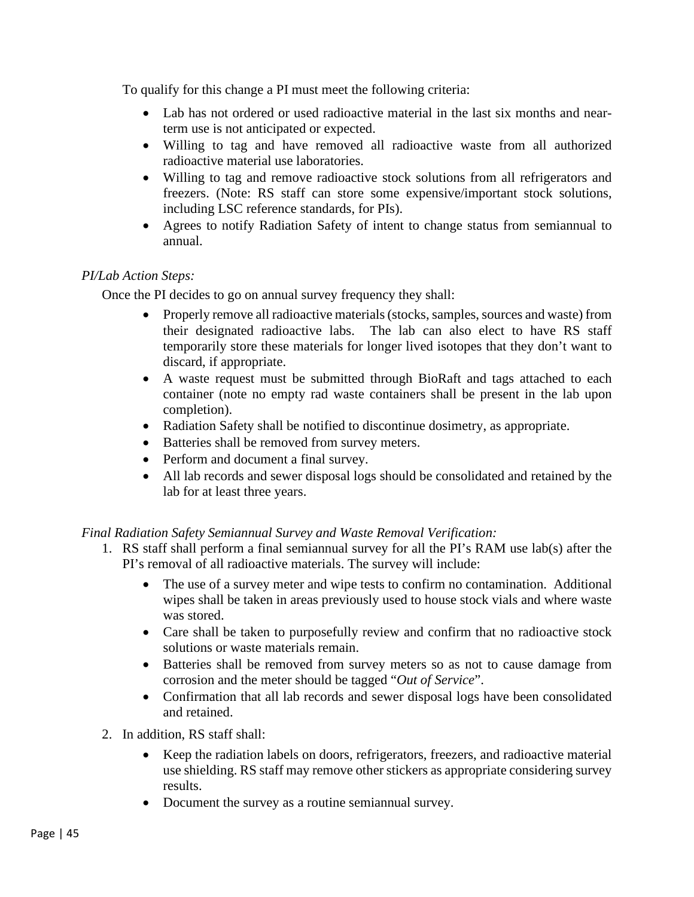To qualify for this change a PI must meet the following criteria:

- Lab has not ordered or used radioactive material in the last six months and near-term use is not anticipated or expected.
- Willing to tag and have removed all radioactive waste from all authorized radioactive material use laboratories.
- Willing to tag and remove radioactive stock solutions from all refrigerators and freezers. (Note: RS staff can store some expensive/important stock solutions, including LSC reference standards, for PIs).
- Agrees to notify Radiation Safety of intent to change status from semiannual to annual.

*PI/Lab Action Steps:*

Once the PI decides to go on annual survey frequency they shall:

- Properly remove all radioactive materials (stocks, samples, sources and waste) from their designated radioactive labs. The lab can also elect to have RS staff temporarily store these materials for longer lived isotopes that they don't want to discard, if appropriate.
- A waste request must be submitted through BioRaft and tags attached to each container (note no empty rad waste containers shall be present in the lab upon completion).
- Radiation Safety shall be notified to discontinue dosimetry, as appropriate.
- Batteries shall be removed from survey meters.
- Perform and document a final survey.
- All lab records and sewer disposal logs should be consolidated and retained by the lab for at least three years.

*Final Radiation Safety Semiannual Survey and Waste Removal Verification:*

1. RS staff shall perform a final semiannual survey for all the PI's RAM use lab(s) after the PI's removal of all radioactive materials. The survey will include:
   - The use of a survey meter and wipe tests to confirm no contamination. Additional wipes shall be taken in areas previously used to house stock vials and where waste was stored.
   - Care shall be taken to purposefully review and confirm that no radioactive stock solutions or waste materials remain.
   - Batteries shall be removed from survey meters so as not to cause damage from corrosion and the meter should be tagged "*Out of Service*".
   - Confirmation that all lab records and sewer disposal logs have been consolidated and retained.
2. In addition, RS staff shall:
   - Keep the radiation labels on doors, refrigerators, freezers, and radioactive material use shielding. RS staff may remove other stickers as appropriate considering survey results.
   - Document the survey as a routine semiannual survey.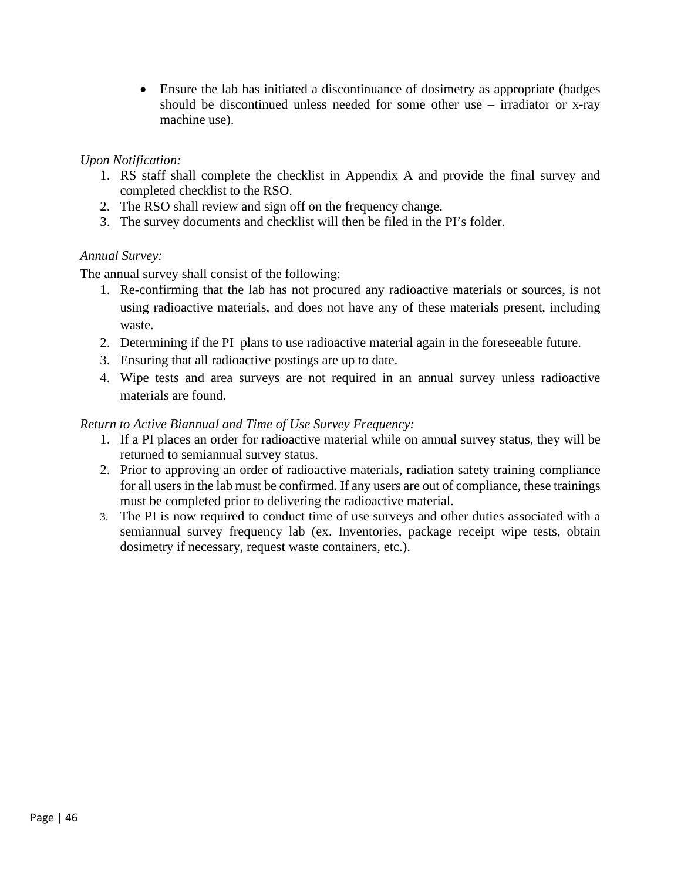- Ensure the lab has initiated a discontinuance of dosimetry as appropriate (badges should be discontinued unless needed for some other use – irradiator or x-ray machine use).

*Upon Notification:*

1. RS staff shall complete the checklist in Appendix A and provide the final survey and completed checklist to the RSO.
2. The RSO shall review and sign off on the frequency change.
3. The survey documents and checklist will then be filed in the PI's folder.

*Annual Survey:*

The annual survey shall consist of the following:

1. Re-confirming that the lab has not procured any radioactive materials or sources, is not using radioactive materials, and does not have any of these materials present, including waste.
2. Determining if the PI plans to use radioactive material again in the foreseeable future.
3. Ensuring that all radioactive postings are up to date.
4. Wipe tests and area surveys are not required in an annual survey unless radioactive materials are found.

*Return to Active Biannual and Time of Use Survey Frequency:*

1. If a PI places an order for radioactive material while on annual survey status, they will be returned to semiannual survey status.
2. Prior to approving an order of radioactive materials, radiation safety training compliance for all users in the lab must be confirmed. If any users are out of compliance, these trainings must be completed prior to delivering the radioactive material.
3. The PI is now required to conduct time of use surveys and other duties associated with a semiannual survey frequency lab (ex. Inventories, package receipt wipe tests, obtain dosimetry if necessary, request waste containers, etc.).